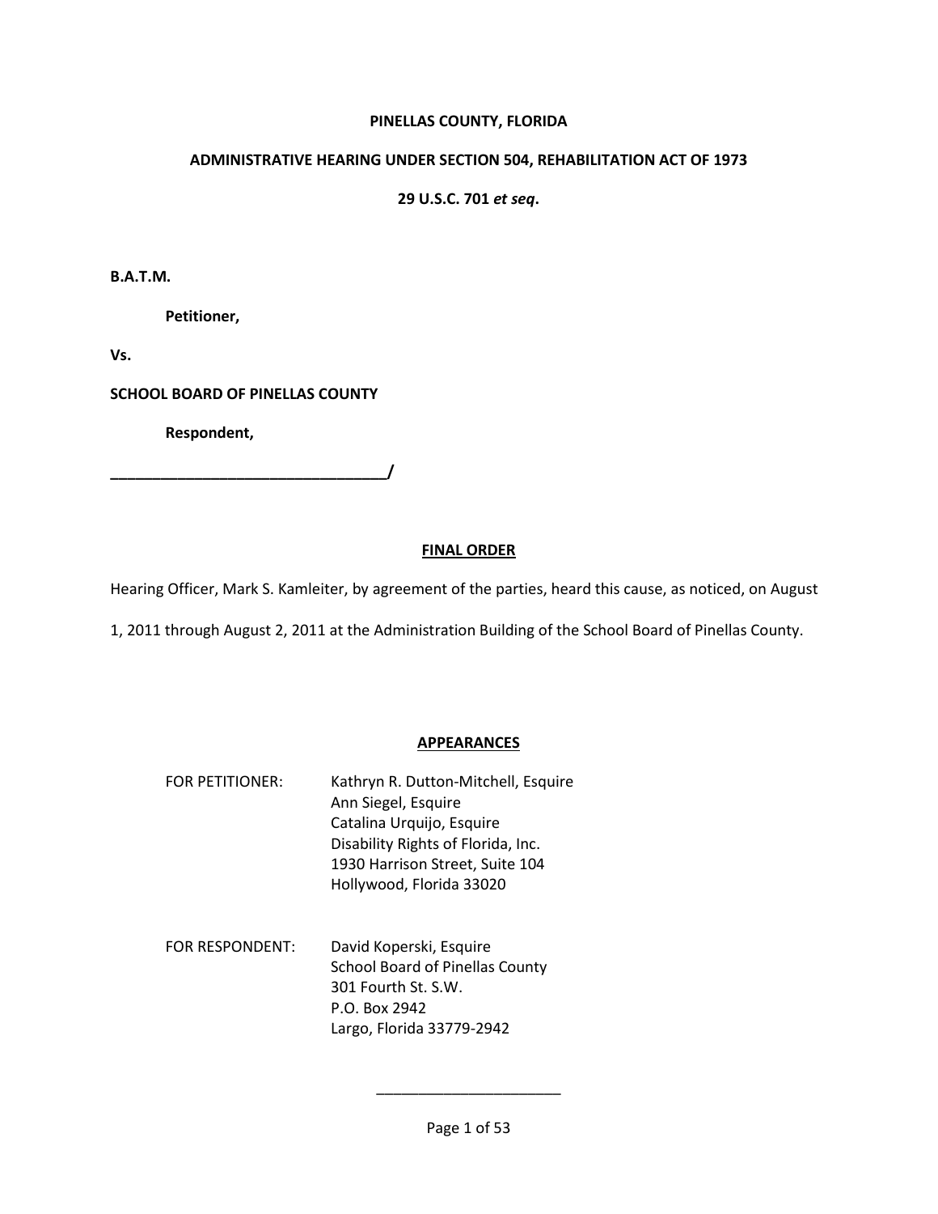**PINELLAS COUNTY, FLORIDA**

**ADMINISTRATIVE HEARING UNDER SECTION 504, REHABILITATION ACT OF 1973**

**29 U.S.C. 701 *et seq*.**

**B.A.T.M.**

**Petitioner,**

**Vs.**

**SCHOOL BOARD OF PINELLAS COUNTY**

**Respondent,**

**________________________________/**

## FINAL ORDER

Hearing Officer, Mark S. Kamleiter, by agreement of the parties, heard this cause, as noticed, on August 1, 2011 through August 2, 2011 at the Administration Building of the School Board of Pinellas County.

## APPEARANCES

FOR PETITIONER: Kathryn R. Dutton-Mitchell, Esquire
Ann Siegel, Esquire
Catalina Urquijo, Esquire
Disability Rights of Florida, Inc.
1930 Harrison Street, Suite 104
Hollywood, Florida 33020

FOR RESPONDENT: David Koperski, Esquire
School Board of Pinellas County
301 Fourth St. S.W.
P.O. Box 2942
Largo, Florida 33779-2942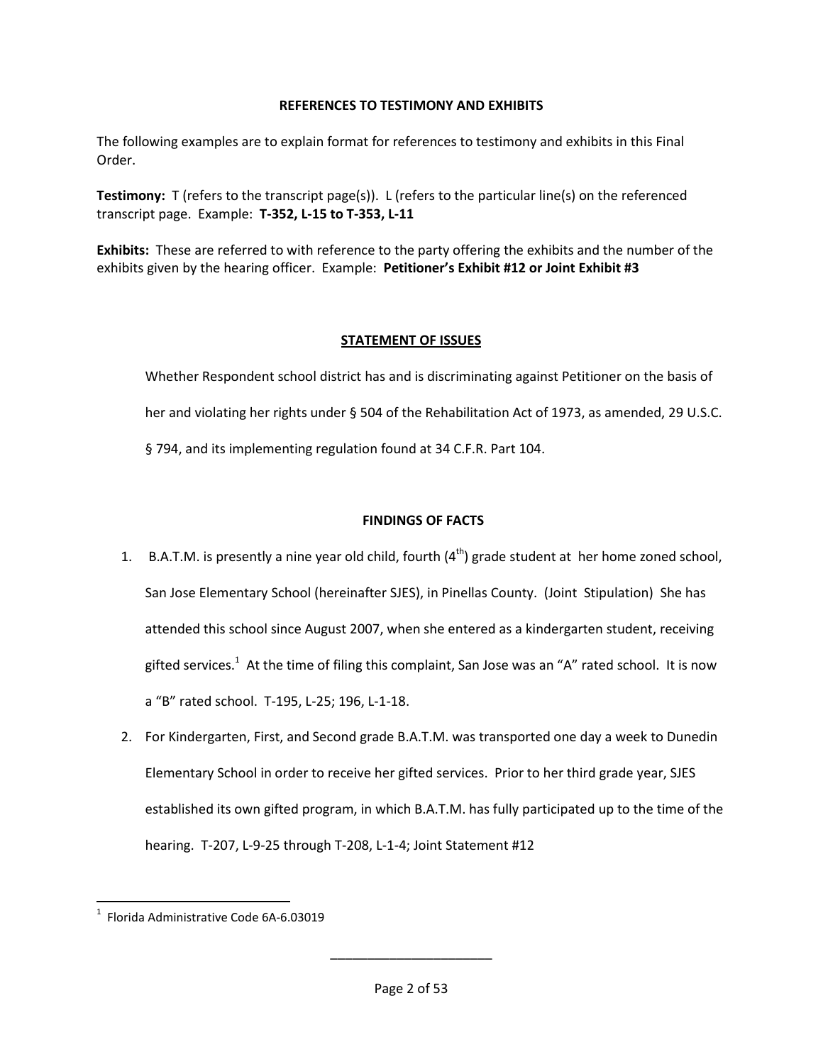## REFERENCES TO TESTIMONY AND EXHIBITS

The following examples are to explain format for references to testimony and exhibits in this Final Order.

**Testimony:** T (refers to the transcript page(s)). L (refers to the particular line(s) on the referenced transcript page. Example: **T-352, L-15 to T-353, L-11**

**Exhibits:** These are referred to with reference to the party offering the exhibits and the number of the exhibits given by the hearing officer. Example: **Petitioner's Exhibit #12 or Joint Exhibit #3**

## STATEMENT OF ISSUES

Whether Respondent school district has and is discriminating against Petitioner on the basis of her and violating her rights under § 504 of the Rehabilitation Act of 1973, as amended, 29 U.S.C. § 794, and its implementing regulation found at 34 C.F.R. Part 104.

## FINDINGS OF FACTS

1. B.A.T.M. is presently a nine year old child, fourth (4th) grade student at her home zoned school, San Jose Elementary School (hereinafter SJES), in Pinellas County. (Joint Stipulation) She has attended this school since August 2007, when she entered as a kindergarten student, receiving gifted services.[1] At the time of filing this complaint, San Jose was an "A" rated school. It is now a "B" rated school. T-195, L-25; 196, L-1-18.
2. For Kindergarten, First, and Second grade B.A.T.M. was transported one day a week to Dunedin Elementary School in order to receive her gifted services. Prior to her third grade year, SJES established its own gifted program, in which B.A.T.M. has fully participated up to the time of the hearing. T-207, L-9-25 through T-208, L-1-4; Joint Statement #12

---

[1] Florida Administrative Code 6A-6.03019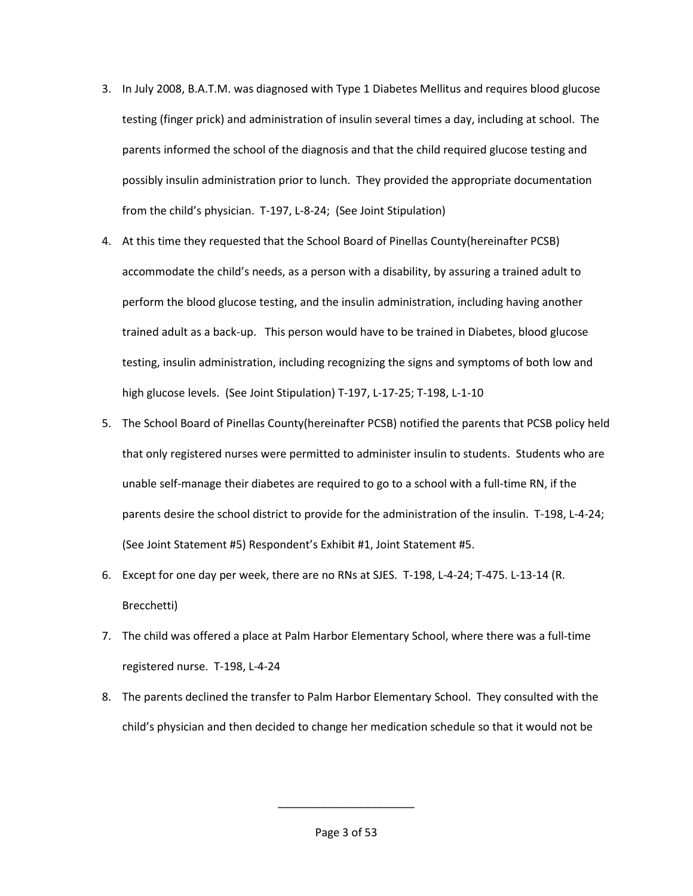3. In July 2008, B.A.T.M. was diagnosed with Type 1 Diabetes Mellitus and requires blood glucose testing (finger prick) and administration of insulin several times a day, including at school. The parents informed the school of the diagnosis and that the child required glucose testing and possibly insulin administration prior to lunch. They provided the appropriate documentation from the child's physician. T-197, L-8-24; (See Joint Stipulation)

4. At this time they requested that the School Board of Pinellas County(hereinafter PCSB) accommodate the child's needs, as a person with a disability, by assuring a trained adult to perform the blood glucose testing, and the insulin administration, including having another trained adult as a back-up. This person would have to be trained in Diabetes, blood glucose testing, insulin administration, including recognizing the signs and symptoms of both low and high glucose levels. (See Joint Stipulation) T-197, L-17-25; T-198, L-1-10

5. The School Board of Pinellas County(hereinafter PCSB) notified the parents that PCSB policy held that only registered nurses were permitted to administer insulin to students. Students who are unable self-manage their diabetes are required to go to a school with a full-time RN, if the parents desire the school district to provide for the administration of the insulin. T-198, L-4-24; (See Joint Statement #5) Respondent's Exhibit #1, Joint Statement #5.

6. Except for one day per week, there are no RNs at SJES. T-198, L-4-24; T-475. L-13-14 (R. Brecchetti)

7. The child was offered a place at Palm Harbor Elementary School, where there was a full-time registered nurse. T-198, L-4-24

8. The parents declined the transfer to Palm Harbor Elementary School. They consulted with the child's physician and then decided to change her medication schedule so that it would not be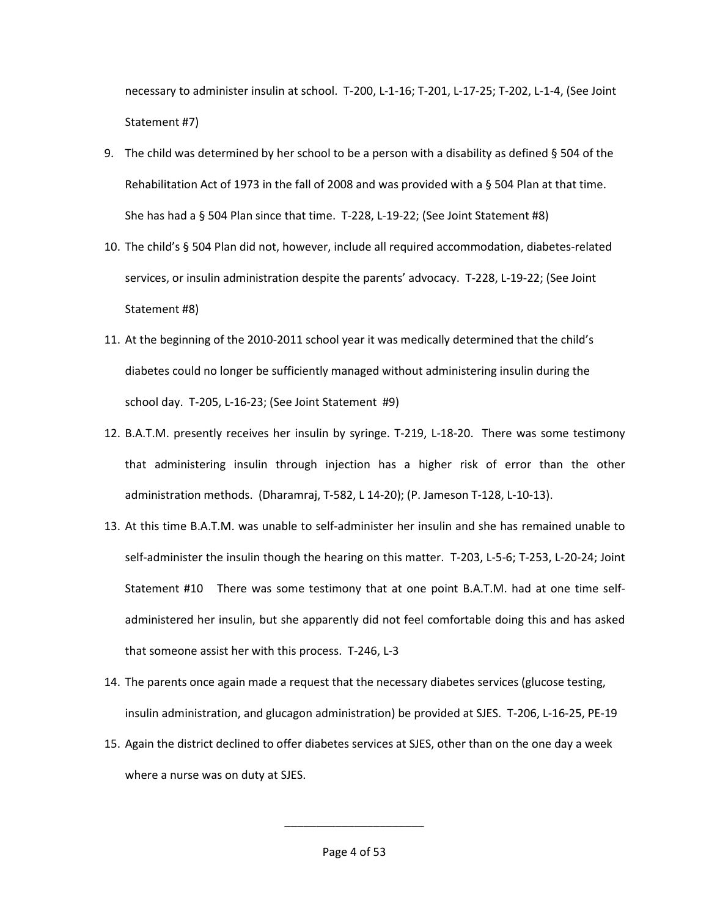necessary to administer insulin at school. T-200, L-1-16; T-201, L-17-25; T-202, L-1-4, (See Joint Statement #7)

9. The child was determined by her school to be a person with a disability as defined § 504 of the Rehabilitation Act of 1973 in the fall of 2008 and was provided with a § 504 Plan at that time. She has had a § 504 Plan since that time. T-228, L-19-22; (See Joint Statement #8)
10. The child's § 504 Plan did not, however, include all required accommodation, diabetes-related services, or insulin administration despite the parents' advocacy. T-228, L-19-22; (See Joint Statement #8)
11. At the beginning of the 2010-2011 school year it was medically determined that the child's diabetes could no longer be sufficiently managed without administering insulin during the school day. T-205, L-16-23; (See Joint Statement #9)
12. B.A.T.M. presently receives her insulin by syringe. T-219, L-18-20. There was some testimony that administering insulin through injection has a higher risk of error than the other administration methods. (Dharamraj, T-582, L 14-20); (P. Jameson T-128, L-10-13).
13. At this time B.A.T.M. was unable to self-administer her insulin and she has remained unable to self-administer the insulin though the hearing on this matter. T-203, L-5-6; T-253, L-20-24; Joint Statement #10 There was some testimony that at one point B.A.T.M. had at one time self-administered her insulin, but she apparently did not feel comfortable doing this and has asked that someone assist her with this process. T-246, L-3
14. The parents once again made a request that the necessary diabetes services (glucose testing, insulin administration, and glucagon administration) be provided at SJES. T-206, L-16-25, PE-19
15. Again the district declined to offer diabetes services at SJES, other than on the one day a week where a nurse was on duty at SJES.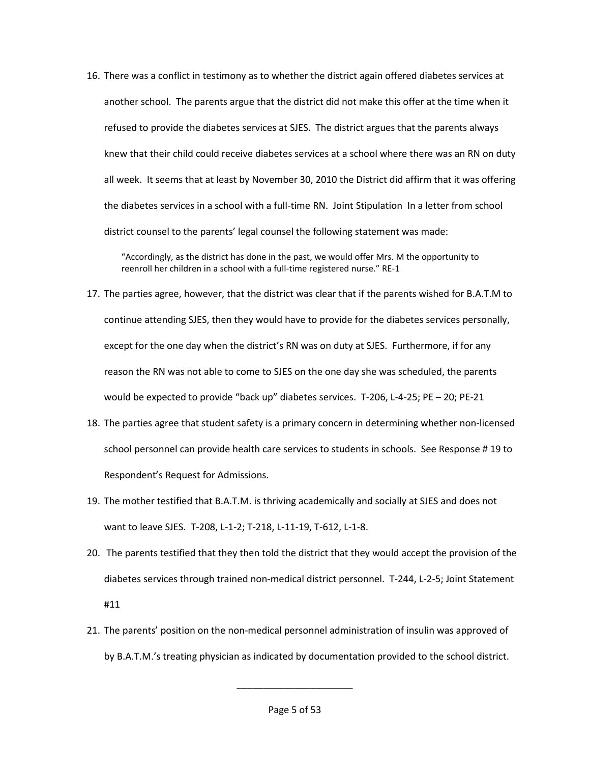16. There was a conflict in testimony as to whether the district again offered diabetes services at another school. The parents argue that the district did not make this offer at the time when it refused to provide the diabetes services at SJES. The district argues that the parents always knew that their child could receive diabetes services at a school where there was an RN on duty all week. It seems that at least by November 30, 2010 the District did affirm that it was offering the diabetes services in a school with a full-time RN. Joint Stipulation In a letter from school district counsel to the parents' legal counsel the following statement was made:

    > "Accordingly, as the district has done in the past, we would offer Mrs. M the opportunity to reenroll her children in a school with a full-time registered nurse." RE-1

17. The parties agree, however, that the district was clear that if the parents wished for B.A.T.M to continue attending SJES, then they would have to provide for the diabetes services personally, except for the one day when the district's RN was on duty at SJES. Furthermore, if for any reason the RN was not able to come to SJES on the one day she was scheduled, the parents would be expected to provide "back up" diabetes services. T-206, L-4-25; PE – 20; PE-21

18. The parties agree that student safety is a primary concern in determining whether non-licensed school personnel can provide health care services to students in schools. See Response # 19 to Respondent's Request for Admissions.

19. The mother testified that B.A.T.M. is thriving academically and socially at SJES and does not want to leave SJES. T-208, L-1-2; T-218, L-11-19, T-612, L-1-8.

20. The parents testified that they then told the district that they would accept the provision of the diabetes services through trained non-medical district personnel. T-244, L-2-5; Joint Statement #11

21. The parents' position on the non-medical personnel administration of insulin was approved of by B.A.T.M.'s treating physician as indicated by documentation provided to the school district.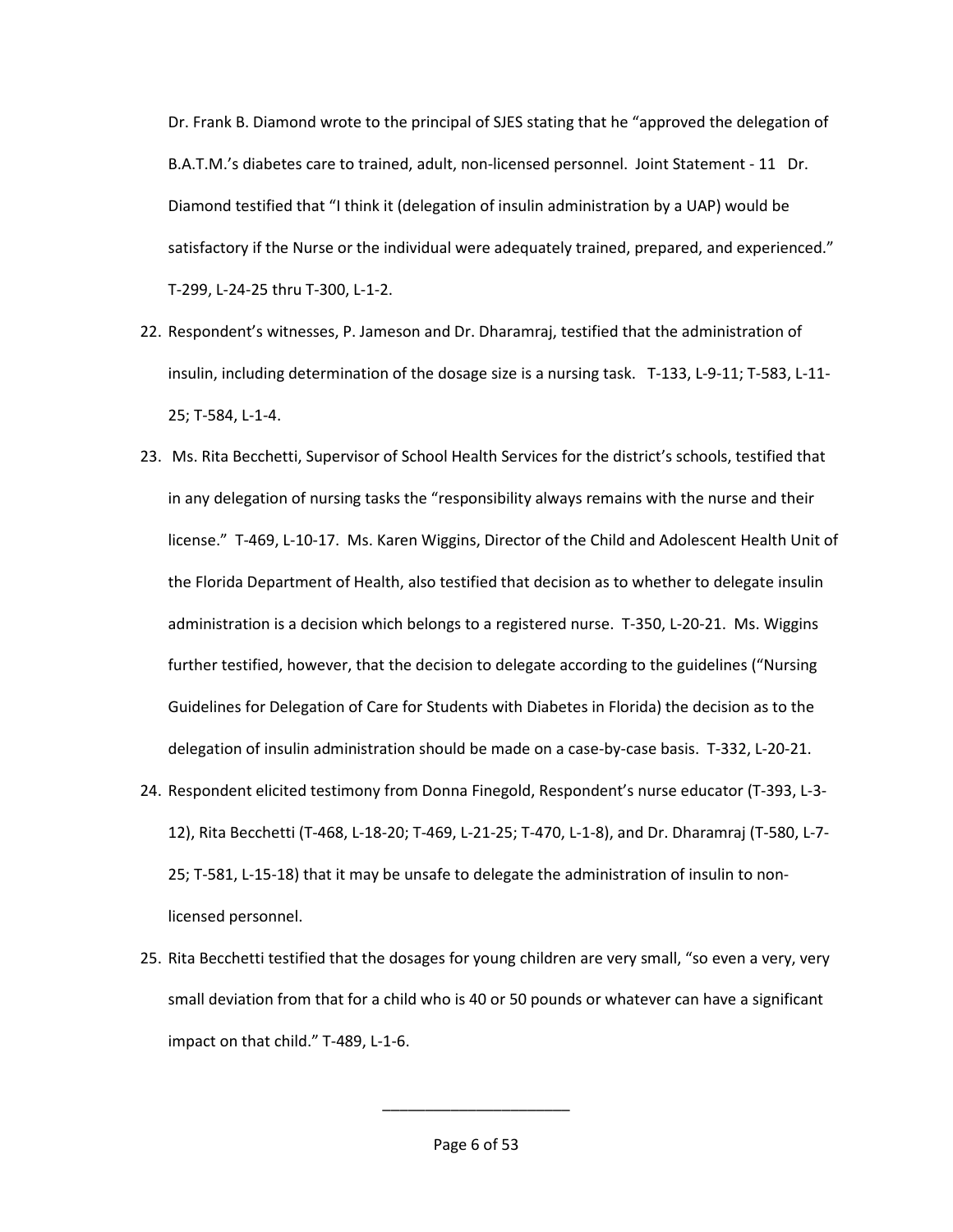Dr. Frank B. Diamond wrote to the principal of SJES stating that he "approved the delegation of B.A.T.M.'s diabetes care to trained, adult, non-licensed personnel. Joint Statement - 11 Dr. Diamond testified that "I think it (delegation of insulin administration by a UAP) would be satisfactory if the Nurse or the individual were adequately trained, prepared, and experienced." T-299, L-24-25 thru T-300, L-1-2.

22. Respondent's witnesses, P. Jameson and Dr. Dharamraj, testified that the administration of insulin, including determination of the dosage size is a nursing task. T-133, L-9-11; T-583, L-11-25; T-584, L-1-4.

23. Ms. Rita Becchetti, Supervisor of School Health Services for the district's schools, testified that in any delegation of nursing tasks the "responsibility always remains with the nurse and their license." T-469, L-10-17. Ms. Karen Wiggins, Director of the Child and Adolescent Health Unit of the Florida Department of Health, also testified that decision as to whether to delegate insulin administration is a decision which belongs to a registered nurse. T-350, L-20-21. Ms. Wiggins further testified, however, that the decision to delegate according to the guidelines ("Nursing Guidelines for Delegation of Care for Students with Diabetes in Florida) the decision as to the delegation of insulin administration should be made on a case-by-case basis. T-332, L-20-21.

24. Respondent elicited testimony from Donna Finegold, Respondent's nurse educator (T-393, L-3-12), Rita Becchetti (T-468, L-18-20; T-469, L-21-25; T-470, L-1-8), and Dr. Dharamraj (T-580, L-7-25; T-581, L-15-18) that it may be unsafe to delegate the administration of insulin to non-licensed personnel.

25. Rita Becchetti testified that the dosages for young children are very small, "so even a very, very small deviation from that for a child who is 40 or 50 pounds or whatever can have a significant impact on that child." T-489, L-1-6.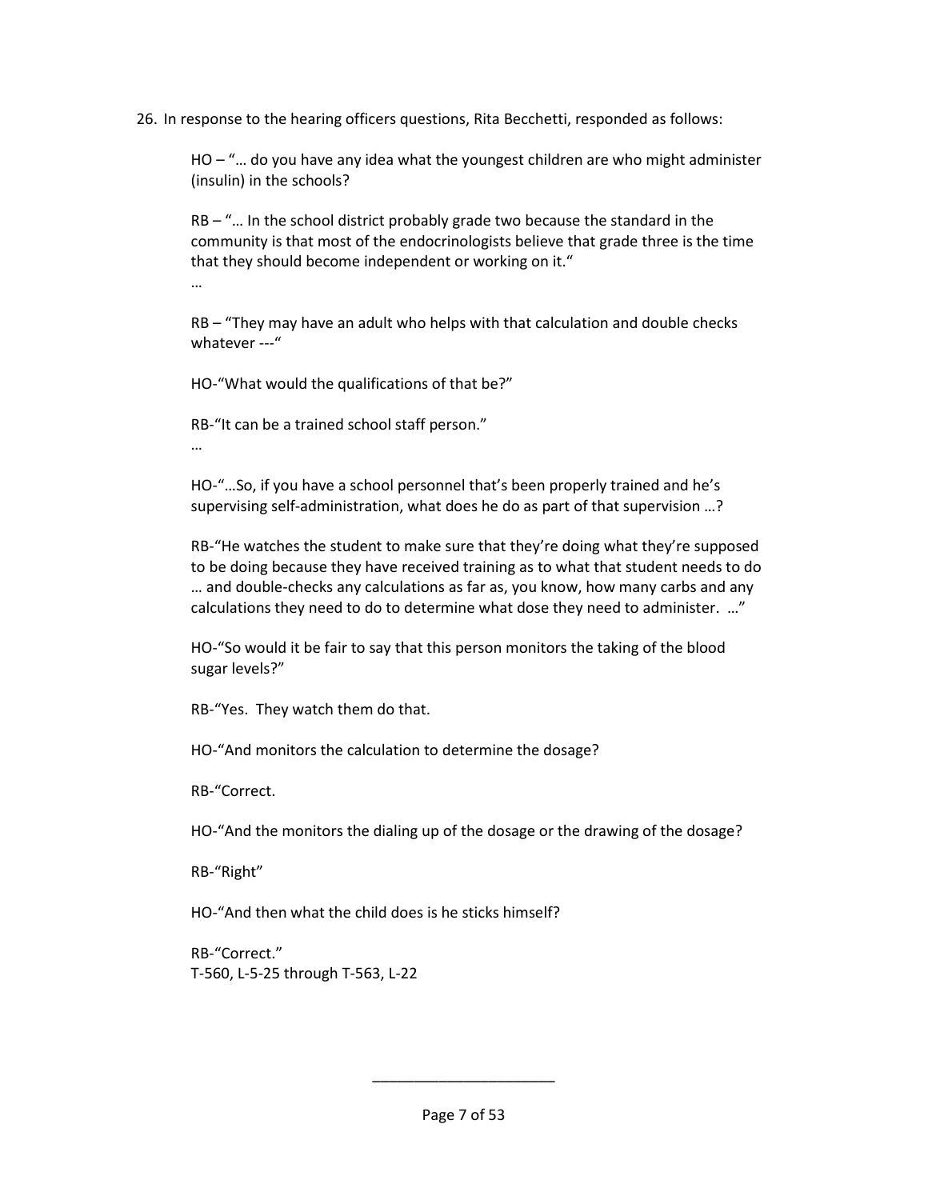26. In response to the hearing officers questions, Rita Becchetti, responded as follows:

> HO – "… do you have any idea what the youngest children are who might administer (insulin) in the schools?
>
> RB – "… In the school district probably grade two because the standard in the community is that most of the endocrinologists believe that grade three is the time that they should become independent or working on it."
>
> …
>
> RB – "They may have an adult who helps with that calculation and double checks whatever ---"
>
> HO-"What would the qualifications of that be?"
>
> RB-"It can be a trained school staff person."
>
> …
>
> HO-"…So, if you have a school personnel that's been properly trained and he's supervising self-administration, what does he do as part of that supervision …?
>
> RB-"He watches the student to make sure that they're doing what they're supposed to be doing because they have received training as to what that student needs to do … and double-checks any calculations as far as, you know, how many carbs and any calculations they need to do to determine what dose they need to administer. …"
>
> HO-"So would it be fair to say that this person monitors the taking of the blood sugar levels?"
>
> RB-"Yes. They watch them do that.
>
> HO-"And monitors the calculation to determine the dosage?
>
> RB-"Correct.
>
> HO-"And the monitors the dialing up of the dosage or the drawing of the dosage?
>
> RB-"Right"
>
> HO-"And then what the child does is he sticks himself?
>
> RB-"Correct."
> T-560, L-5-25 through T-563, L-22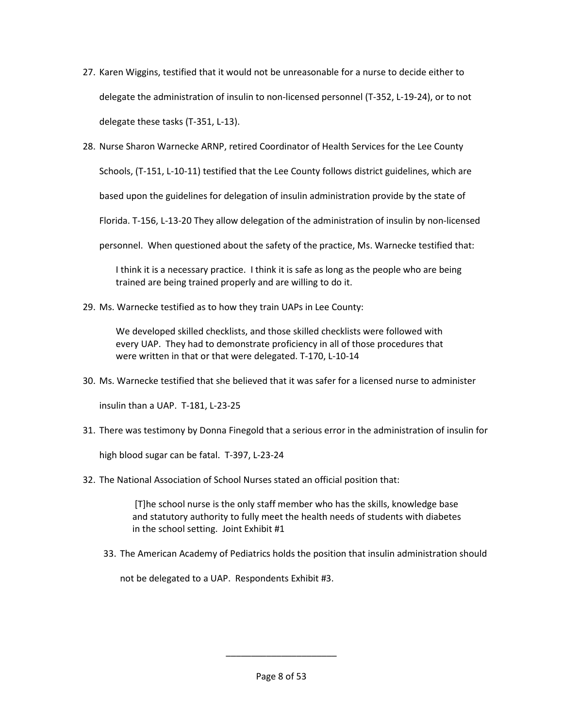27. Karen Wiggins, testified that it would not be unreasonable for a nurse to decide either to delegate the administration of insulin to non-licensed personnel (T-352, L-19-24), or to not delegate these tasks (T-351, L-13).

28. Nurse Sharon Warnecke ARNP, retired Coordinator of Health Services for the Lee County Schools, (T-151, L-10-11) testified that the Lee County follows district guidelines, which are based upon the guidelines for delegation of insulin administration provide by the state of Florida. T-156, L-13-20 They allow delegation of the administration of insulin by non-licensed personnel. When questioned about the safety of the practice, Ms. Warnecke testified that:

   > I think it is a necessary practice. I think it is safe as long as the people who are being trained are being trained properly and are willing to do it.

29. Ms. Warnecke testified as to how they train UAPs in Lee County:

   > We developed skilled checklists, and those skilled checklists were followed with every UAP. They had to demonstrate proficiency in all of those procedures that were written in that or that were delegated. T-170, L-10-14

30. Ms. Warnecke testified that she believed that it was safer for a licensed nurse to administer insulin than a UAP. T-181, L-23-25

31. There was testimony by Donna Finegold that a serious error in the administration of insulin for high blood sugar can be fatal. T-397, L-23-24

32. The National Association of School Nurses stated an official position that:

   > [T]he school nurse is the only staff member who has the skills, knowledge base and statutory authority to fully meet the health needs of students with diabetes in the school setting. Joint Exhibit #1

33. The American Academy of Pediatrics holds the position that insulin administration should not be delegated to a UAP. Respondents Exhibit #3.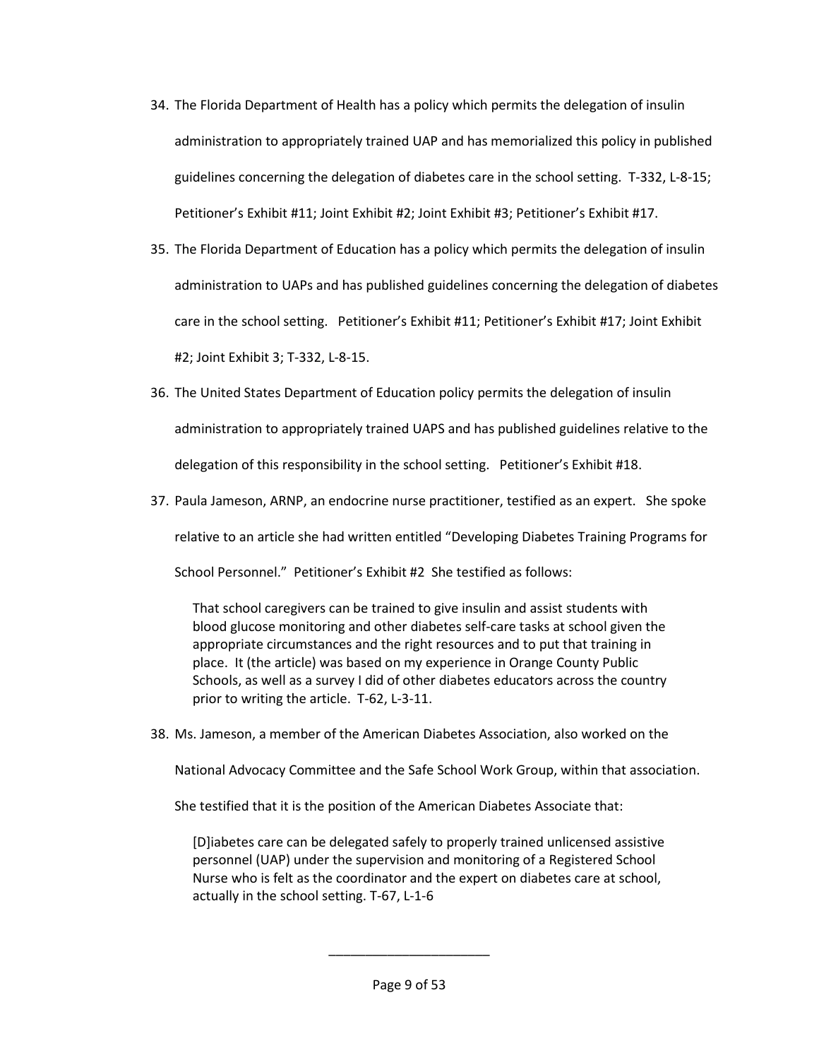34. The Florida Department of Health has a policy which permits the delegation of insulin administration to appropriately trained UAP and has memorialized this policy in published guidelines concerning the delegation of diabetes care in the school setting. T-332, L-8-15; Petitioner's Exhibit #11; Joint Exhibit #2; Joint Exhibit #3; Petitioner's Exhibit #17.

35. The Florida Department of Education has a policy which permits the delegation of insulin administration to UAPs and has published guidelines concerning the delegation of diabetes care in the school setting. Petitioner's Exhibit #11; Petitioner's Exhibit #17; Joint Exhibit #2; Joint Exhibit 3; T-332, L-8-15.

36. The United States Department of Education policy permits the delegation of insulin administration to appropriately trained UAPS and has published guidelines relative to the delegation of this responsibility in the school setting. Petitioner's Exhibit #18.

37. Paula Jameson, ARNP, an endocrine nurse practitioner, testified as an expert. She spoke relative to an article she had written entitled "Developing Diabetes Training Programs for School Personnel." Petitioner's Exhibit #2 She testified as follows:

    > That school caregivers can be trained to give insulin and assist students with blood glucose monitoring and other diabetes self-care tasks at school given the appropriate circumstances and the right resources and to put that training in place. It (the article) was based on my experience in Orange County Public Schools, as well as a survey I did of other diabetes educators across the country prior to writing the article. T-62, L-3-11.

38. Ms. Jameson, a member of the American Diabetes Association, also worked on the National Advocacy Committee and the Safe School Work Group, within that association. She testified that it is the position of the American Diabetes Associate that:

    > [D]iabetes care can be delegated safely to properly trained unlicensed assistive personnel (UAP) under the supervision and monitoring of a Registered School Nurse who is felt as the coordinator and the expert on diabetes care at school, actually in the school setting. T-67, L-1-6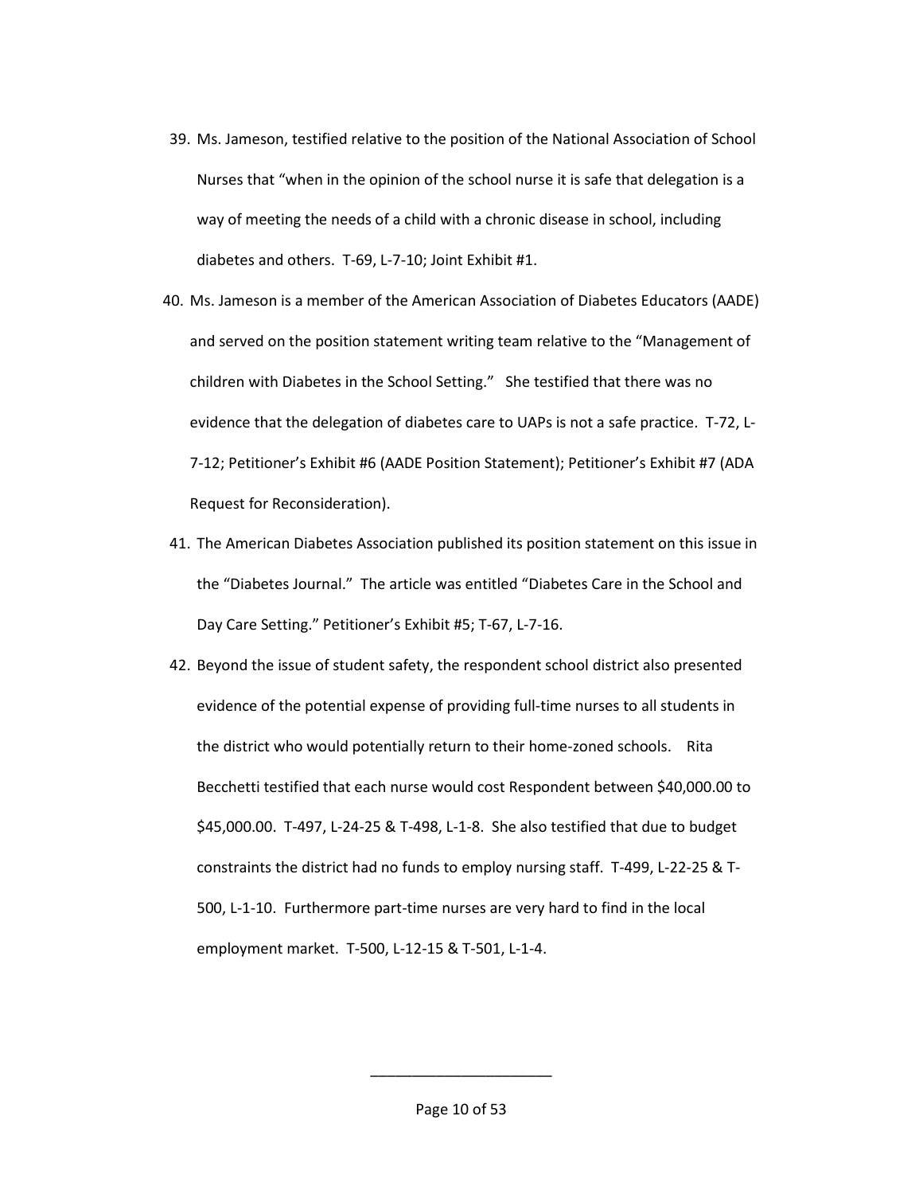39. Ms. Jameson, testified relative to the position of the National Association of School Nurses that "when in the opinion of the school nurse it is safe that delegation is a way of meeting the needs of a child with a chronic disease in school, including diabetes and others. T-69, L-7-10; Joint Exhibit #1.

40. Ms. Jameson is a member of the American Association of Diabetes Educators (AADE) and served on the position statement writing team relative to the "Management of children with Diabetes in the School Setting." She testified that there was no evidence that the delegation of diabetes care to UAPs is not a safe practice. T-72, L-7-12; Petitioner's Exhibit #6 (AADE Position Statement); Petitioner's Exhibit #7 (ADA Request for Reconsideration).

41. The American Diabetes Association published its position statement on this issue in the "Diabetes Journal." The article was entitled "Diabetes Care in the School and Day Care Setting." Petitioner's Exhibit #5; T-67, L-7-16.

42. Beyond the issue of student safety, the respondent school district also presented evidence of the potential expense of providing full-time nurses to all students in the district who would potentially return to their home-zoned schools. Rita Becchetti testified that each nurse would cost Respondent between $40,000.00 to $45,000.00. T-497, L-24-25 & T-498, L-1-8. She also testified that due to budget constraints the district had no funds to employ nursing staff. T-499, L-22-25 & T-500, L-1-10. Furthermore part-time nurses are very hard to find in the local employment market. T-500, L-12-15 & T-501, L-1-4.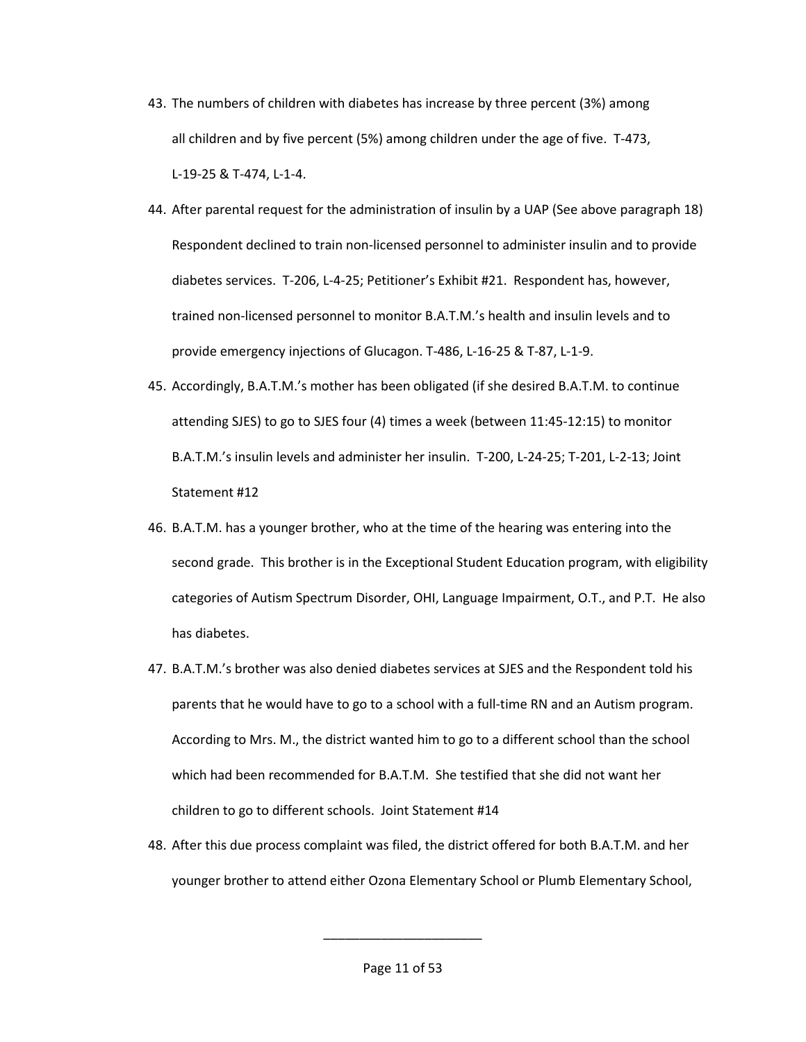43. The numbers of children with diabetes has increase by three percent (3%) among all children and by five percent (5%) among children under the age of five. T-473, L-19-25 & T-474, L-1-4.
44. After parental request for the administration of insulin by a UAP (See above paragraph 18) Respondent declined to train non-licensed personnel to administer insulin and to provide diabetes services. T-206, L-4-25; Petitioner's Exhibit #21. Respondent has, however, trained non-licensed personnel to monitor B.A.T.M.'s health and insulin levels and to provide emergency injections of Glucagon. T-486, L-16-25 & T-87, L-1-9.
45. Accordingly, B.A.T.M.'s mother has been obligated (if she desired B.A.T.M. to continue attending SJES) to go to SJES four (4) times a week (between 11:45-12:15) to monitor B.A.T.M.'s insulin levels and administer her insulin. T-200, L-24-25; T-201, L-2-13; Joint Statement #12
46. B.A.T.M. has a younger brother, who at the time of the hearing was entering into the second grade. This brother is in the Exceptional Student Education program, with eligibility categories of Autism Spectrum Disorder, OHI, Language Impairment, O.T., and P.T. He also has diabetes.
47. B.A.T.M.'s brother was also denied diabetes services at SJES and the Respondent told his parents that he would have to go to a school with a full-time RN and an Autism program. According to Mrs. M., the district wanted him to go to a different school than the school which had been recommended for B.A.T.M. She testified that she did not want her children to go to different schools. Joint Statement #14
48. After this due process complaint was filed, the district offered for both B.A.T.M. and her younger brother to attend either Ozona Elementary School or Plumb Elementary School,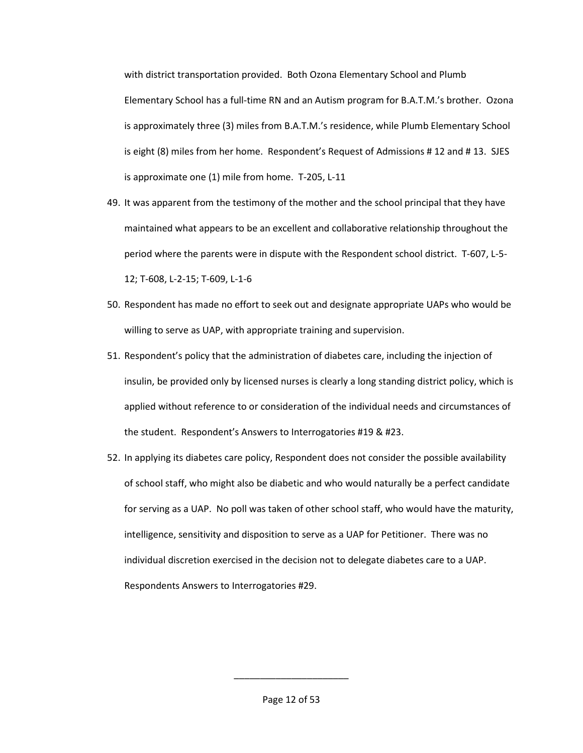with district transportation provided. Both Ozona Elementary School and Plumb Elementary School has a full-time RN and an Autism program for B.A.T.M.'s brother. Ozona is approximately three (3) miles from B.A.T.M.'s residence, while Plumb Elementary School is eight (8) miles from her home. Respondent's Request of Admissions # 12 and # 13. SJES is approximate one (1) mile from home. T-205, L-11

49. It was apparent from the testimony of the mother and the school principal that they have maintained what appears to be an excellent and collaborative relationship throughout the period where the parents were in dispute with the Respondent school district. T-607, L-5-12; T-608, L-2-15; T-609, L-1-6

50. Respondent has made no effort to seek out and designate appropriate UAPs who would be willing to serve as UAP, with appropriate training and supervision.

51. Respondent's policy that the administration of diabetes care, including the injection of insulin, be provided only by licensed nurses is clearly a long standing district policy, which is applied without reference to or consideration of the individual needs and circumstances of the student. Respondent's Answers to Interrogatories #19 & #23.

52. In applying its diabetes care policy, Respondent does not consider the possible availability of school staff, who might also be diabetic and who would naturally be a perfect candidate for serving as a UAP. No poll was taken of other school staff, who would have the maturity, intelligence, sensitivity and disposition to serve as a UAP for Petitioner. There was no individual discretion exercised in the decision not to delegate diabetes care to a UAP. Respondents Answers to Interrogatories #29.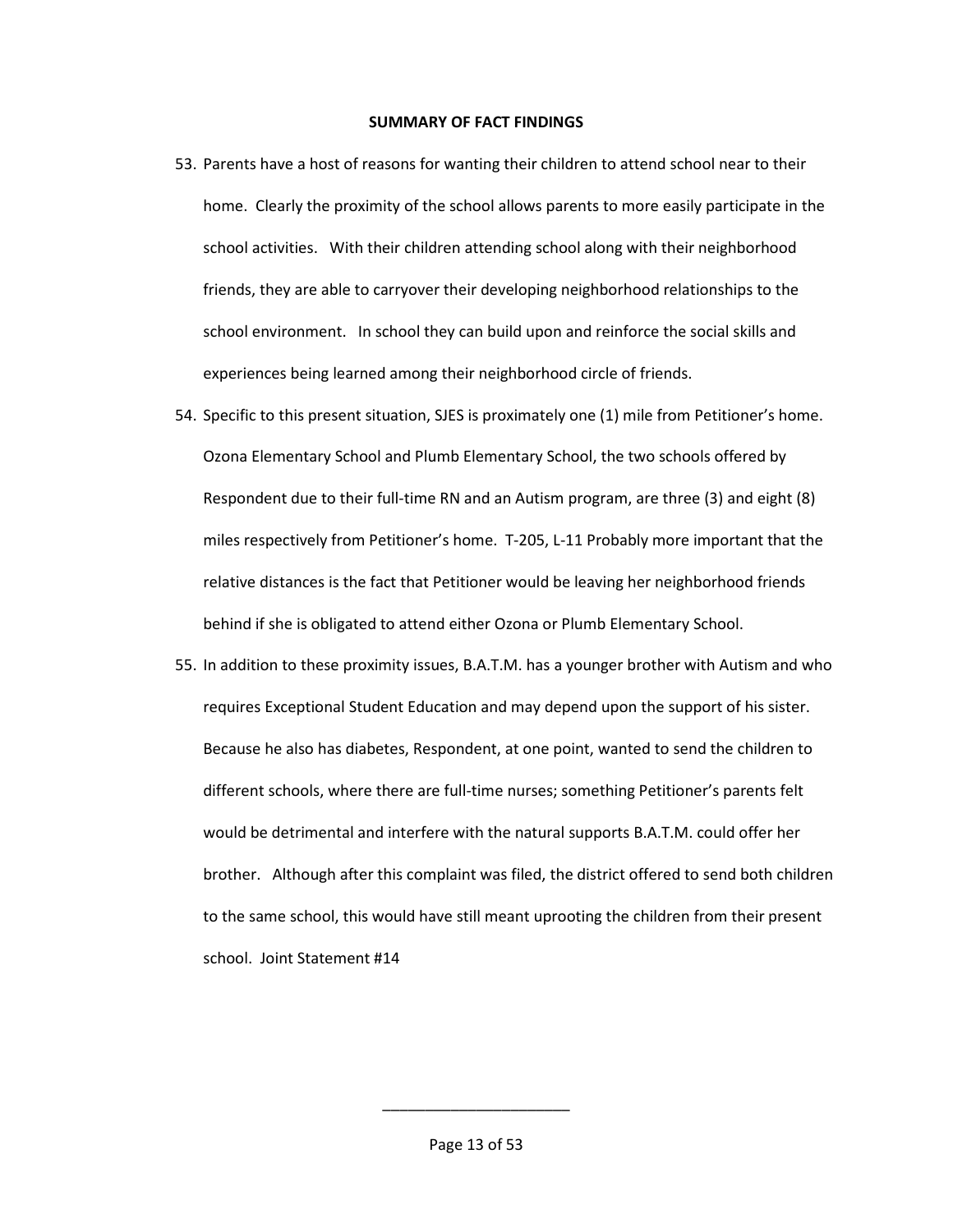**SUMMARY OF FACT FINDINGS**

53. Parents have a host of reasons for wanting their children to attend school near to their home. Clearly the proximity of the school allows parents to more easily participate in the school activities. With their children attending school along with their neighborhood friends, they are able to carryover their developing neighborhood relationships to the school environment. In school they can build upon and reinforce the social skills and experiences being learned among their neighborhood circle of friends.

54. Specific to this present situation, SJES is proximately one (1) mile from Petitioner's home. Ozona Elementary School and Plumb Elementary School, the two schools offered by Respondent due to their full-time RN and an Autism program, are three (3) and eight (8) miles respectively from Petitioner's home. T-205, L-11 Probably more important that the relative distances is the fact that Petitioner would be leaving her neighborhood friends behind if she is obligated to attend either Ozona or Plumb Elementary School.

55. In addition to these proximity issues, B.A.T.M. has a younger brother with Autism and who requires Exceptional Student Education and may depend upon the support of his sister. Because he also has diabetes, Respondent, at one point, wanted to send the children to different schools, where there are full-time nurses; something Petitioner's parents felt would be detrimental and interfere with the natural supports B.A.T.M. could offer her brother. Although after this complaint was filed, the district offered to send both children to the same school, this would have still meant uprooting the children from their present school. Joint Statement #14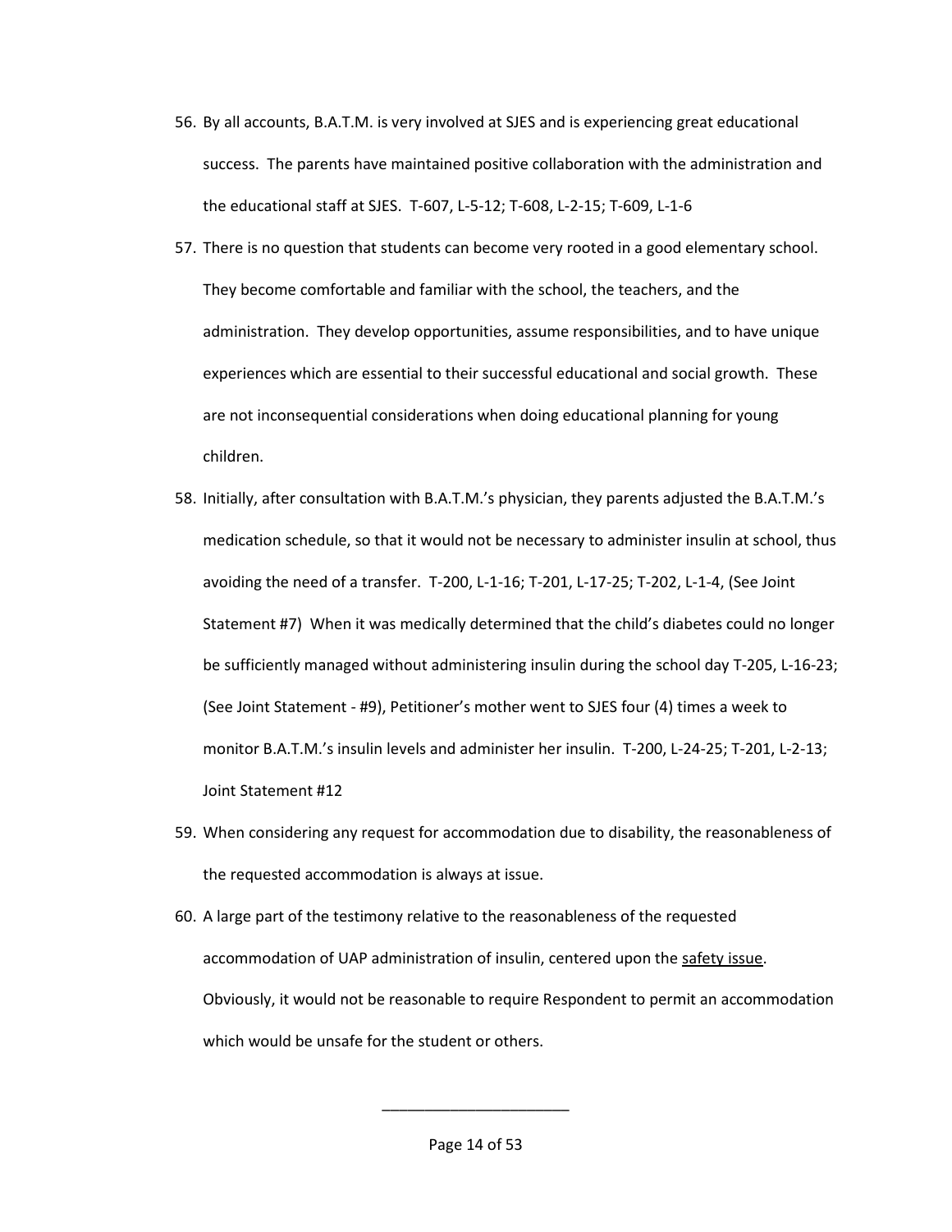56. By all accounts, B.A.T.M. is very involved at SJES and is experiencing great educational success. The parents have maintained positive collaboration with the administration and the educational staff at SJES. T-607, L-5-12; T-608, L-2-15; T-609, L-1-6

57. There is no question that students can become very rooted in a good elementary school. They become comfortable and familiar with the school, the teachers, and the administration. They develop opportunities, assume responsibilities, and to have unique experiences which are essential to their successful educational and social growth. These are not inconsequential considerations when doing educational planning for young children.

58. Initially, after consultation with B.A.T.M.'s physician, they parents adjusted the B.A.T.M.'s medication schedule, so that it would not be necessary to administer insulin at school, thus avoiding the need of a transfer. T-200, L-1-16; T-201, L-17-25; T-202, L-1-4, (See Joint Statement #7) When it was medically determined that the child's diabetes could no longer be sufficiently managed without administering insulin during the school day T-205, L-16-23; (See Joint Statement - #9), Petitioner's mother went to SJES four (4) times a week to monitor B.A.T.M.'s insulin levels and administer her insulin. T-200, L-24-25; T-201, L-2-13; Joint Statement #12

59. When considering any request for accommodation due to disability, the reasonableness of the requested accommodation is always at issue.

60. A large part of the testimony relative to the reasonableness of the requested accommodation of UAP administration of insulin, centered upon the <u>safety issue</u>. Obviously, it would not be reasonable to require Respondent to permit an accommodation which would be unsafe for the student or others.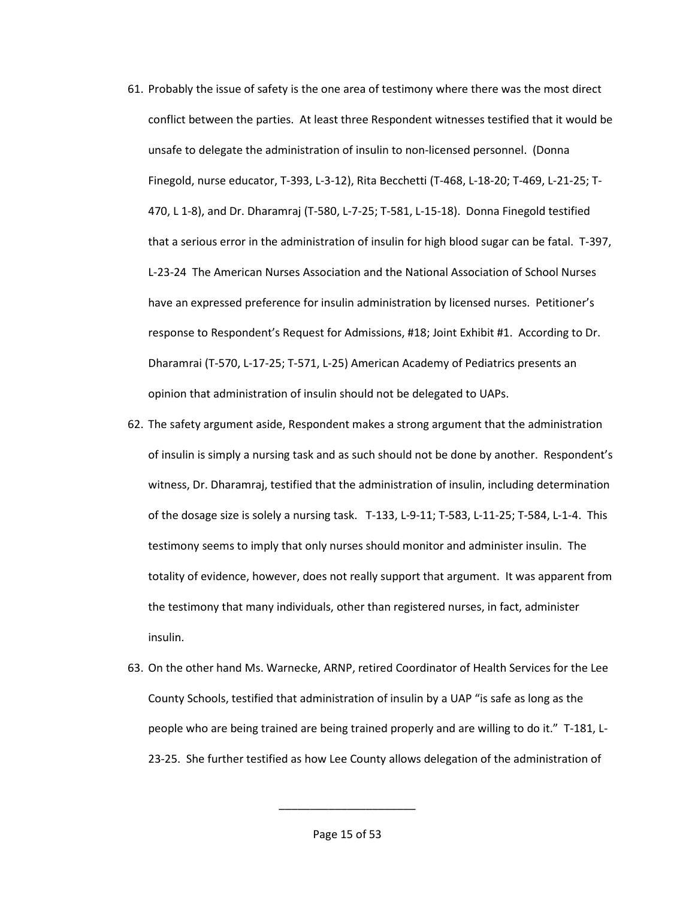61. Probably the issue of safety is the one area of testimony where there was the most direct conflict between the parties. At least three Respondent witnesses testified that it would be unsafe to delegate the administration of insulin to non-licensed personnel. (Donna Finegold, nurse educator, T-393, L-3-12), Rita Becchetti (T-468, L-18-20; T-469, L-21-25; T-470, L 1-8), and Dr. Dharamraj (T-580, L-7-25; T-581, L-15-18). Donna Finegold testified that a serious error in the administration of insulin for high blood sugar can be fatal. T-397, L-23-24 The American Nurses Association and the National Association of School Nurses have an expressed preference for insulin administration by licensed nurses. Petitioner's response to Respondent's Request for Admissions, #18; Joint Exhibit #1. According to Dr. Dharamrai (T-570, L-17-25; T-571, L-25) American Academy of Pediatrics presents an opinion that administration of insulin should not be delegated to UAPs.

62. The safety argument aside, Respondent makes a strong argument that the administration of insulin is simply a nursing task and as such should not be done by another. Respondent's witness, Dr. Dharamraj, testified that the administration of insulin, including determination of the dosage size is solely a nursing task. T-133, L-9-11; T-583, L-11-25; T-584, L-1-4. This testimony seems to imply that only nurses should monitor and administer insulin. The totality of evidence, however, does not really support that argument. It was apparent from the testimony that many individuals, other than registered nurses, in fact, administer insulin.

63. On the other hand Ms. Warnecke, ARNP, retired Coordinator of Health Services for the Lee County Schools, testified that administration of insulin by a UAP "is safe as long as the people who are being trained are being trained properly and are willing to do it." T-181, L-23-25. She further testified as how Lee County allows delegation of the administration of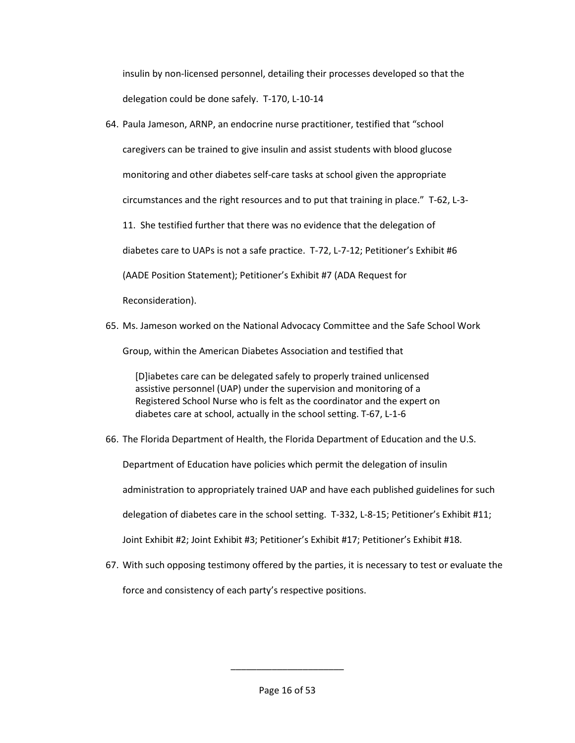insulin by non-licensed personnel, detailing their processes developed so that the delegation could be done safely. T-170, L-10-14

64. Paula Jameson, ARNP, an endocrine nurse practitioner, testified that "school caregivers can be trained to give insulin and assist students with blood glucose monitoring and other diabetes self-care tasks at school given the appropriate circumstances and the right resources and to put that training in place." T-62, L-3-11. She testified further that there was no evidence that the delegation of diabetes care to UAPs is not a safe practice. T-72, L-7-12; Petitioner's Exhibit #6 (AADE Position Statement); Petitioner's Exhibit #7 (ADA Request for Reconsideration).

65. Ms. Jameson worked on the National Advocacy Committee and the Safe School Work Group, within the American Diabetes Association and testified that

    > [D]iabetes care can be delegated safely to properly trained unlicensed assistive personnel (UAP) under the supervision and monitoring of a Registered School Nurse who is felt as the coordinator and the expert on diabetes care at school, actually in the school setting. T-67, L-1-6

66. The Florida Department of Health, the Florida Department of Education and the U.S. Department of Education have policies which permit the delegation of insulin administration to appropriately trained UAP and have each published guidelines for such delegation of diabetes care in the school setting. T-332, L-8-15; Petitioner's Exhibit #11; Joint Exhibit #2; Joint Exhibit #3; Petitioner's Exhibit #17; Petitioner's Exhibit #18.

67. With such opposing testimony offered by the parties, it is necessary to test or evaluate the force and consistency of each party's respective positions.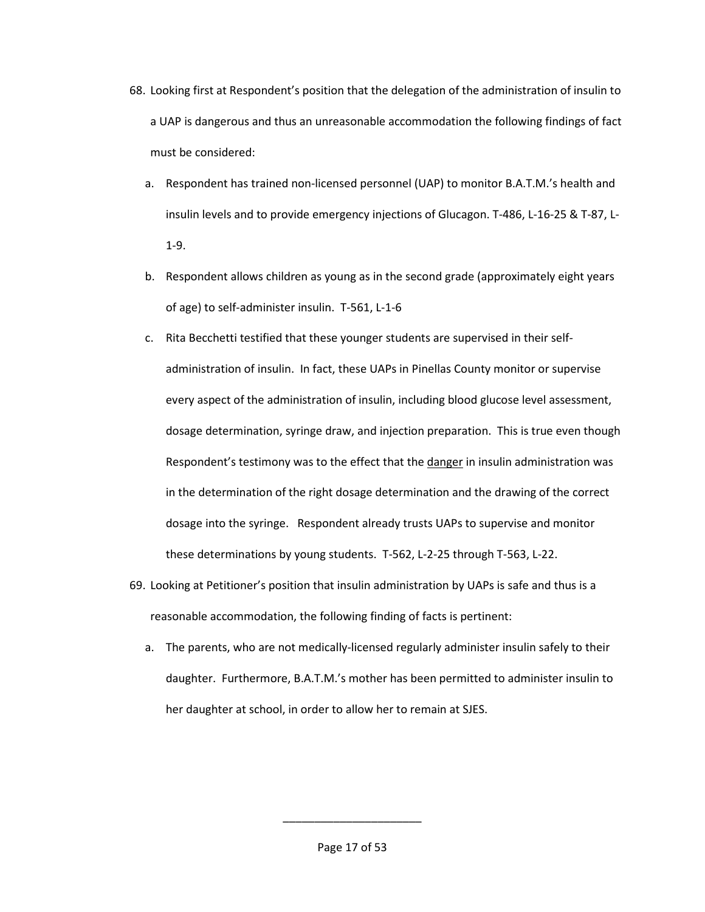68. Looking first at Respondent's position that the delegation of the administration of insulin to a UAP is dangerous and thus an unreasonable accommodation the following findings of fact must be considered:

    a. Respondent has trained non-licensed personnel (UAP) to monitor B.A.T.M.'s health and insulin levels and to provide emergency injections of Glucagon. T-486, L-16-25 & T-87, L-1-9.

    b. Respondent allows children as young as in the second grade (approximately eight years of age) to self-administer insulin. T-561, L-1-6

    c. Rita Becchetti testified that these younger students are supervised in their self-administration of insulin. In fact, these UAPs in Pinellas County monitor or supervise every aspect of the administration of insulin, including blood glucose level assessment, dosage determination, syringe draw, and injection preparation. This is true even though Respondent's testimony was to the effect that the <u>danger</u> in insulin administration was in the determination of the right dosage determination and the drawing of the correct dosage into the syringe. Respondent already trusts UAPs to supervise and monitor these determinations by young students. T-562, L-2-25 through T-563, L-22.

69. Looking at Petitioner's position that insulin administration by UAPs is safe and thus is a reasonable accommodation, the following finding of facts is pertinent:

    a. The parents, who are not medically-licensed regularly administer insulin safely to their daughter. Furthermore, B.A.T.M.'s mother has been permitted to administer insulin to her daughter at school, in order to allow her to remain at SJES.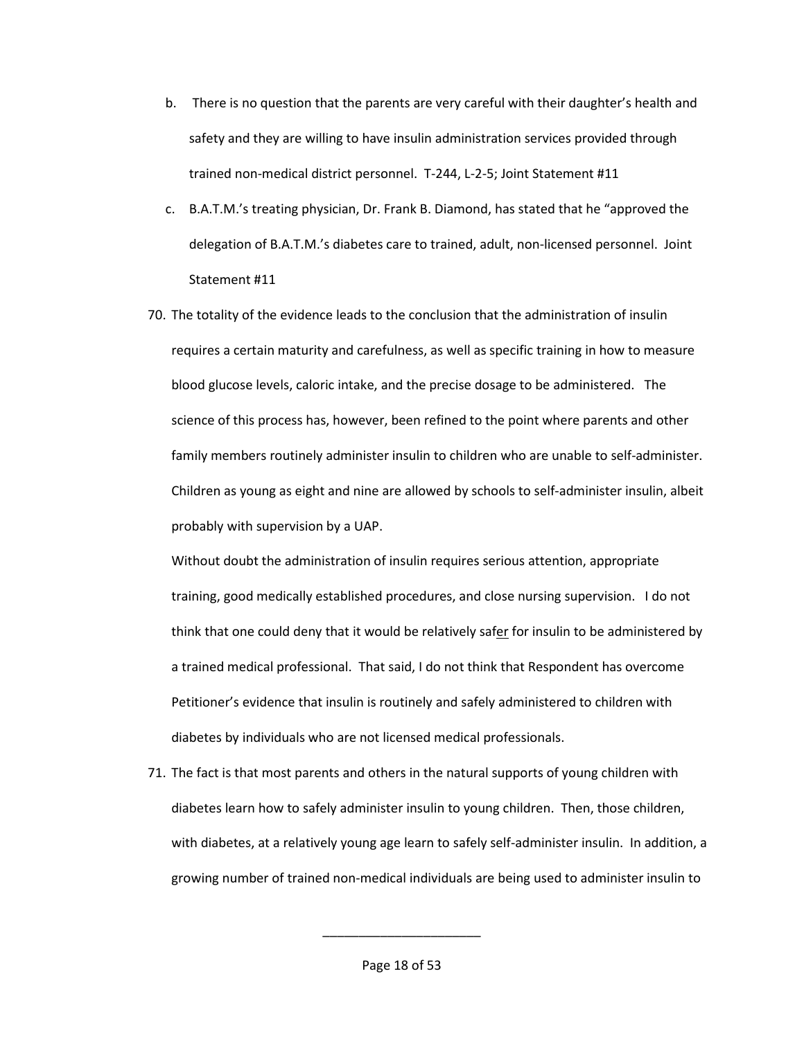b. There is no question that the parents are very careful with their daughter's health and safety and they are willing to have insulin administration services provided through trained non-medical district personnel. T-244, L-2-5; Joint Statement #11

c. B.A.T.M.'s treating physician, Dr. Frank B. Diamond, has stated that he "approved the delegation of B.A.T.M.'s diabetes care to trained, adult, non-licensed personnel. Joint Statement #11

70. The totality of the evidence leads to the conclusion that the administration of insulin requires a certain maturity and carefulness, as well as specific training in how to measure blood glucose levels, caloric intake, and the precise dosage to be administered. The science of this process has, however, been refined to the point where parents and other family members routinely administer insulin to children who are unable to self-administer. Children as young as eight and nine are allowed by schools to self-administer insulin, albeit probably with supervision by a UAP.

    Without doubt the administration of insulin requires serious attention, appropriate training, good medically established procedures, and close nursing supervision. I do not think that one could deny that it would be relatively saf<u>er</u> for insulin to be administered by a trained medical professional. That said, I do not think that Respondent has overcome Petitioner's evidence that insulin is routinely and safely administered to children with diabetes by individuals who are not licensed medical professionals.

71. The fact is that most parents and others in the natural supports of young children with diabetes learn how to safely administer insulin to young children. Then, those children, with diabetes, at a relatively young age learn to safely self-administer insulin. In addition, a growing number of trained non-medical individuals are being used to administer insulin to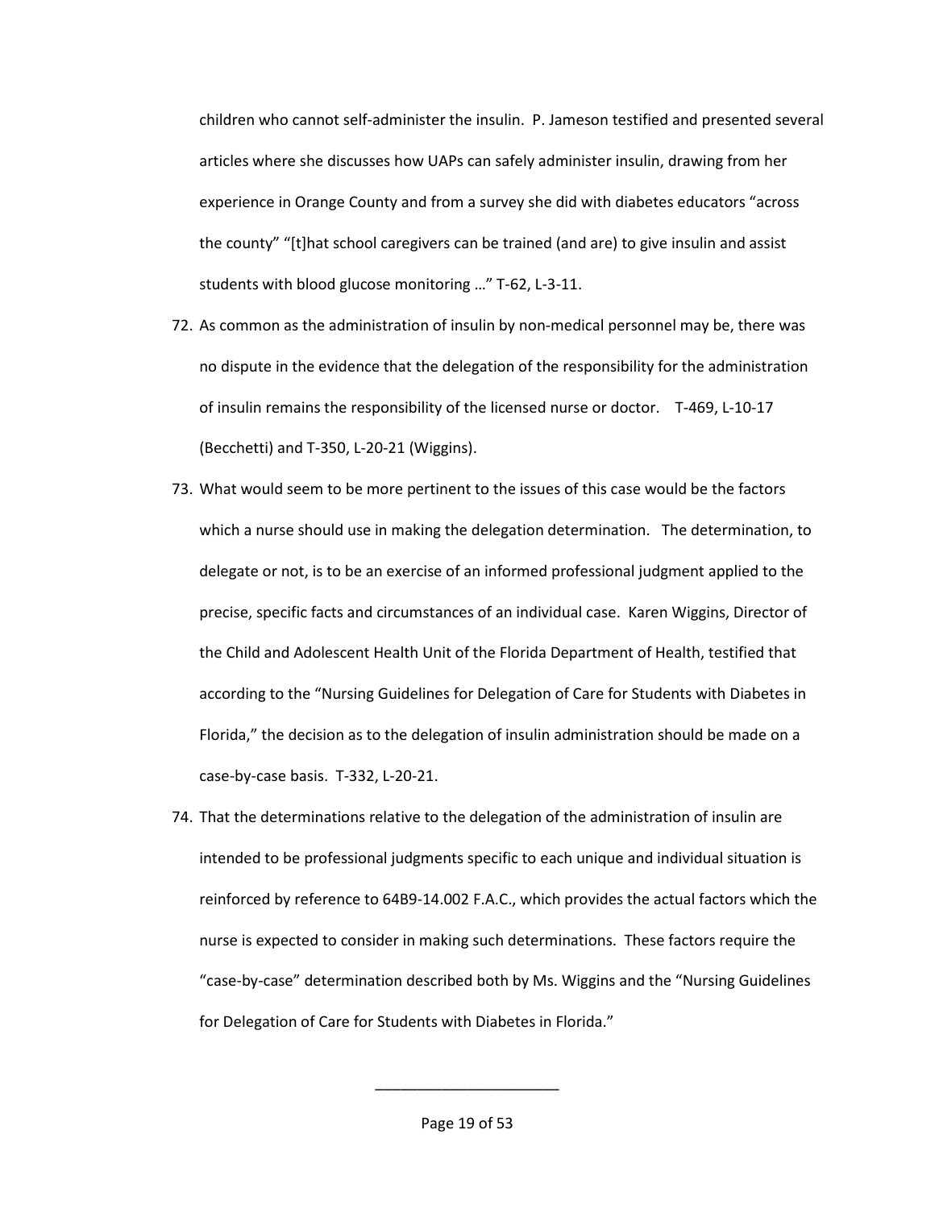children who cannot self-administer the insulin. P. Jameson testified and presented several articles where she discusses how UAPs can safely administer insulin, drawing from her experience in Orange County and from a survey she did with diabetes educators "across the county" "[t]hat school caregivers can be trained (and are) to give insulin and assist students with blood glucose monitoring …" T-62, L-3-11.

72. As common as the administration of insulin by non-medical personnel may be, there was no dispute in the evidence that the delegation of the responsibility for the administration of insulin remains the responsibility of the licensed nurse or doctor. T-469, L-10-17 (Becchetti) and T-350, L-20-21 (Wiggins).

73. What would seem to be more pertinent to the issues of this case would be the factors which a nurse should use in making the delegation determination. The determination, to delegate or not, is to be an exercise of an informed professional judgment applied to the precise, specific facts and circumstances of an individual case. Karen Wiggins, Director of the Child and Adolescent Health Unit of the Florida Department of Health, testified that according to the "Nursing Guidelines for Delegation of Care for Students with Diabetes in Florida," the decision as to the delegation of insulin administration should be made on a case-by-case basis. T-332, L-20-21.

74. That the determinations relative to the delegation of the administration of insulin are intended to be professional judgments specific to each unique and individual situation is reinforced by reference to 64B9-14.002 F.A.C., which provides the actual factors which the nurse is expected to consider in making such determinations. These factors require the "case-by-case" determination described both by Ms. Wiggins and the "Nursing Guidelines for Delegation of Care for Students with Diabetes in Florida."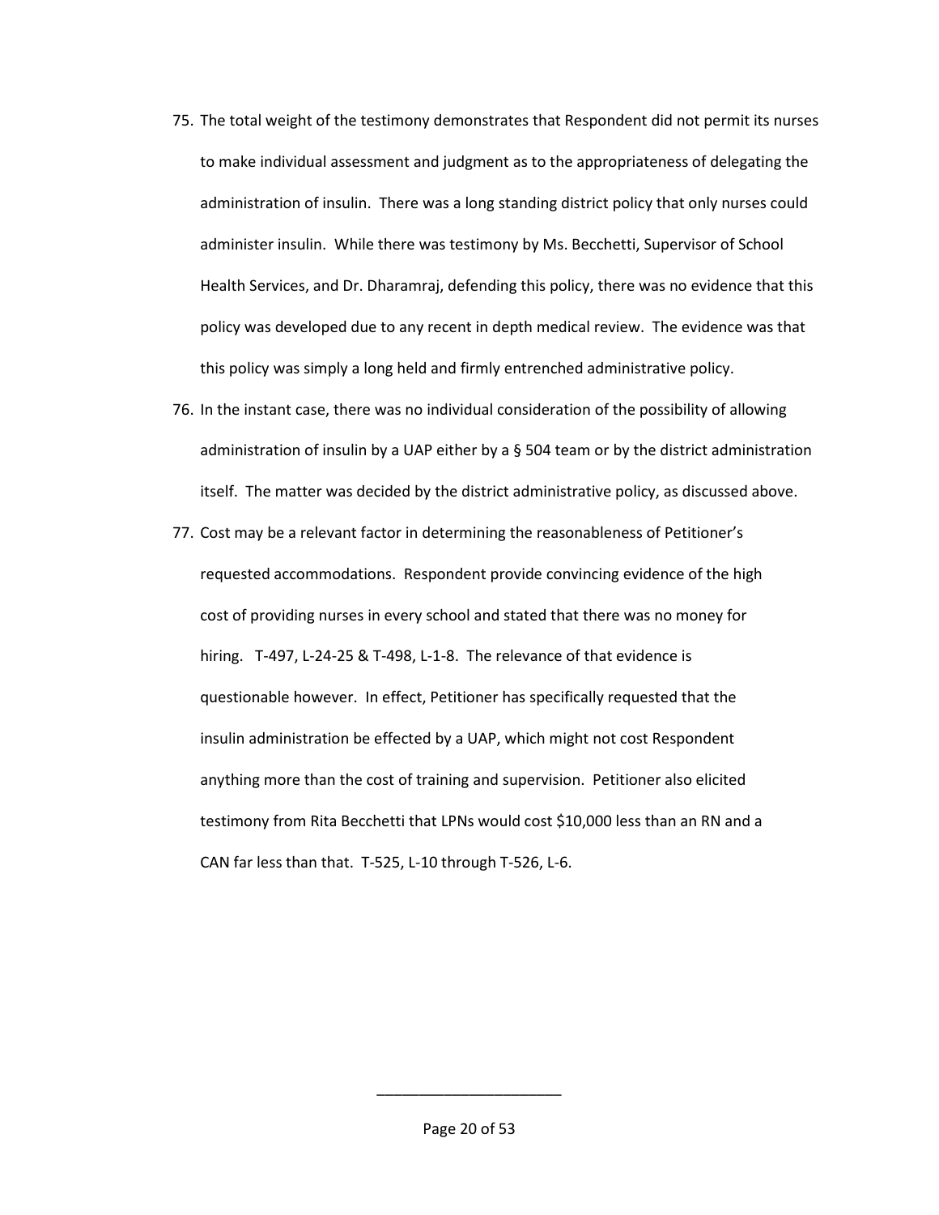75. The total weight of the testimony demonstrates that Respondent did not permit its nurses to make individual assessment and judgment as to the appropriateness of delegating the administration of insulin. There was a long standing district policy that only nurses could administer insulin. While there was testimony by Ms. Becchetti, Supervisor of School Health Services, and Dr. Dharamraj, defending this policy, there was no evidence that this policy was developed due to any recent in depth medical review. The evidence was that this policy was simply a long held and firmly entrenched administrative policy.
76. In the instant case, there was no individual consideration of the possibility of allowing administration of insulin by a UAP either by a § 504 team or by the district administration itself. The matter was decided by the district administrative policy, as discussed above.
77. Cost may be a relevant factor in determining the reasonableness of Petitioner's requested accommodations. Respondent provide convincing evidence of the high cost of providing nurses in every school and stated that there was no money for hiring. T-497, L-24-25 & T-498, L-1-8. The relevance of that evidence is questionable however. In effect, Petitioner has specifically requested that the insulin administration be effected by a UAP, which might not cost Respondent anything more than the cost of training and supervision. Petitioner also elicited testimony from Rita Becchetti that LPNs would cost $10,000 less than an RN and a CAN far less than that. T-525, L-10 through T-526, L-6.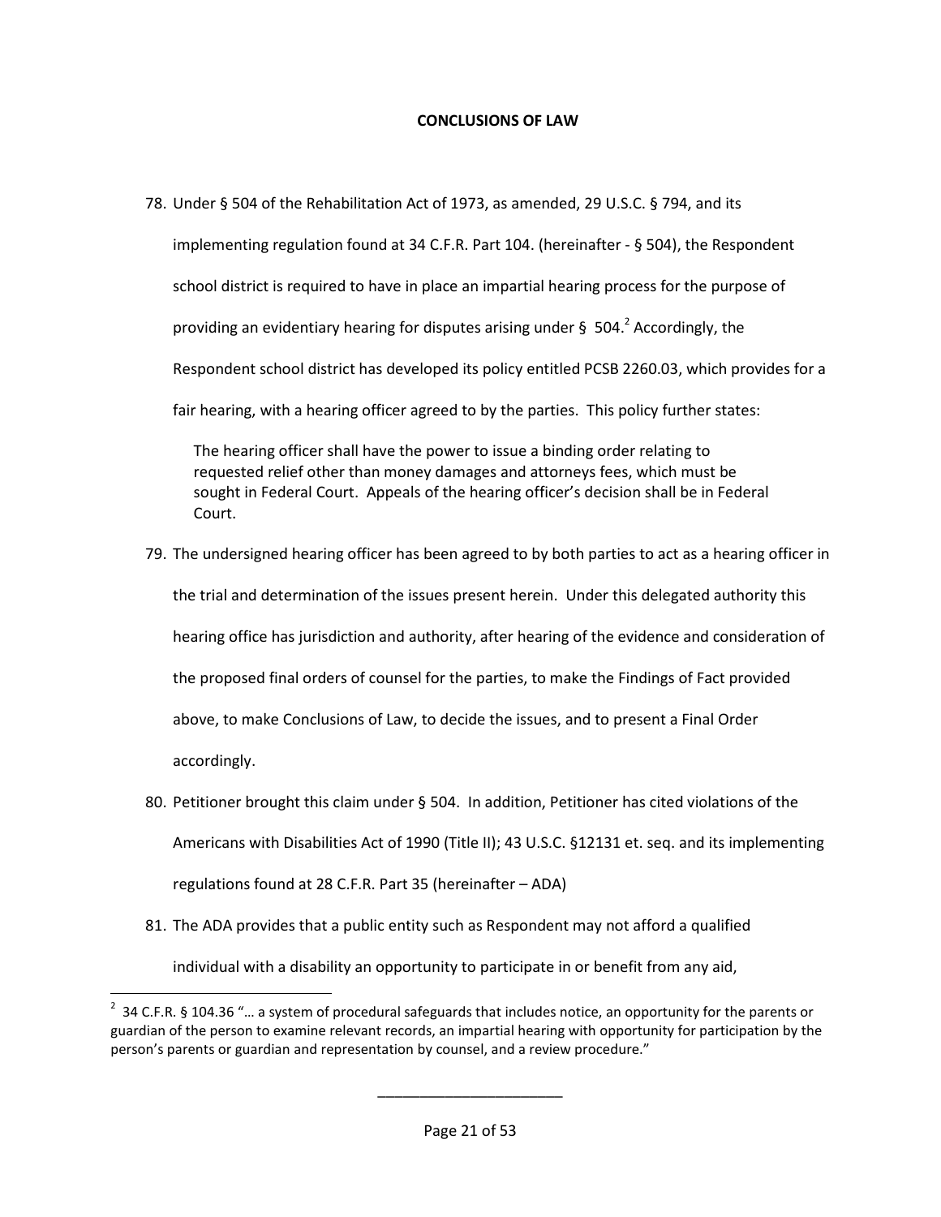## CONCLUSIONS OF LAW

78. Under § 504 of the Rehabilitation Act of 1973, as amended, 29 U.S.C. § 794, and its implementing regulation found at 34 C.F.R. Part 104. (hereinafter - § 504), the Respondent school district is required to have in place an impartial hearing process for the purpose of providing an evidentiary hearing for disputes arising under § 504.[2] Accordingly, the Respondent school district has developed its policy entitled PCSB 2260.03, which provides for a fair hearing, with a hearing officer agreed to by the parties. This policy further states:

    > The hearing officer shall have the power to issue a binding order relating to requested relief other than money damages and attorneys fees, which must be sought in Federal Court. Appeals of the hearing officer's decision shall be in Federal Court.

79. The undersigned hearing officer has been agreed to by both parties to act as a hearing officer in the trial and determination of the issues present herein. Under this delegated authority this hearing office has jurisdiction and authority, after hearing of the evidence and consideration of the proposed final orders of counsel for the parties, to make the Findings of Fact provided above, to make Conclusions of Law, to decide the issues, and to present a Final Order accordingly.

80. Petitioner brought this claim under § 504. In addition, Petitioner has cited violations of the Americans with Disabilities Act of 1990 (Title II); 43 U.S.C. §12131 et. seq. and its implementing regulations found at 28 C.F.R. Part 35 (hereinafter – ADA)

81. The ADA provides that a public entity such as Respondent may not afford a qualified individual with a disability an opportunity to participate in or benefit from any aid,

---

[2] 34 C.F.R. § 104.36 "… a system of procedural safeguards that includes notice, an opportunity for the parents or guardian of the person to examine relevant records, an impartial hearing with opportunity for participation by the person's parents or guardian and representation by counsel, and a review procedure."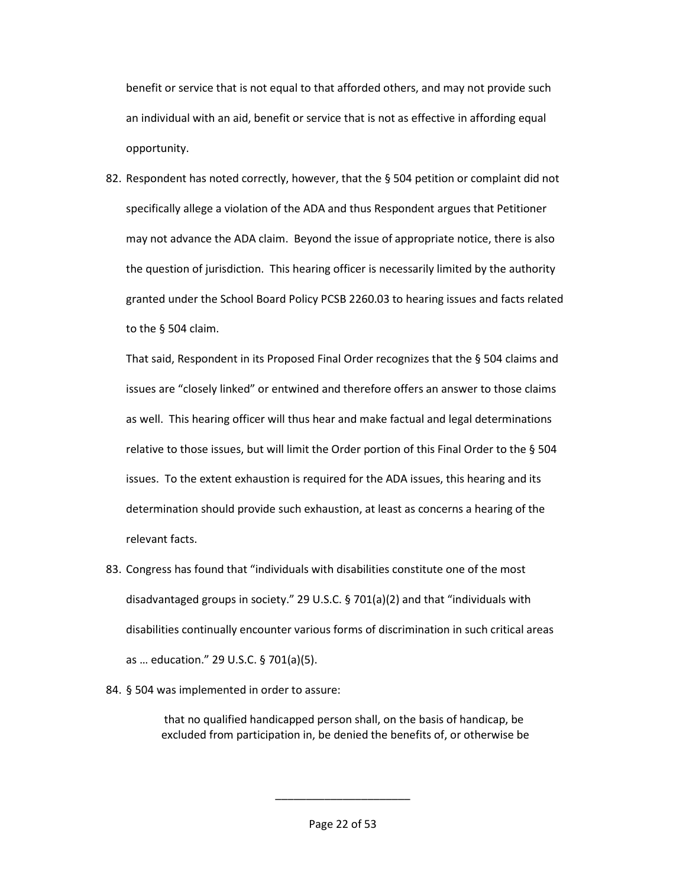benefit or service that is not equal to that afforded others, and may not provide such an individual with an aid, benefit or service that is not as effective in affording equal opportunity.

82. Respondent has noted correctly, however, that the § 504 petition or complaint did not specifically allege a violation of the ADA and thus Respondent argues that Petitioner may not advance the ADA claim. Beyond the issue of appropriate notice, there is also the question of jurisdiction. This hearing officer is necessarily limited by the authority granted under the School Board Policy PCSB 2260.03 to hearing issues and facts related to the § 504 claim.

    That said, Respondent in its Proposed Final Order recognizes that the § 504 claims and issues are "closely linked" or entwined and therefore offers an answer to those claims as well. This hearing officer will thus hear and make factual and legal determinations relative to those issues, but will limit the Order portion of this Final Order to the § 504 issues. To the extent exhaustion is required for the ADA issues, this hearing and its determination should provide such exhaustion, at least as concerns a hearing of the relevant facts.

83. Congress has found that "individuals with disabilities constitute one of the most disadvantaged groups in society." 29 U.S.C. § 701(a)(2) and that "individuals with disabilities continually encounter various forms of discrimination in such critical areas as … education." 29 U.S.C. § 701(a)(5).

84. § 504 was implemented in order to assure:

> that no qualified handicapped person shall, on the basis of handicap, be excluded from participation in, be denied the benefits of, or otherwise be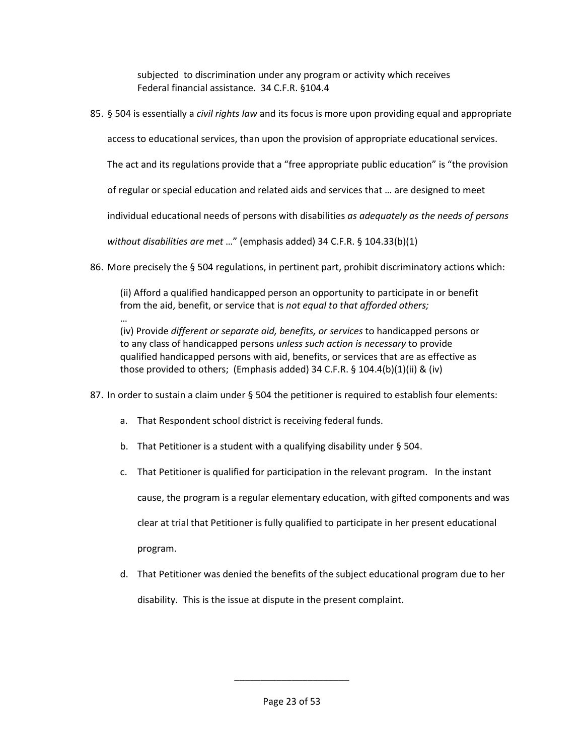subjected to discrimination under any program or activity which receives Federal financial assistance. 34 C.F.R. §104.4

85. § 504 is essentially a *civil rights law* and its focus is more upon providing equal and appropriate access to educational services, than upon the provision of appropriate educational services. The act and its regulations provide that a "free appropriate public education" is "the provision of regular or special education and related aids and services that … are designed to meet individual educational needs of persons with disabilities *as adequately as the needs of persons without disabilities are met* …" (emphasis added) 34 C.F.R. § 104.33(b)(1)

86. More precisely the § 504 regulations, in pertinent part, prohibit discriminatory actions which:

> (ii) Afford a qualified handicapped person an opportunity to participate in or benefit from the aid, benefit, or service that is *not equal to that afforded others;*
> …
> (iv) Provide *different or separate aid, benefits, or services* to handicapped persons or to any class of handicapped persons *unless such action is necessary* to provide qualified handicapped persons with aid, benefits, or services that are as effective as those provided to others; (Emphasis added) 34 C.F.R. § 104.4(b)(1)(ii) & (iv)

87. In order to sustain a claim under § 504 the petitioner is required to establish four elements:

    a. That Respondent school district is receiving federal funds.

    b. That Petitioner is a student with a qualifying disability under § 504.

    c. That Petitioner is qualified for participation in the relevant program. In the instant cause, the program is a regular elementary education, with gifted components and was clear at trial that Petitioner is fully qualified to participate in her present educational program.

    d. That Petitioner was denied the benefits of the subject educational program due to her disability. This is the issue at dispute in the present complaint.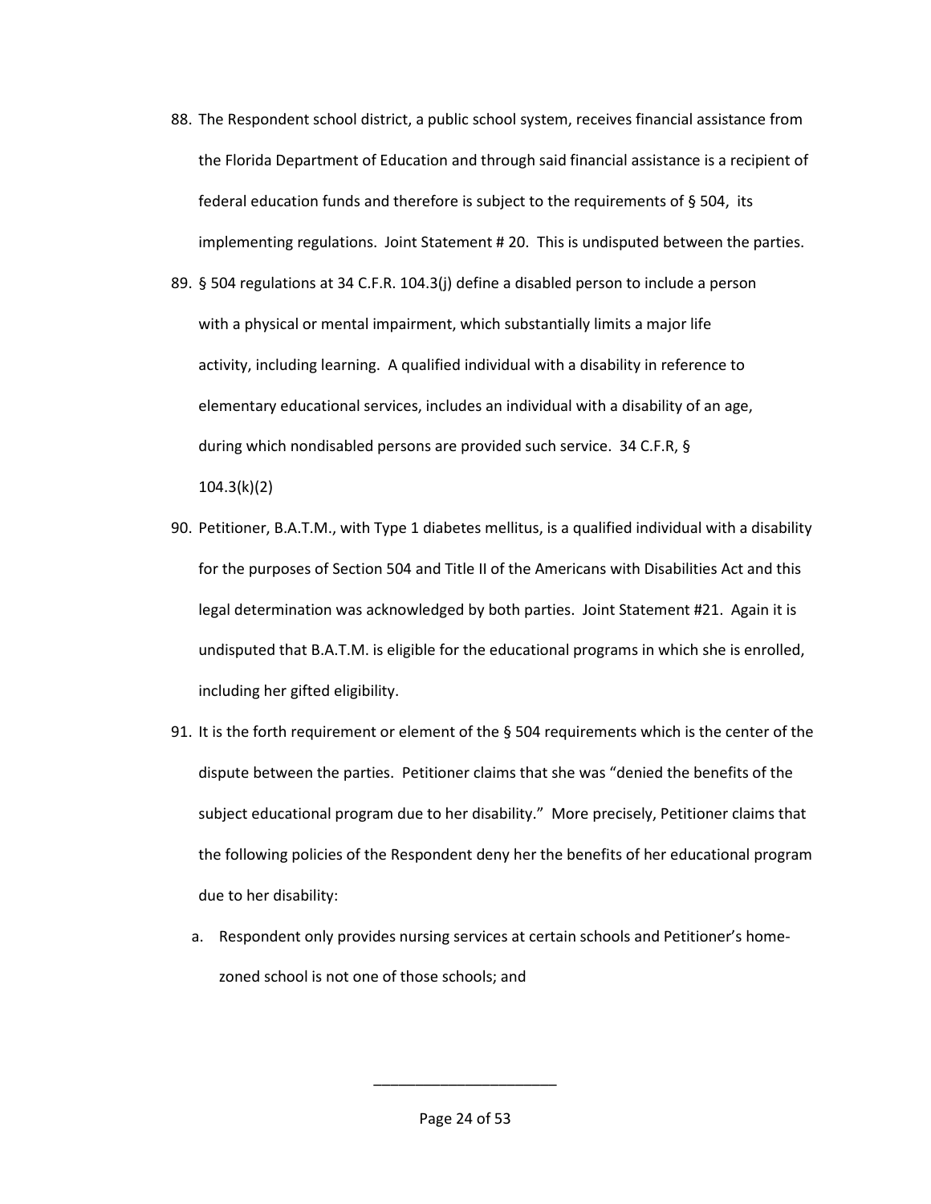88. The Respondent school district, a public school system, receives financial assistance from the Florida Department of Education and through said financial assistance is a recipient of federal education funds and therefore is subject to the requirements of § 504, its implementing regulations. Joint Statement # 20. This is undisputed between the parties.

89. § 504 regulations at 34 C.F.R. 104.3(j) define a disabled person to include a person with a physical or mental impairment, which substantially limits a major life activity, including learning. A qualified individual with a disability in reference to elementary educational services, includes an individual with a disability of an age, during which nondisabled persons are provided such service. 34 C.F.R, § 104.3(k)(2)

90. Petitioner, B.A.T.M., with Type 1 diabetes mellitus, is a qualified individual with a disability for the purposes of Section 504 and Title II of the Americans with Disabilities Act and this legal determination was acknowledged by both parties. Joint Statement #21. Again it is undisputed that B.A.T.M. is eligible for the educational programs in which she is enrolled, including her gifted eligibility.

91. It is the forth requirement or element of the § 504 requirements which is the center of the dispute between the parties. Petitioner claims that she was "denied the benefits of the subject educational program due to her disability." More precisely, Petitioner claims that the following policies of the Respondent deny her the benefits of her educational program due to her disability:

    a. Respondent only provides nursing services at certain schools and Petitioner's home-zoned school is not one of those schools; and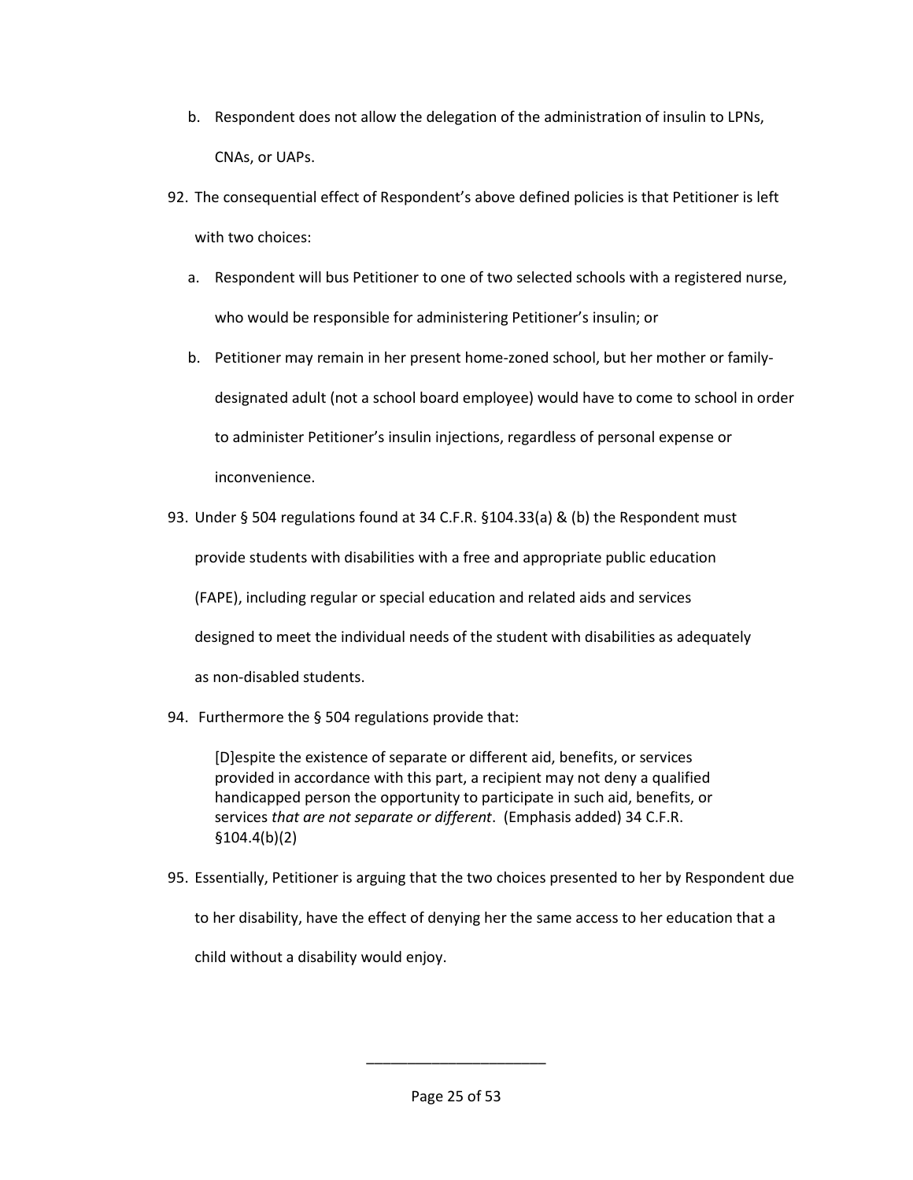b. Respondent does not allow the delegation of the administration of insulin to LPNs, CNAs, or UAPs.

92. The consequential effect of Respondent's above defined policies is that Petitioner is left with two choices:

    a. Respondent will bus Petitioner to one of two selected schools with a registered nurse, who would be responsible for administering Petitioner's insulin; or

    b. Petitioner may remain in her present home-zoned school, but her mother or family-designated adult (not a school board employee) would have to come to school in order to administer Petitioner's insulin injections, regardless of personal expense or inconvenience.

93. Under § 504 regulations found at 34 C.F.R. §104.33(a) & (b) the Respondent must provide students with disabilities with a free and appropriate public education (FAPE), including regular or special education and related aids and services designed to meet the individual needs of the student with disabilities as adequately as non-disabled students.

94. Furthermore the § 504 regulations provide that:

    > [D]espite the existence of separate or different aid, benefits, or services provided in accordance with this part, a recipient may not deny a qualified handicapped person the opportunity to participate in such aid, benefits, or services *that are not separate or different*. (Emphasis added) 34 C.F.R. §104.4(b)(2)

95. Essentially, Petitioner is arguing that the two choices presented to her by Respondent due to her disability, have the effect of denying her the same access to her education that a child without a disability would enjoy.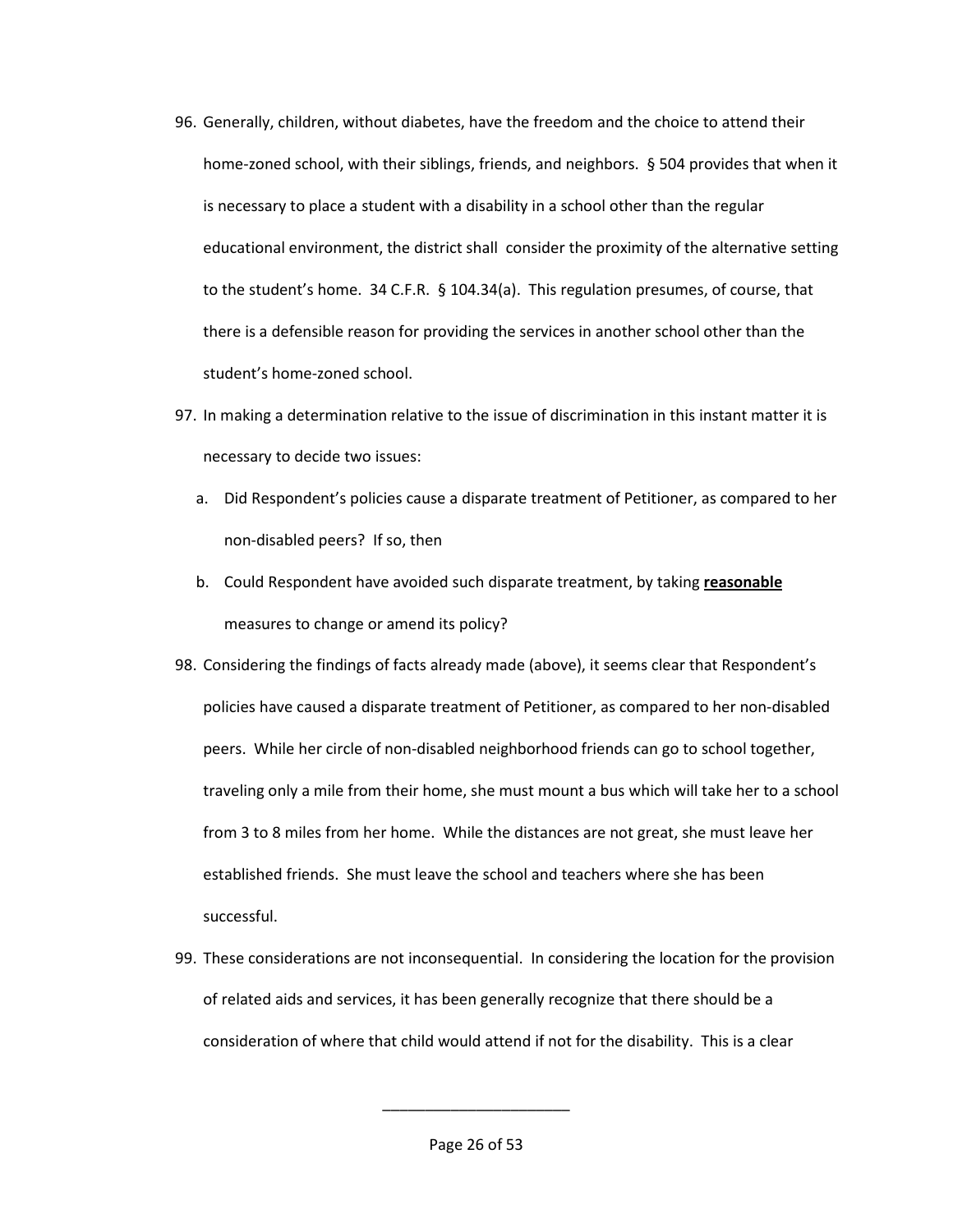96. Generally, children, without diabetes, have the freedom and the choice to attend their home-zoned school, with their siblings, friends, and neighbors. § 504 provides that when it is necessary to place a student with a disability in a school other than the regular educational environment, the district shall consider the proximity of the alternative setting to the student's home. 34 C.F.R. § 104.34(a). This regulation presumes, of course, that there is a defensible reason for providing the services in another school other than the student's home-zoned school.

97. In making a determination relative to the issue of discrimination in this instant matter it is necessary to decide two issues:

    a. Did Respondent's policies cause a disparate treatment of Petitioner, as compared to her non-disabled peers? If so, then

    b. Could Respondent have avoided such disparate treatment, by taking **reasonable** measures to change or amend its policy?

98. Considering the findings of facts already made (above), it seems clear that Respondent's policies have caused a disparate treatment of Petitioner, as compared to her non-disabled peers. While her circle of non-disabled neighborhood friends can go to school together, traveling only a mile from their home, she must mount a bus which will take her to a school from 3 to 8 miles from her home. While the distances are not great, she must leave her established friends. She must leave the school and teachers where she has been successful.

99. These considerations are not inconsequential. In considering the location for the provision of related aids and services, it has been generally recognize that there should be a consideration of where that child would attend if not for the disability. This is a clear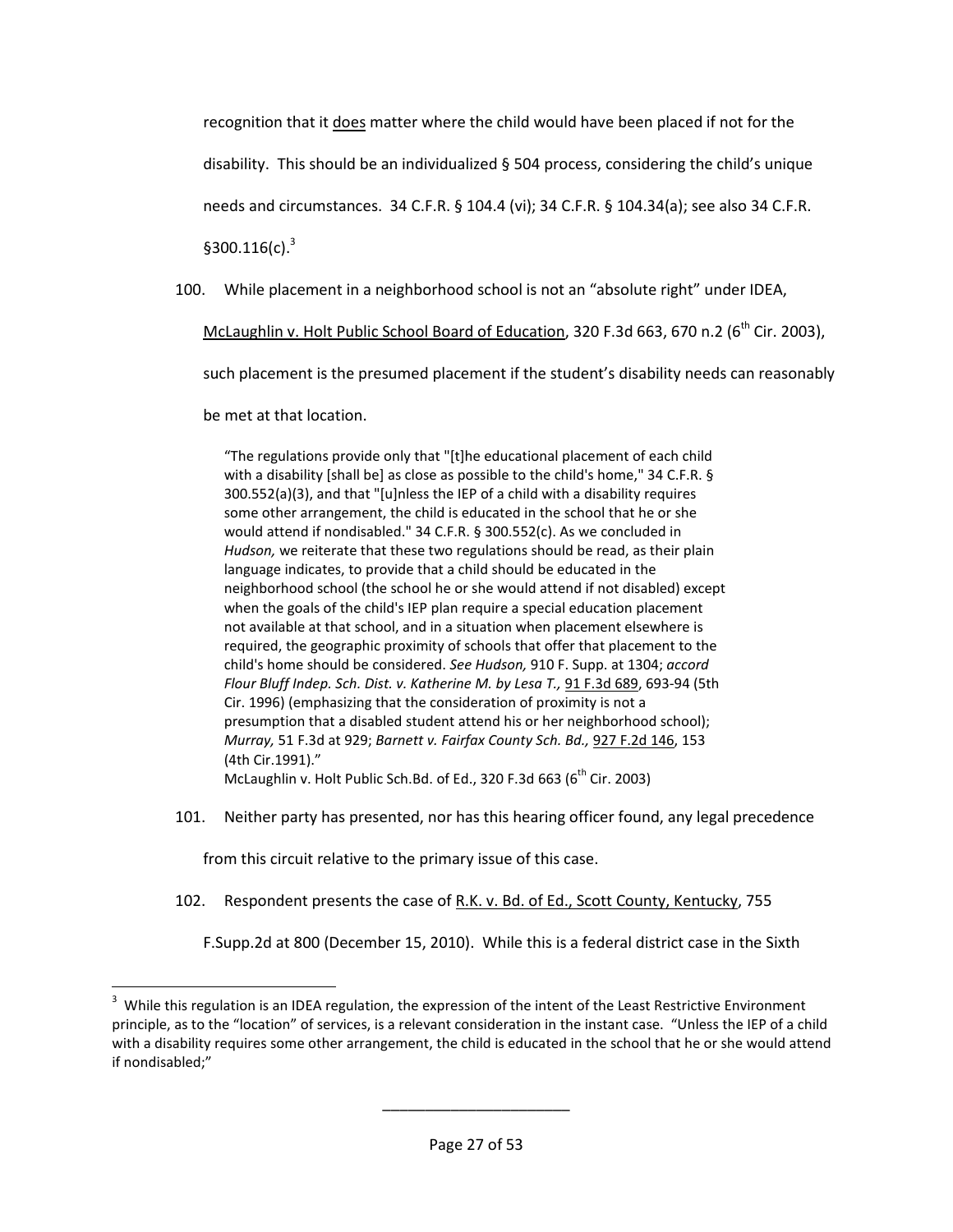recognition that it does matter where the child would have been placed if not for the disability. This should be an individualized § 504 process, considering the child's unique needs and circumstances. 34 C.F.R. § 104.4 (vi); 34 C.F.R. § 104.34(a); see also 34 C.F.R. §300.116(c).[3]

100. While placement in a neighborhood school is not an "absolute right" under IDEA, McLaughlin v. Holt Public School Board of Education, 320 F.3d 663, 670 n.2 (6th Cir. 2003), such placement is the presumed placement if the student's disability needs can reasonably be met at that location.

> "The regulations provide only that "[t]he educational placement of each child with a disability [shall be] as close as possible to the child's home," 34 C.F.R. § 300.552(a)(3), and that "[u]nless the IEP of a child with a disability requires some other arrangement, the child is educated in the school that he or she would attend if nondisabled." 34 C.F.R. § 300.552(c). As we concluded in *Hudson,* we reiterate that these two regulations should be read, as their plain language indicates, to provide that a child should be educated in the neighborhood school (the school he or she would attend if not disabled) except when the goals of the child's IEP plan require a special education placement not available at that school, and in a situation when placement elsewhere is required, the geographic proximity of schools that offer that placement to the child's home should be considered. *See Hudson,* 910 F. Supp. at 1304; *accord Flour Bluff Indep. Sch. Dist. v. Katherine M. by Lesa T.,* 91 F.3d 689, 693-94 (5th Cir. 1996) (emphasizing that the consideration of proximity is not a presumption that a disabled student attend his or her neighborhood school); *Murray,* 51 F.3d at 929; *Barnett v. Fairfax County Sch. Bd.,* 927 F.2d 146, 153 (4th Cir.1991)."
> McLaughlin v. Holt Public Sch.Bd. of Ed., 320 F.3d 663 (6th Cir. 2003)

101. Neither party has presented, nor has this hearing officer found, any legal precedence from this circuit relative to the primary issue of this case.

102. Respondent presents the case of R.K. v. Bd. of Ed., Scott County, Kentucky, 755 F.Supp.2d at 800 (December 15, 2010). While this is a federal district case in the Sixth

---

[3] While this regulation is an IDEA regulation, the expression of the intent of the Least Restrictive Environment principle, as to the "location" of services, is a relevant consideration in the instant case. "Unless the IEP of a child with a disability requires some other arrangement, the child is educated in the school that he or she would attend if nondisabled;"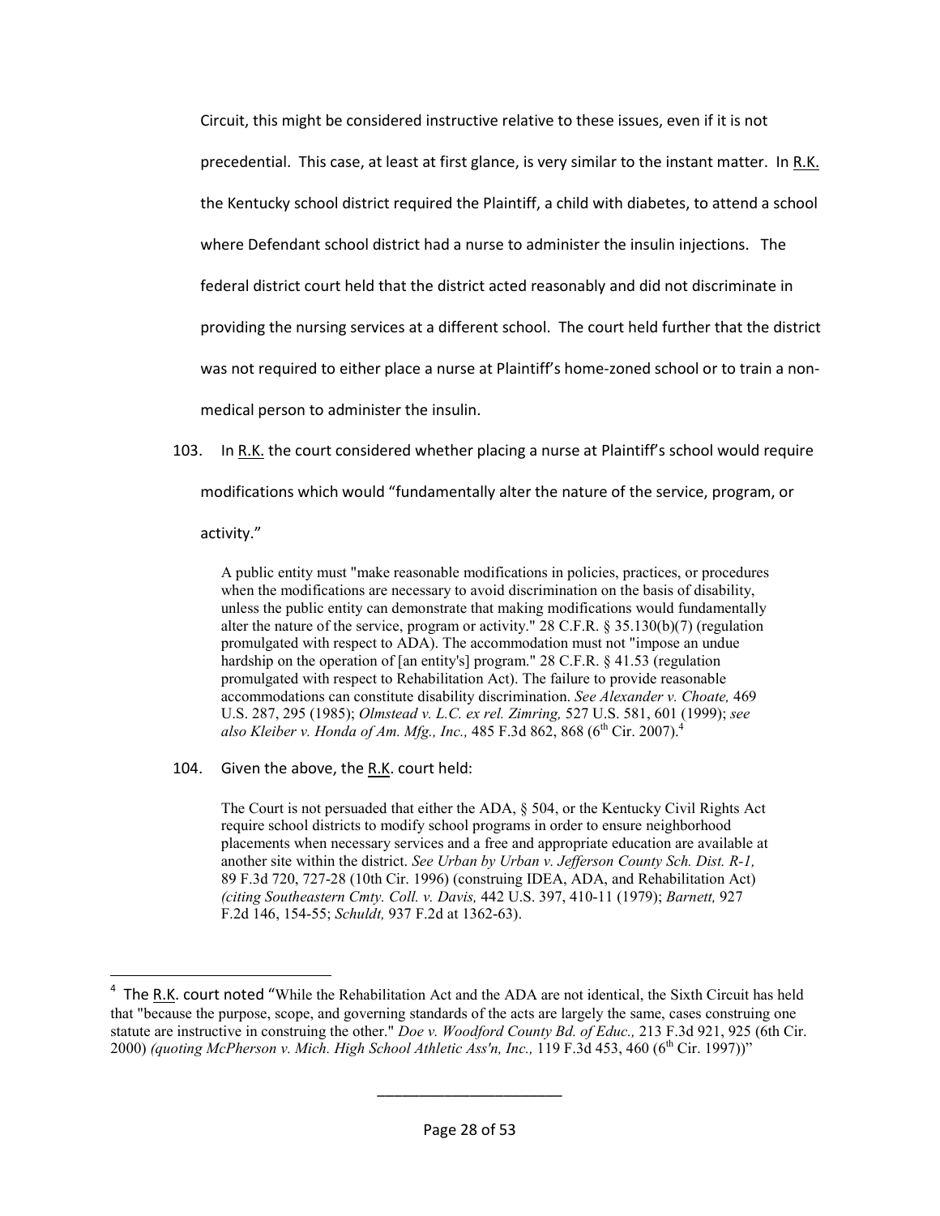Circuit, this might be considered instructive relative to these issues, even if it is not precedential. This case, at least at first glance, is very similar to the instant matter. In R.K. the Kentucky school district required the Plaintiff, a child with diabetes, to attend a school where Defendant school district had a nurse to administer the insulin injections. The federal district court held that the district acted reasonably and did not discriminate in providing the nursing services at a different school. The court held further that the district was not required to either place a nurse at Plaintiff's home-zoned school or to train a non-medical person to administer the insulin.

103. In R.K. the court considered whether placing a nurse at Plaintiff's school would require modifications which would "fundamentally alter the nature of the service, program, or activity."

> A public entity must "make reasonable modifications in policies, practices, or procedures when the modifications are necessary to avoid discrimination on the basis of disability, unless the public entity can demonstrate that making modifications would fundamentally alter the nature of the service, program or activity." 28 C.F.R. § 35.130(b)(7) (regulation promulgated with respect to ADA). The accommodation must not "impose an undue hardship on the operation of [an entity's] program." 28 C.F.R. § 41.53 (regulation promulgated with respect to Rehabilitation Act). The failure to provide reasonable accommodations can constitute disability discrimination. *See Alexander v. Choate,* 469 U.S. 287, 295 (1985); *Olmstead v. L.C. ex rel. Zimring,* 527 U.S. 581, 601 (1999); *see also Kleiber v. Honda of Am. Mfg., Inc.,* 485 F.3d 862, 868 (6th Cir. 2007).[4]

104. Given the above, the R.K. court held:

> The Court is not persuaded that either the ADA, § 504, or the Kentucky Civil Rights Act require school districts to modify school programs in order to ensure neighborhood placements when necessary services and a free and appropriate education are available at another site within the district. *See Urban by Urban v. Jefferson County Sch. Dist. R-1,* 89 F.3d 720, 727-28 (10th Cir. 1996) (construing IDEA, ADA, and Rehabilitation Act) *(citing Southeastern Cmty. Coll. v. Davis,* 442 U.S. 397, 410-11 (1979); *Barnett,* 927 F.2d 146, 154-55; *Schuldt,* 937 F.2d at 1362-63).

---

[4] The R.K. court noted "While the Rehabilitation Act and the ADA are not identical, the Sixth Circuit has held that "because the purpose, scope, and governing standards of the acts are largely the same, cases construing one statute are instructive in construing the other." *Doe v. Woodford County Bd. of Educ.,* 213 F.3d 921, 925 (6th Cir. 2000) *(quoting McPherson v. Mich. High School Athletic Ass'n, Inc.,* 119 F.3d 453, 460 (6th Cir. 1997))"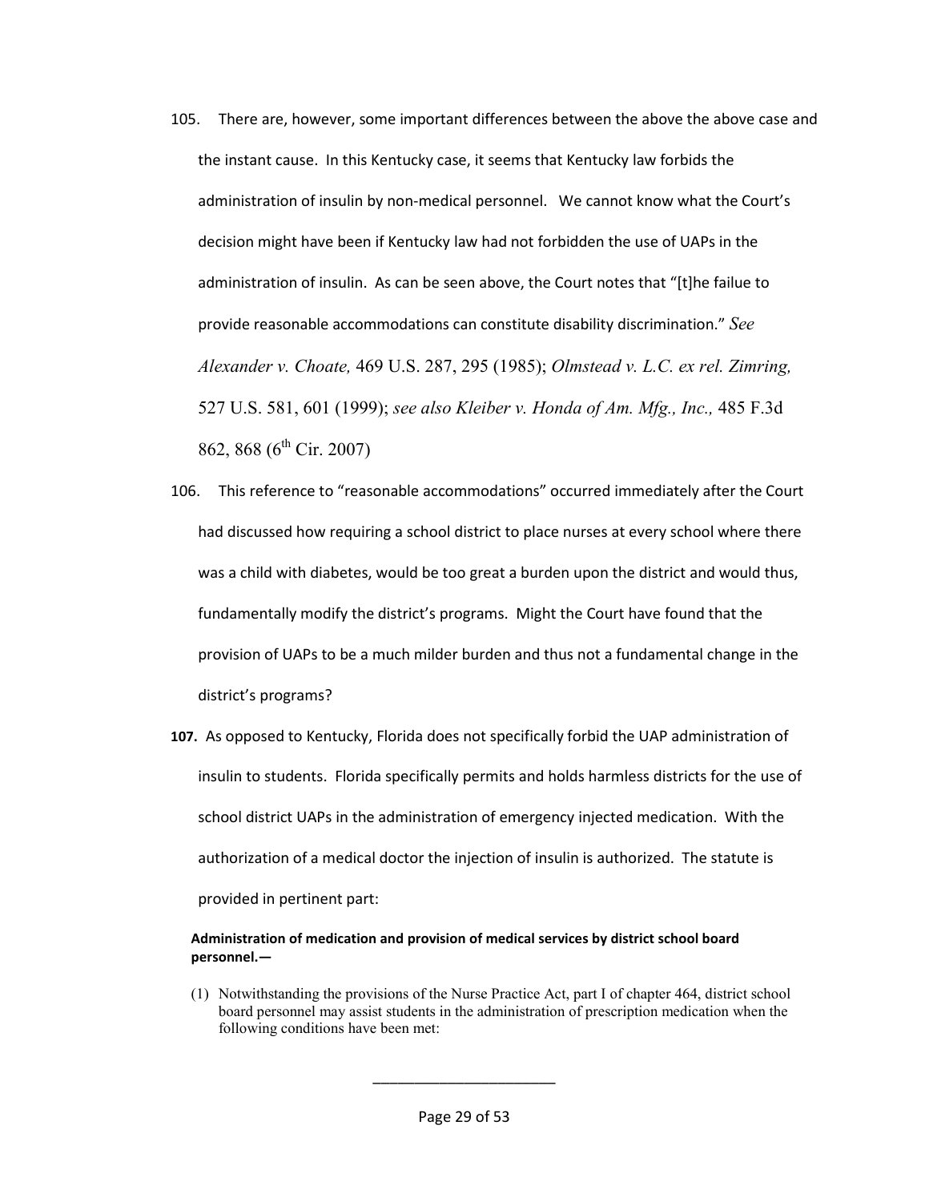105. There are, however, some important differences between the above the above case and the instant cause. In this Kentucky case, it seems that Kentucky law forbids the administration of insulin by non-medical personnel. We cannot know what the Court's decision might have been if Kentucky law had not forbidden the use of UAPs in the administration of insulin. As can be seen above, the Court notes that "[t]he failue to provide reasonable accommodations can constitute disability discrimination." *See Alexander v. Choate,* 469 U.S. 287, 295 (1985); *Olmstead v. L.C. ex rel. Zimring,* 527 U.S. 581, 601 (1999); *see also Kleiber v. Honda of Am. Mfg., Inc.,* 485 F.3d 862, 868 (6th Cir. 2007)

106. This reference to "reasonable accommodations" occurred immediately after the Court had discussed how requiring a school district to place nurses at every school where there was a child with diabetes, would be too great a burden upon the district and would thus, fundamentally modify the district's programs. Might the Court have found that the provision of UAPs to be a much milder burden and thus not a fundamental change in the district's programs?

**107.** As opposed to Kentucky, Florida does not specifically forbid the UAP administration of insulin to students. Florida specifically permits and holds harmless districts for the use of school district UAPs in the administration of emergency injected medication. With the authorization of a medical doctor the injection of insulin is authorized. The statute is provided in pertinent part:

**Administration of medication and provision of medical services by district school board personnel.—**

(1) Notwithstanding the provisions of the Nurse Practice Act, part I of chapter 464, district school board personnel may assist students in the administration of prescription medication when the following conditions have been met: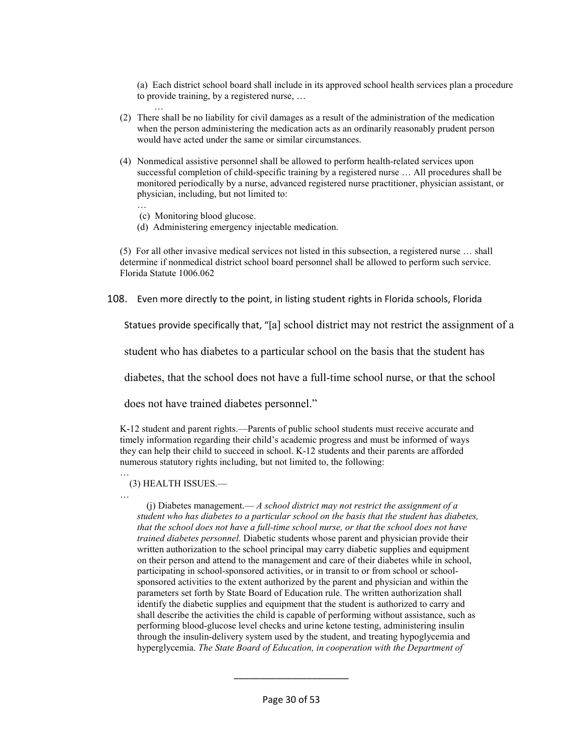> (a) Each district school board shall include in its approved school health services plan a procedure to provide training, by a registered nurse, …
>
> …
>
> (2) There shall be no liability for civil damages as a result of the administration of the medication when the person administering the medication acts as an ordinarily reasonably prudent person would have acted under the same or similar circumstances.
>
> (4) Nonmedical assistive personnel shall be allowed to perform health-related services upon successful completion of child-specific training by a registered nurse … All procedures shall be monitored periodically by a nurse, advanced registered nurse practitioner, physician assistant, or physician, including, but not limited to:
>
> …
>
> (c) Monitoring blood glucose.
>
> (d) Administering emergency injectable medication.
>
> (5) For all other invasive medical services not listed in this subsection, a registered nurse … shall determine if nonmedical district school board personnel shall be allowed to perform such service. Florida Statute 1006.062

108. Even more directly to the point, in listing student rights in Florida schools, Florida Statues provide specifically that, "[a] school district may not restrict the assignment of a student who has diabetes to a particular school on the basis that the student has diabetes, that the school does not have a full-time school nurse, or that the school does not have trained diabetes personnel."

> K-12 student and parent rights.—Parents of public school students must receive accurate and timely information regarding their child's academic progress and must be informed of ways they can help their child to succeed in school. K-12 students and their parents are afforded numerous statutory rights including, but not limited to, the following:
>
> …
>
> (3) HEALTH ISSUES.—
>
> …
>
> (j) Diabetes management.— *A school district may not restrict the assignment of a student who has diabetes to a particular school on the basis that the student has diabetes, that the school does not have a full-time school nurse, or that the school does not have trained diabetes personnel.* Diabetic students whose parent and physician provide their written authorization to the school principal may carry diabetic supplies and equipment on their person and attend to the management and care of their diabetes while in school, participating in school-sponsored activities, or in transit to or from school or school-sponsored activities to the extent authorized by the parent and physician and within the parameters set forth by State Board of Education rule. The written authorization shall identify the diabetic supplies and equipment that the student is authorized to carry and shall describe the activities the child is capable of performing without assistance, such as performing blood-glucose level checks and urine ketone testing, administering insulin through the insulin-delivery system used by the student, and treating hypoglycemia and hyperglycemia. *The State Board of Education, in cooperation with the Department of*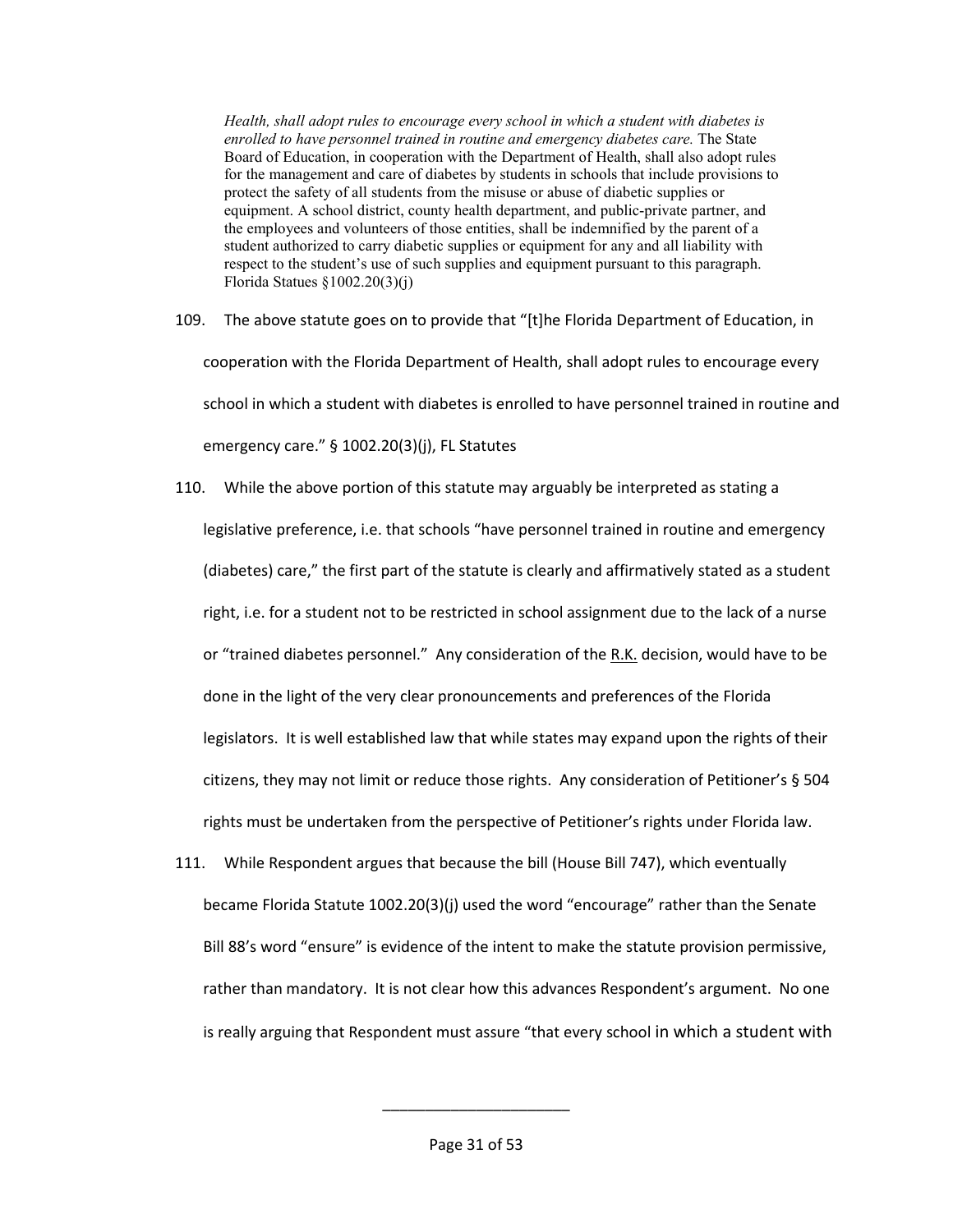> *Health, shall adopt rules to encourage every school in which a student with diabetes is enrolled to have personnel trained in routine and emergency diabetes care.* The State Board of Education, in cooperation with the Department of Health, shall also adopt rules for the management and care of diabetes by students in schools that include provisions to protect the safety of all students from the misuse or abuse of diabetic supplies or equipment. A school district, county health department, and public-private partner, and the employees and volunteers of those entities, shall be indemnified by the parent of a student authorized to carry diabetic supplies or equipment for any and all liability with respect to the student's use of such supplies and equipment pursuant to this paragraph. Florida Statues §1002.20(3)(j)

109. The above statute goes on to provide that "[t]he Florida Department of Education, in cooperation with the Florida Department of Health, shall adopt rules to encourage every school in which a student with diabetes is enrolled to have personnel trained in routine and emergency care." § 1002.20(3)(j), FL Statutes

110. While the above portion of this statute may arguably be interpreted as stating a legislative preference, i.e. that schools "have personnel trained in routine and emergency (diabetes) care," the first part of the statute is clearly and affirmatively stated as a student right, i.e. for a student not to be restricted in school assignment due to the lack of a nurse or "trained diabetes personnel." Any consideration of the R.K. decision, would have to be done in the light of the very clear pronouncements and preferences of the Florida legislators. It is well established law that while states may expand upon the rights of their citizens, they may not limit or reduce those rights. Any consideration of Petitioner's § 504 rights must be undertaken from the perspective of Petitioner's rights under Florida law.

111. While Respondent argues that because the bill (House Bill 747), which eventually became Florida Statute 1002.20(3)(j) used the word "encourage" rather than the Senate Bill 88's word "ensure" is evidence of the intent to make the statute provision permissive, rather than mandatory. It is not clear how this advances Respondent's argument. No one is really arguing that Respondent must assure "that every school in which a student with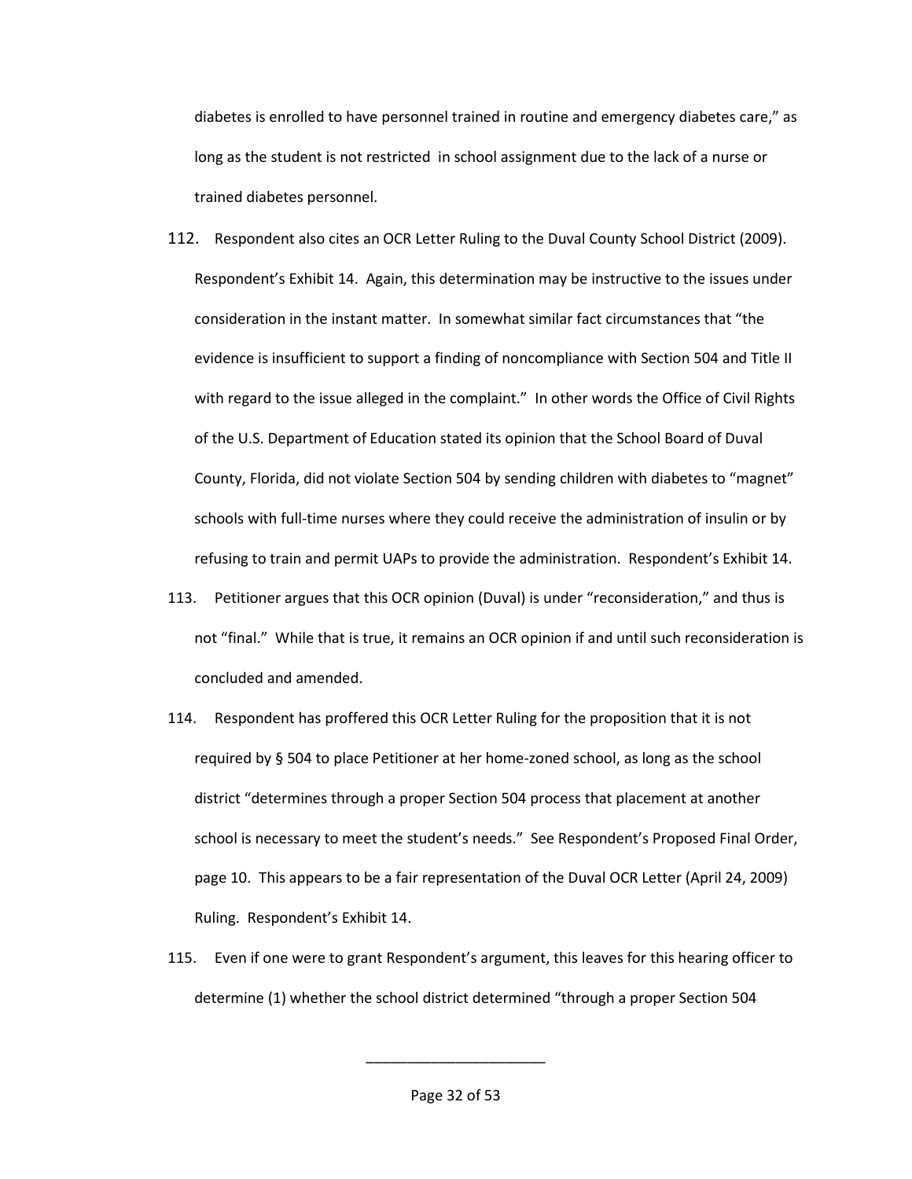diabetes is enrolled to have personnel trained in routine and emergency diabetes care," as long as the student is not restricted in school assignment due to the lack of a nurse or trained diabetes personnel.

112. Respondent also cites an OCR Letter Ruling to the Duval County School District (2009). Respondent's Exhibit 14. Again, this determination may be instructive to the issues under consideration in the instant matter. In somewhat similar fact circumstances that "the evidence is insufficient to support a finding of noncompliance with Section 504 and Title II with regard to the issue alleged in the complaint." In other words the Office of Civil Rights of the U.S. Department of Education stated its opinion that the School Board of Duval County, Florida, did not violate Section 504 by sending children with diabetes to "magnet" schools with full-time nurses where they could receive the administration of insulin or by refusing to train and permit UAPs to provide the administration. Respondent's Exhibit 14.

113. Petitioner argues that this OCR opinion (Duval) is under "reconsideration," and thus is not "final." While that is true, it remains an OCR opinion if and until such reconsideration is concluded and amended.

114. Respondent has proffered this OCR Letter Ruling for the proposition that it is not required by § 504 to place Petitioner at her home-zoned school, as long as the school district "determines through a proper Section 504 process that placement at another school is necessary to meet the student's needs." See Respondent's Proposed Final Order, page 10. This appears to be a fair representation of the Duval OCR Letter (April 24, 2009) Ruling. Respondent's Exhibit 14.

115. Even if one were to grant Respondent's argument, this leaves for this hearing officer to determine (1) whether the school district determined "through a proper Section 504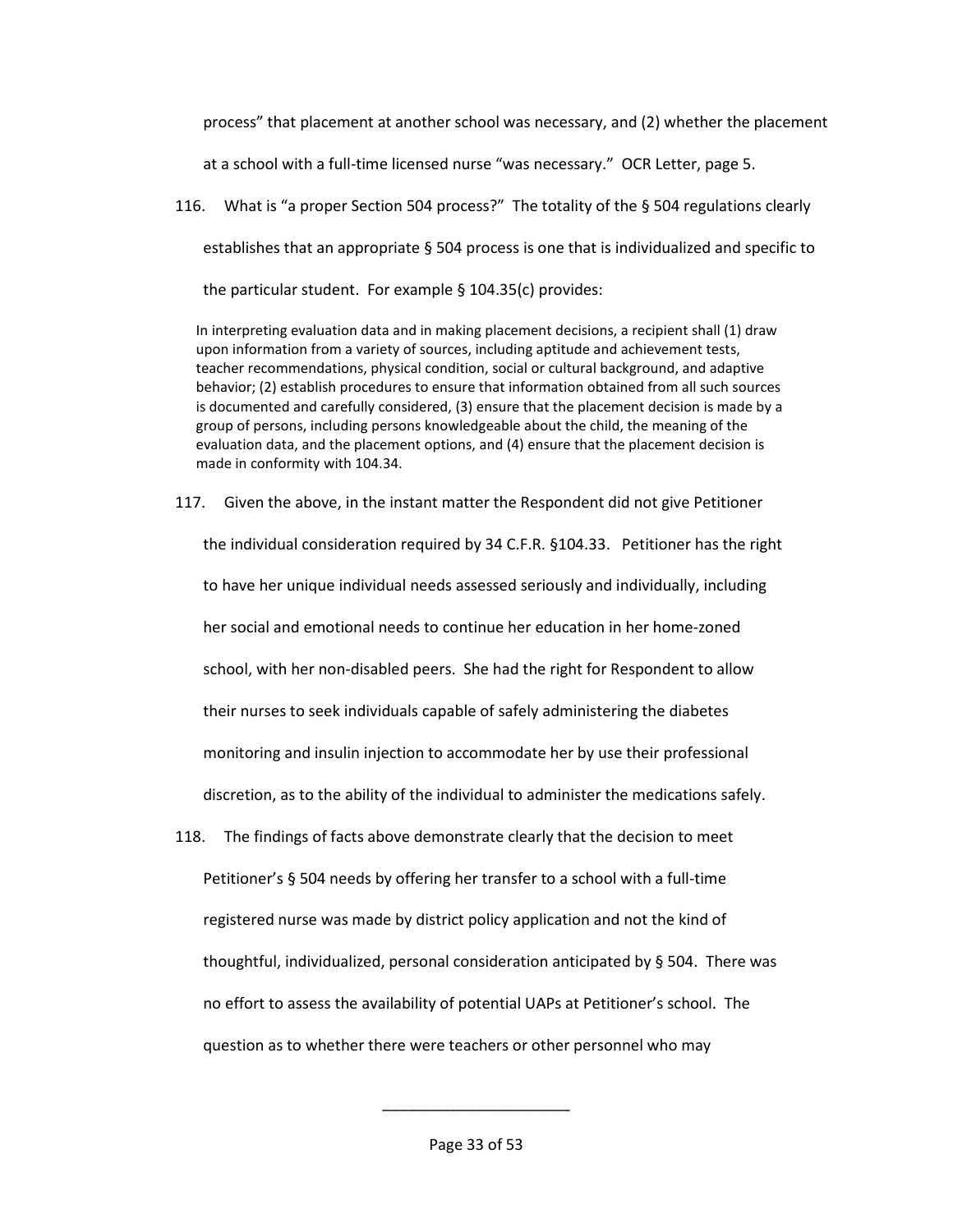process" that placement at another school was necessary, and (2) whether the placement at a school with a full-time licensed nurse "was necessary." OCR Letter, page 5.

116. What is "a proper Section 504 process?" The totality of the § 504 regulations clearly establishes that an appropriate § 504 process is one that is individualized and specific to the particular student. For example § 104.35(c) provides:

> In interpreting evaluation data and in making placement decisions, a recipient shall (1) draw upon information from a variety of sources, including aptitude and achievement tests, teacher recommendations, physical condition, social or cultural background, and adaptive behavior; (2) establish procedures to ensure that information obtained from all such sources is documented and carefully considered, (3) ensure that the placement decision is made by a group of persons, including persons knowledgeable about the child, the meaning of the evaluation data, and the placement options, and (4) ensure that the placement decision is made in conformity with 104.34.

117. Given the above, in the instant matter the Respondent did not give Petitioner the individual consideration required by 34 C.F.R. §104.33. Petitioner has the right to have her unique individual needs assessed seriously and individually, including her social and emotional needs to continue her education in her home-zoned school, with her non-disabled peers. She had the right for Respondent to allow their nurses to seek individuals capable of safely administering the diabetes monitoring and insulin injection to accommodate her by use their professional discretion, as to the ability of the individual to administer the medications safely.

118. The findings of facts above demonstrate clearly that the decision to meet Petitioner's § 504 needs by offering her transfer to a school with a full-time registered nurse was made by district policy application and not the kind of thoughtful, individualized, personal consideration anticipated by § 504. There was no effort to assess the availability of potential UAPs at Petitioner's school. The question as to whether there were teachers or other personnel who may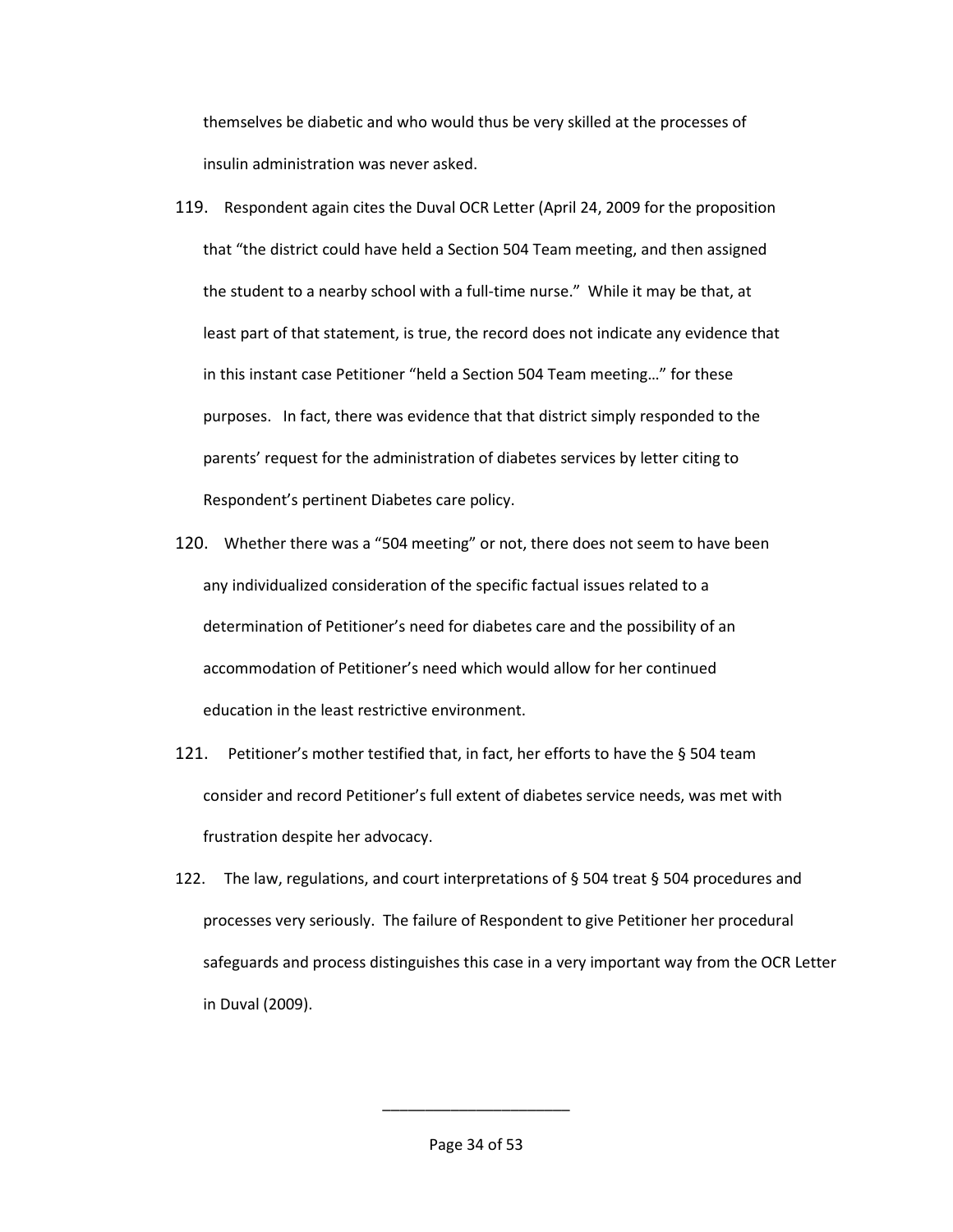themselves be diabetic and who would thus be very skilled at the processes of insulin administration was never asked.

119. Respondent again cites the Duval OCR Letter (April 24, 2009 for the proposition that "the district could have held a Section 504 Team meeting, and then assigned the student to a nearby school with a full-time nurse." While it may be that, at least part of that statement, is true, the record does not indicate any evidence that in this instant case Petitioner "held a Section 504 Team meeting…" for these purposes. In fact, there was evidence that that district simply responded to the parents' request for the administration of diabetes services by letter citing to Respondent's pertinent Diabetes care policy.

120. Whether there was a "504 meeting" or not, there does not seem to have been any individualized consideration of the specific factual issues related to a determination of Petitioner's need for diabetes care and the possibility of an accommodation of Petitioner's need which would allow for her continued education in the least restrictive environment.

121. Petitioner's mother testified that, in fact, her efforts to have the § 504 team consider and record Petitioner's full extent of diabetes service needs, was met with frustration despite her advocacy.

122. The law, regulations, and court interpretations of § 504 treat § 504 procedures and processes very seriously. The failure of Respondent to give Petitioner her procedural safeguards and process distinguishes this case in a very important way from the OCR Letter in Duval (2009).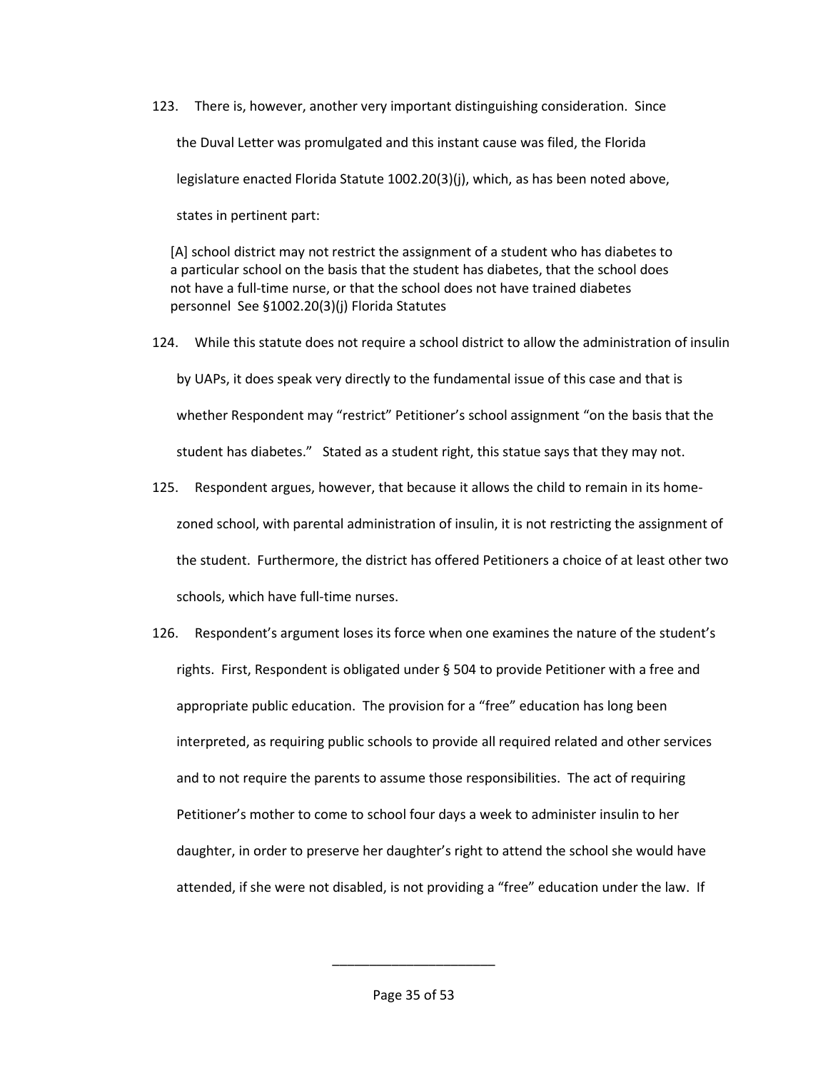123. There is, however, another very important distinguishing consideration. Since the Duval Letter was promulgated and this instant cause was filed, the Florida legislature enacted Florida Statute 1002.20(3)(j), which, as has been noted above, states in pertinent part:

> [A] school district may not restrict the assignment of a student who has diabetes to a particular school on the basis that the student has diabetes, that the school does not have a full-time nurse, or that the school does not have trained diabetes personnel See §1002.20(3)(j) Florida Statutes

124. While this statute does not require a school district to allow the administration of insulin by UAPs, it does speak very directly to the fundamental issue of this case and that is whether Respondent may "restrict" Petitioner's school assignment "on the basis that the student has diabetes." Stated as a student right, this statue says that they may not.

125. Respondent argues, however, that because it allows the child to remain in its home-zoned school, with parental administration of insulin, it is not restricting the assignment of the student. Furthermore, the district has offered Petitioners a choice of at least other two schools, which have full-time nurses.

126. Respondent's argument loses its force when one examines the nature of the student's rights. First, Respondent is obligated under § 504 to provide Petitioner with a free and appropriate public education. The provision for a "free" education has long been interpreted, as requiring public schools to provide all required related and other services and to not require the parents to assume those responsibilities. The act of requiring Petitioner's mother to come to school four days a week to administer insulin to her daughter, in order to preserve her daughter's right to attend the school she would have attended, if she were not disabled, is not providing a "free" education under the law. If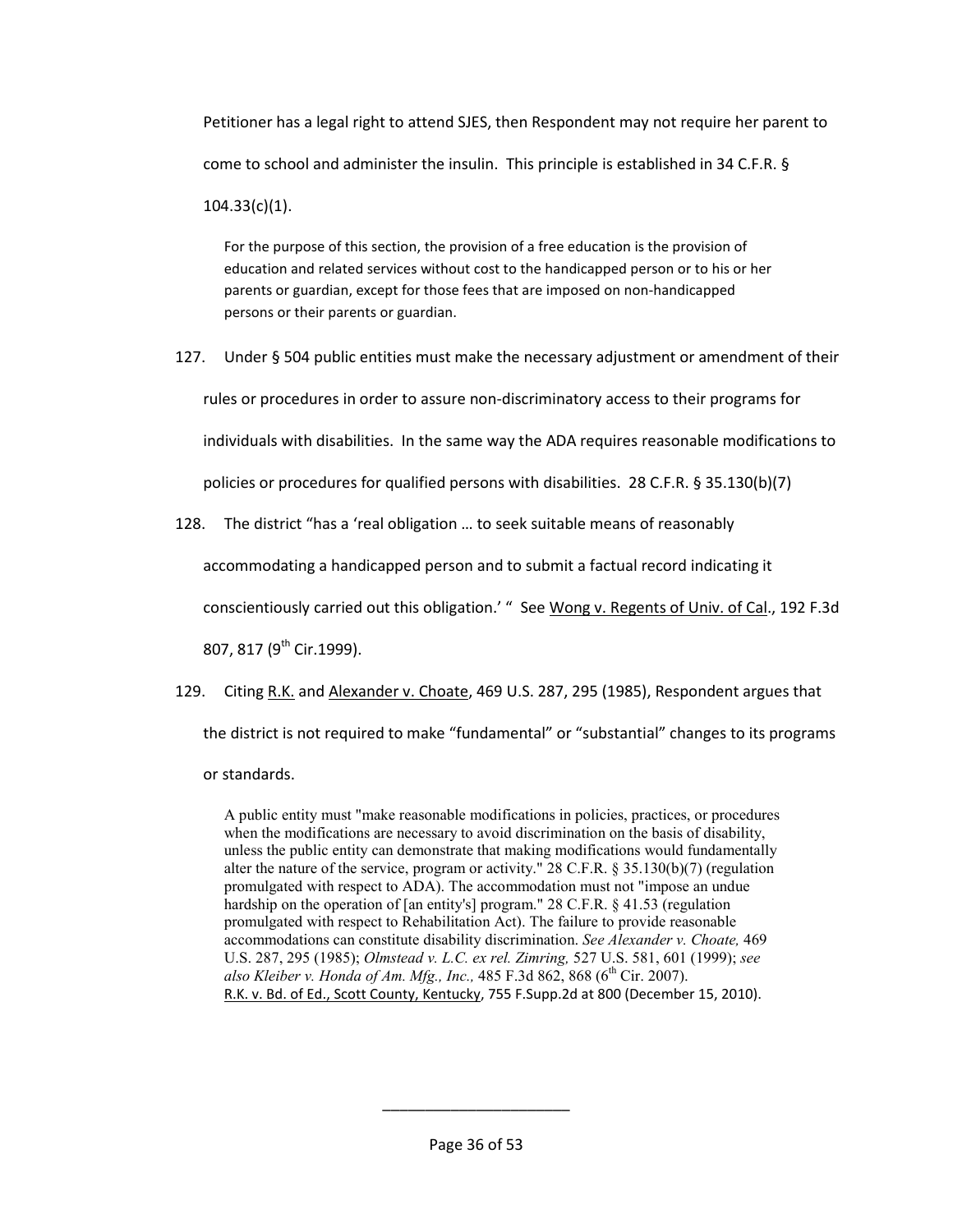Petitioner has a legal right to attend SJES, then Respondent may not require her parent to come to school and administer the insulin. This principle is established in 34 C.F.R. § 104.33(c)(1).

> For the purpose of this section, the provision of a free education is the provision of education and related services without cost to the handicapped person or to his or her parents or guardian, except for those fees that are imposed on non-handicapped persons or their parents or guardian.

127. Under § 504 public entities must make the necessary adjustment or amendment of their rules or procedures in order to assure non-discriminatory access to their programs for individuals with disabilities. In the same way the ADA requires reasonable modifications to policies or procedures for qualified persons with disabilities. 28 C.F.R. § 35.130(b)(7)

128. The district "has a 'real obligation … to seek suitable means of reasonably accommodating a handicapped person and to submit a factual record indicating it conscientiously carried out this obligation.' " See Wong v. Regents of Univ. of Cal., 192 F.3d 807, 817 (9th Cir.1999).

129. Citing R.K. and Alexander v. Choate, 469 U.S. 287, 295 (1985), Respondent argues that the district is not required to make "fundamental" or "substantial" changes to its programs or standards.

> A public entity must "make reasonable modifications in policies, practices, or procedures when the modifications are necessary to avoid discrimination on the basis of disability, unless the public entity can demonstrate that making modifications would fundamentally alter the nature of the service, program or activity." 28 C.F.R. § 35.130(b)(7) (regulation promulgated with respect to ADA). The accommodation must not "impose an undue hardship on the operation of [an entity's] program." 28 C.F.R. § 41.53 (regulation promulgated with respect to Rehabilitation Act). The failure to provide reasonable accommodations can constitute disability discrimination. *See Alexander v. Choate,* 469 U.S. 287, 295 (1985); *Olmstead v. L.C. ex rel. Zimring,* 527 U.S. 581, 601 (1999); *see also Kleiber v. Honda of Am. Mfg., Inc.,* 485 F.3d 862, 868 (6th Cir. 2007).
> R.K. v. Bd. of Ed., Scott County, Kentucky, 755 F.Supp.2d at 800 (December 15, 2010).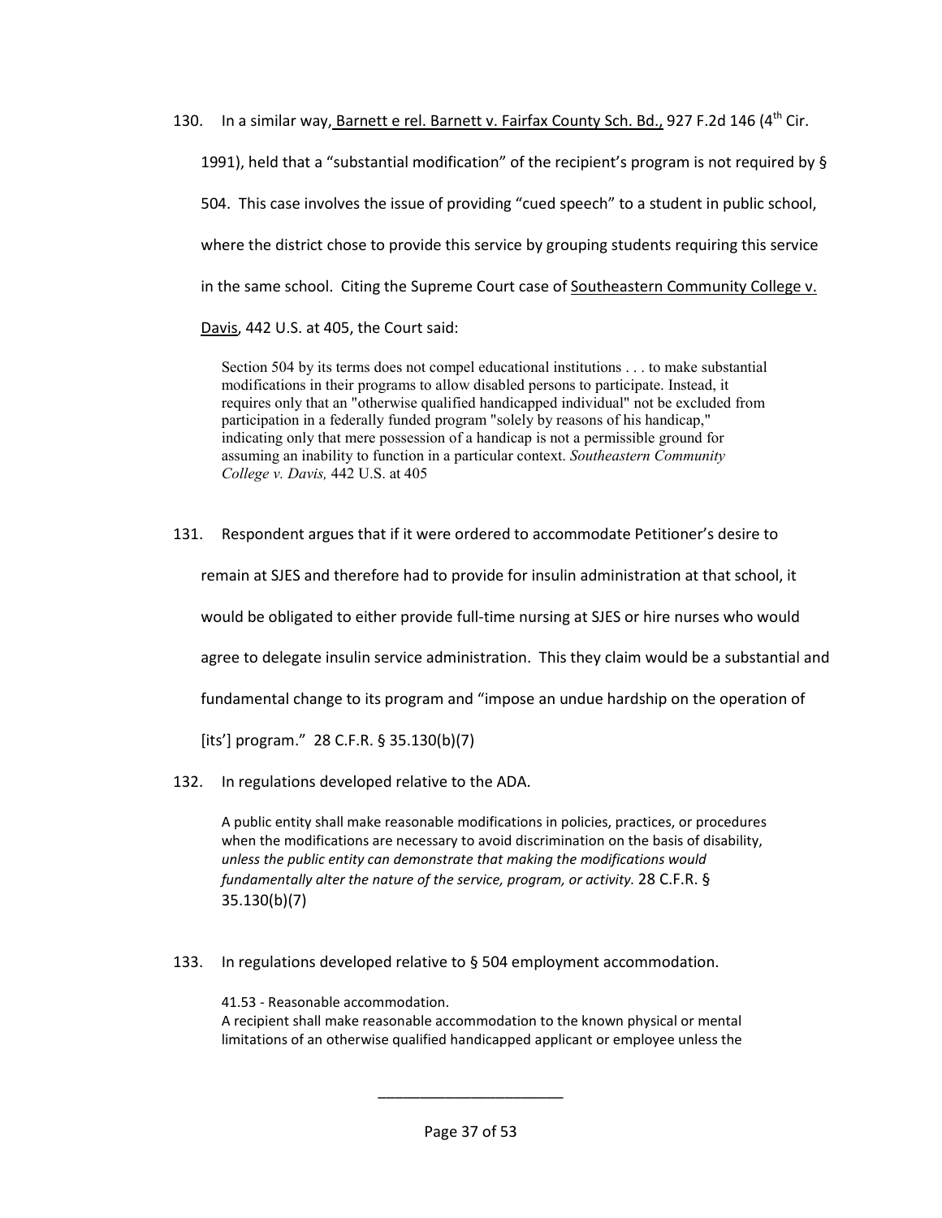130. In a similar way, Barnett e rel. Barnett v. Fairfax County Sch. Bd., 927 F.2d 146 (4th Cir. 1991), held that a "substantial modification" of the recipient's program is not required by § 504. This case involves the issue of providing "cued speech" to a student in public school, where the district chose to provide this service by grouping students requiring this service in the same school. Citing the Supreme Court case of Southeastern Community College v. Davis, 442 U.S. at 405, the Court said:

> Section 504 by its terms does not compel educational institutions . . . to make substantial modifications in their programs to allow disabled persons to participate. Instead, it requires only that an "otherwise qualified handicapped individual" not be excluded from participation in a federally funded program "solely by reasons of his handicap," indicating only that mere possession of a handicap is not a permissible ground for assuming an inability to function in a particular context. *Southeastern Community College v. Davis,* 442 U.S. at 405

131. Respondent argues that if it were ordered to accommodate Petitioner's desire to remain at SJES and therefore had to provide for insulin administration at that school, it would be obligated to either provide full-time nursing at SJES or hire nurses who would agree to delegate insulin service administration. This they claim would be a substantial and fundamental change to its program and "impose an undue hardship on the operation of [its'] program." 28 C.F.R. § 35.130(b)(7)

132. In regulations developed relative to the ADA.

> A public entity shall make reasonable modifications in policies, practices, or procedures when the modifications are necessary to avoid discrimination on the basis of disability, *unless the public entity can demonstrate that making the modifications would fundamentally alter the nature of the service, program, or activity.* 28 C.F.R. § 35.130(b)(7)

133. In regulations developed relative to § 504 employment accommodation.

> 41.53 - Reasonable accommodation.
> A recipient shall make reasonable accommodation to the known physical or mental limitations of an otherwise qualified handicapped applicant or employee unless the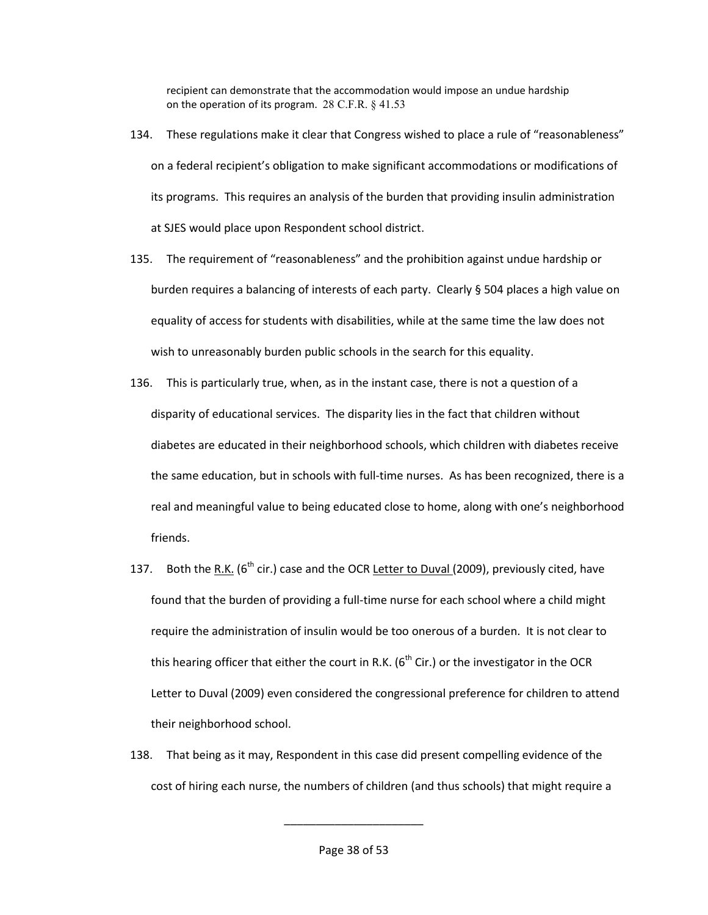recipient can demonstrate that the accommodation would impose an undue hardship on the operation of its program. 28 C.F.R. § 41.53

134. These regulations make it clear that Congress wished to place a rule of "reasonableness" on a federal recipient's obligation to make significant accommodations or modifications of its programs. This requires an analysis of the burden that providing insulin administration at SJES would place upon Respondent school district.

135. The requirement of "reasonableness" and the prohibition against undue hardship or burden requires a balancing of interests of each party. Clearly § 504 places a high value on equality of access for students with disabilities, while at the same time the law does not wish to unreasonably burden public schools in the search for this equality.

136. This is particularly true, when, as in the instant case, there is not a question of a disparity of educational services. The disparity lies in the fact that children without diabetes are educated in their neighborhood schools, which children with diabetes receive the same education, but in schools with full-time nurses. As has been recognized, there is a real and meaningful value to being educated close to home, along with one's neighborhood friends.

137. Both the R.K. (6th cir.) case and the OCR Letter to Duval (2009), previously cited, have found that the burden of providing a full-time nurse for each school where a child might require the administration of insulin would be too onerous of a burden. It is not clear to this hearing officer that either the court in R.K. (6th Cir.) or the investigator in the OCR Letter to Duval (2009) even considered the congressional preference for children to attend their neighborhood school.

138. That being as it may, Respondent in this case did present compelling evidence of the cost of hiring each nurse, the numbers of children (and thus schools) that might require a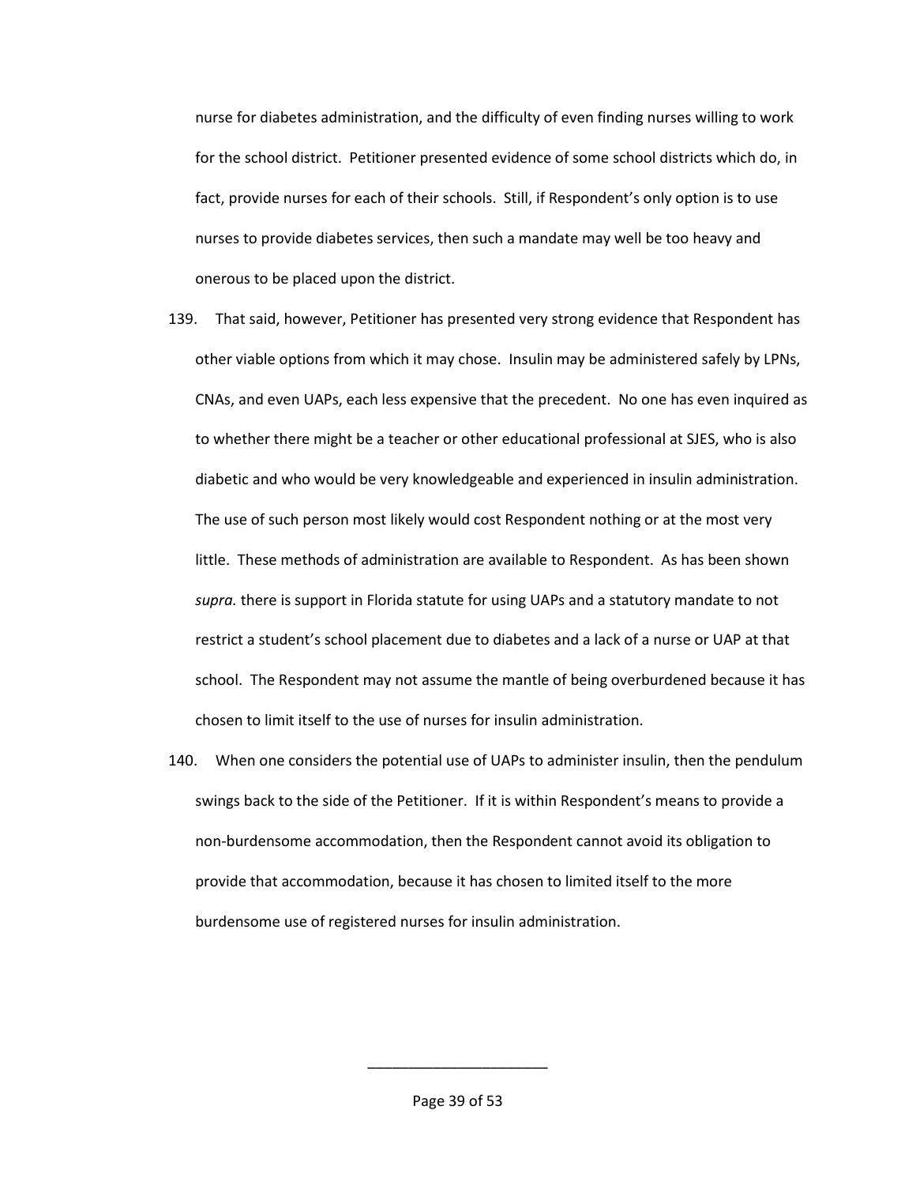nurse for diabetes administration, and the difficulty of even finding nurses willing to work for the school district. Petitioner presented evidence of some school districts which do, in fact, provide nurses for each of their schools. Still, if Respondent's only option is to use nurses to provide diabetes services, then such a mandate may well be too heavy and onerous to be placed upon the district.

139. That said, however, Petitioner has presented very strong evidence that Respondent has other viable options from which it may chose. Insulin may be administered safely by LPNs, CNAs, and even UAPs, each less expensive that the precedent. No one has even inquired as to whether there might be a teacher or other educational professional at SJES, who is also diabetic and who would be very knowledgeable and experienced in insulin administration. The use of such person most likely would cost Respondent nothing or at the most very little. These methods of administration are available to Respondent. As has been shown *supra.* there is support in Florida statute for using UAPs and a statutory mandate to not restrict a student's school placement due to diabetes and a lack of a nurse or UAP at that school. The Respondent may not assume the mantle of being overburdened because it has chosen to limit itself to the use of nurses for insulin administration.

140. When one considers the potential use of UAPs to administer insulin, then the pendulum swings back to the side of the Petitioner. If it is within Respondent's means to provide a non-burdensome accommodation, then the Respondent cannot avoid its obligation to provide that accommodation, because it has chosen to limited itself to the more burdensome use of registered nurses for insulin administration.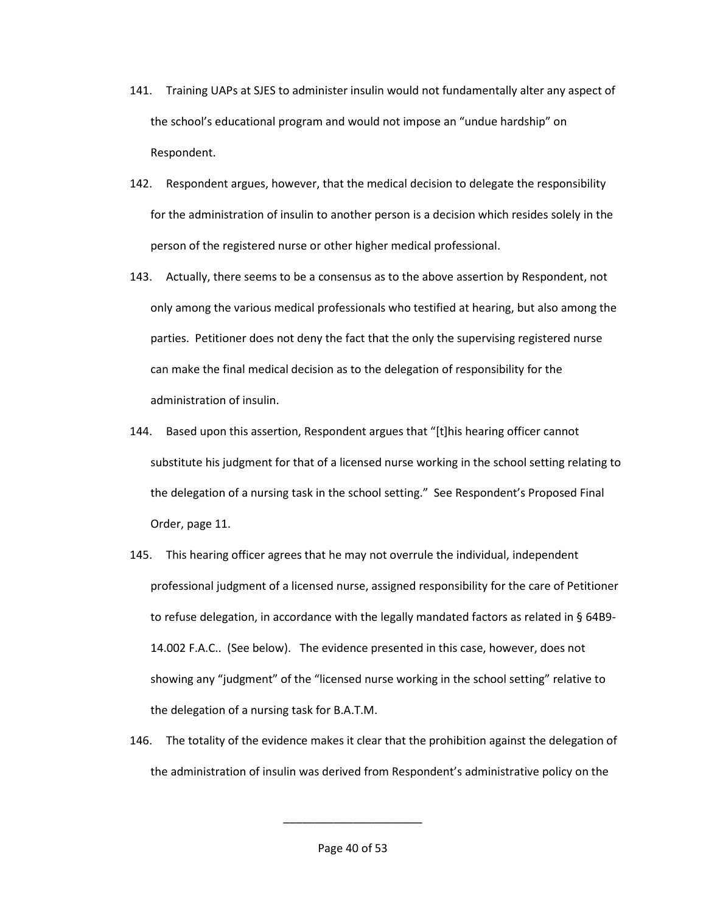141. Training UAPs at SJES to administer insulin would not fundamentally alter any aspect of the school's educational program and would not impose an "undue hardship" on Respondent.

142. Respondent argues, however, that the medical decision to delegate the responsibility for the administration of insulin to another person is a decision which resides solely in the person of the registered nurse or other higher medical professional.

143. Actually, there seems to be a consensus as to the above assertion by Respondent, not only among the various medical professionals who testified at hearing, but also among the parties. Petitioner does not deny the fact that the only the supervising registered nurse can make the final medical decision as to the delegation of responsibility for the administration of insulin.

144. Based upon this assertion, Respondent argues that "[t]his hearing officer cannot substitute his judgment for that of a licensed nurse working in the school setting relating to the delegation of a nursing task in the school setting." See Respondent's Proposed Final Order, page 11.

145. This hearing officer agrees that he may not overrule the individual, independent professional judgment of a licensed nurse, assigned responsibility for the care of Petitioner to refuse delegation, in accordance with the legally mandated factors as related in § 64B9-14.002 F.A.C.. (See below). The evidence presented in this case, however, does not showing any "judgment" of the "licensed nurse working in the school setting" relative to the delegation of a nursing task for B.A.T.M.

146. The totality of the evidence makes it clear that the prohibition against the delegation of the administration of insulin was derived from Respondent's administrative policy on the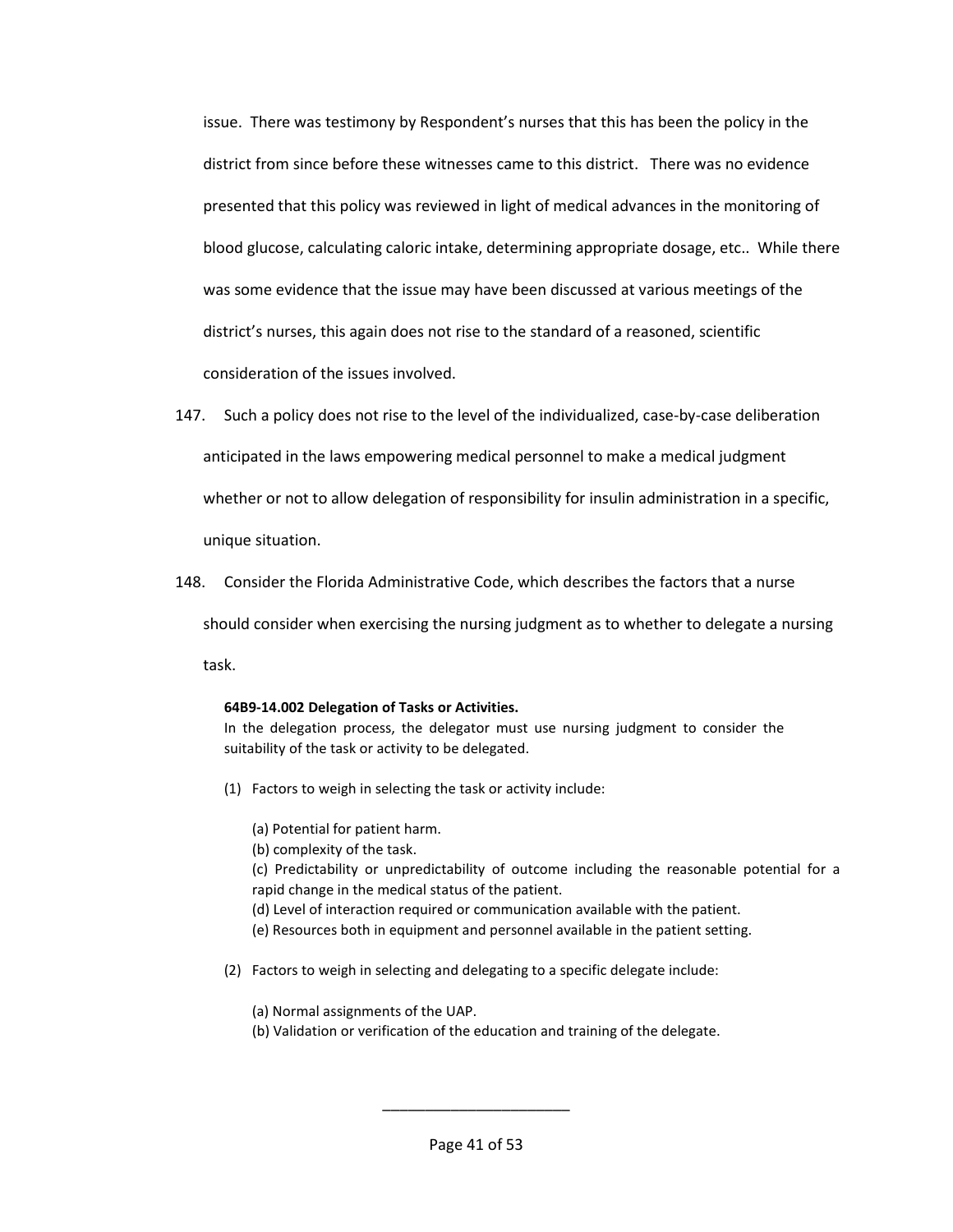issue. There was testimony by Respondent's nurses that this has been the policy in the district from since before these witnesses came to this district. There was no evidence presented that this policy was reviewed in light of medical advances in the monitoring of blood glucose, calculating caloric intake, determining appropriate dosage, etc.. While there was some evidence that the issue may have been discussed at various meetings of the district's nurses, this again does not rise to the standard of a reasoned, scientific consideration of the issues involved.

147. Such a policy does not rise to the level of the individualized, case-by-case deliberation anticipated in the laws empowering medical personnel to make a medical judgment whether or not to allow delegation of responsibility for insulin administration in a specific, unique situation.

148. Consider the Florida Administrative Code, which describes the factors that a nurse should consider when exercising the nursing judgment as to whether to delegate a nursing task.

> **64B9-14.002 Delegation of Tasks or Activities.**
> In the delegation process, the delegator must use nursing judgment to consider the suitability of the task or activity to be delegated.
>
> (1) Factors to weigh in selecting the task or activity include:
>
> (a) Potential for patient harm.
> (b) complexity of the task.
> (c) Predictability or unpredictability of outcome including the reasonable potential for a rapid change in the medical status of the patient.
> (d) Level of interaction required or communication available with the patient.
> (e) Resources both in equipment and personnel available in the patient setting.
>
> (2) Factors to weigh in selecting and delegating to a specific delegate include:
>
> (a) Normal assignments of the UAP.
> (b) Validation or verification of the education and training of the delegate.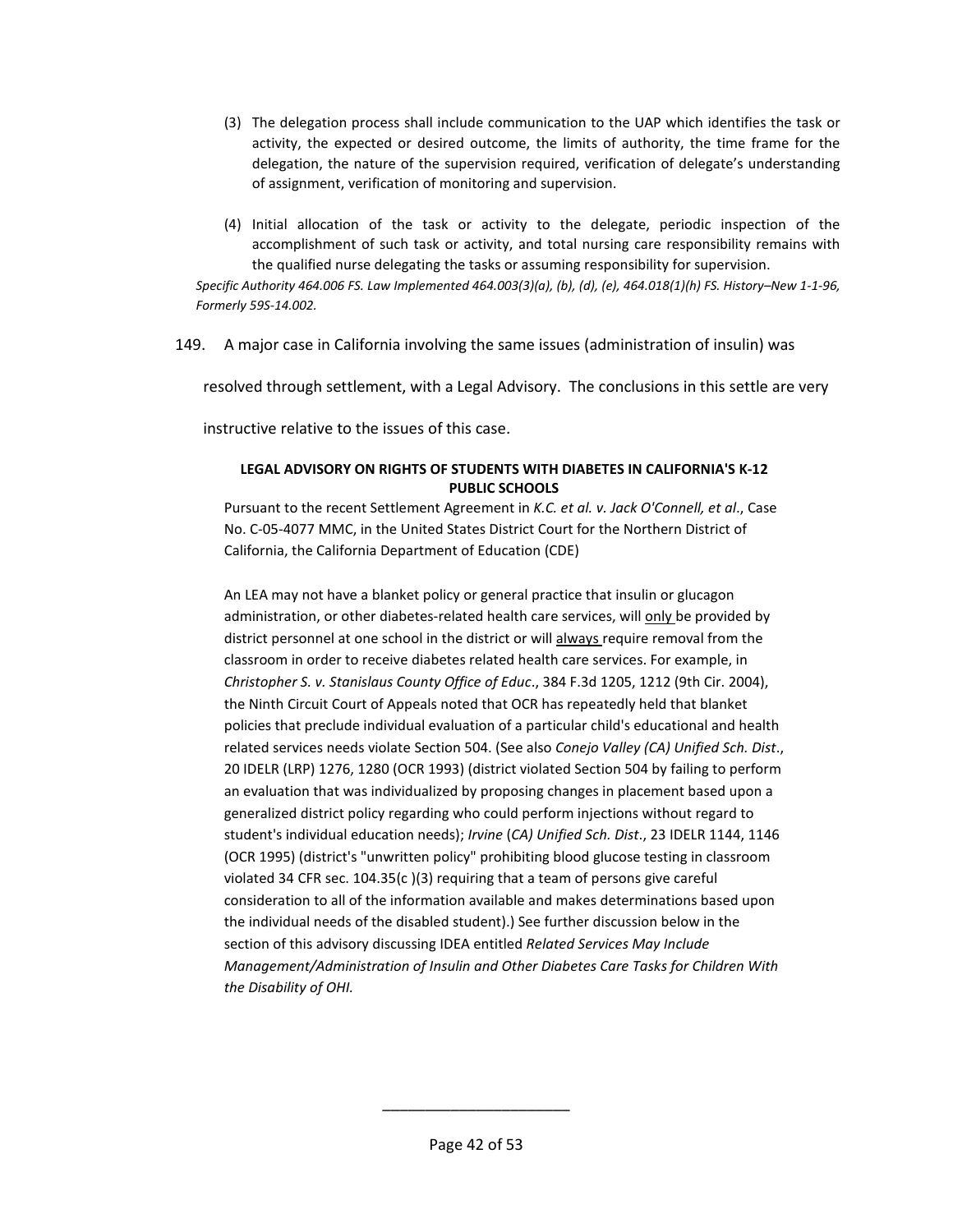(3) The delegation process shall include communication to the UAP which identifies the task or activity, the expected or desired outcome, the limits of authority, the time frame for the delegation, the nature of the supervision required, verification of delegate's understanding of assignment, verification of monitoring and supervision.

(4) Initial allocation of the task or activity to the delegate, periodic inspection of the accomplishment of such task or activity, and total nursing care responsibility remains with the qualified nurse delegating the tasks or assuming responsibility for supervision.

*Specific Authority 464.006 FS. Law Implemented 464.003(3)(a), (b), (d), (e), 464.018(1)(h) FS. History–New 1-1-96, Formerly 59S-14.002.*

149. A major case in California involving the same issues (administration of insulin) was resolved through settlement, with a Legal Advisory. The conclusions in this settle are very instructive relative to the issues of this case.

**LEGAL ADVISORY ON RIGHTS OF STUDENTS WITH DIABETES IN CALIFORNIA'S K-12 PUBLIC SCHOOLS**

Pursuant to the recent Settlement Agreement in *K.C. et al. v. Jack O'Connell, et al*., Case No. C-05-4077 MMC, in the United States District Court for the Northern District of California, the California Department of Education (CDE)

An LEA may not have a blanket policy or general practice that insulin or glucagon administration, or other diabetes-related health care services, will <u>only</u> be provided by district personnel at one school in the district or will <u>always</u> require removal from the classroom in order to receive diabetes related health care services. For example, in *Christopher S. v. Stanislaus County Office of Educ*., 384 F.3d 1205, 1212 (9th Cir. 2004), the Ninth Circuit Court of Appeals noted that OCR has repeatedly held that blanket policies that preclude individual evaluation of a particular child's educational and health related services needs violate Section 504. (See also *Conejo Valley (CA) Unified Sch. Dist*., 20 IDELR (LRP) 1276, 1280 (OCR 1993) (district violated Section 504 by failing to perform an evaluation that was individualized by proposing changes in placement based upon a generalized district policy regarding who could perform injections without regard to student's individual education needs); *Irvine* (*CA) Unified Sch. Dist*., 23 IDELR 1144, 1146 (OCR 1995) (district's "unwritten policy" prohibiting blood glucose testing in classroom violated 34 CFR sec. 104.35(c )(3) requiring that a team of persons give careful consideration to all of the information available and makes determinations based upon the individual needs of the disabled student).) See further discussion below in the section of this advisory discussing IDEA entitled *Related Services May Include Management/Administration of Insulin and Other Diabetes Care Tasks for Children With the Disability of OHI.*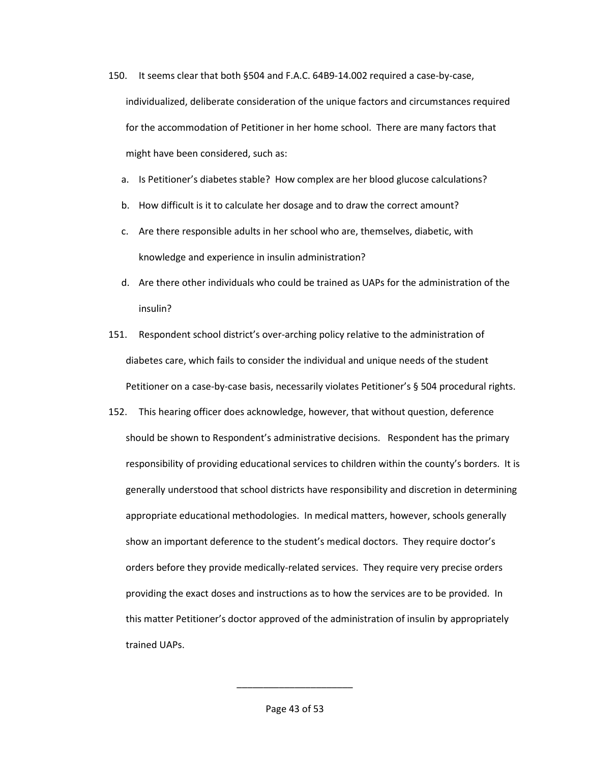150. It seems clear that both §504 and F.A.C. 64B9-14.002 required a case-by-case, individualized, deliberate consideration of the unique factors and circumstances required for the accommodation of Petitioner in her home school. There are many factors that might have been considered, such as:

   a. Is Petitioner's diabetes stable? How complex are her blood glucose calculations?

   b. How difficult is it to calculate her dosage and to draw the correct amount?

   c. Are there responsible adults in her school who are, themselves, diabetic, with knowledge and experience in insulin administration?

   d. Are there other individuals who could be trained as UAPs for the administration of the insulin?

151. Respondent school district's over-arching policy relative to the administration of diabetes care, which fails to consider the individual and unique needs of the student Petitioner on a case-by-case basis, necessarily violates Petitioner's § 504 procedural rights.

152. This hearing officer does acknowledge, however, that without question, deference should be shown to Respondent's administrative decisions. Respondent has the primary responsibility of providing educational services to children within the county's borders. It is generally understood that school districts have responsibility and discretion in determining appropriate educational methodologies. In medical matters, however, schools generally show an important deference to the student's medical doctors. They require doctor's orders before they provide medically-related services. They require very precise orders providing the exact doses and instructions as to how the services are to be provided. In this matter Petitioner's doctor approved of the administration of insulin by appropriately trained UAPs.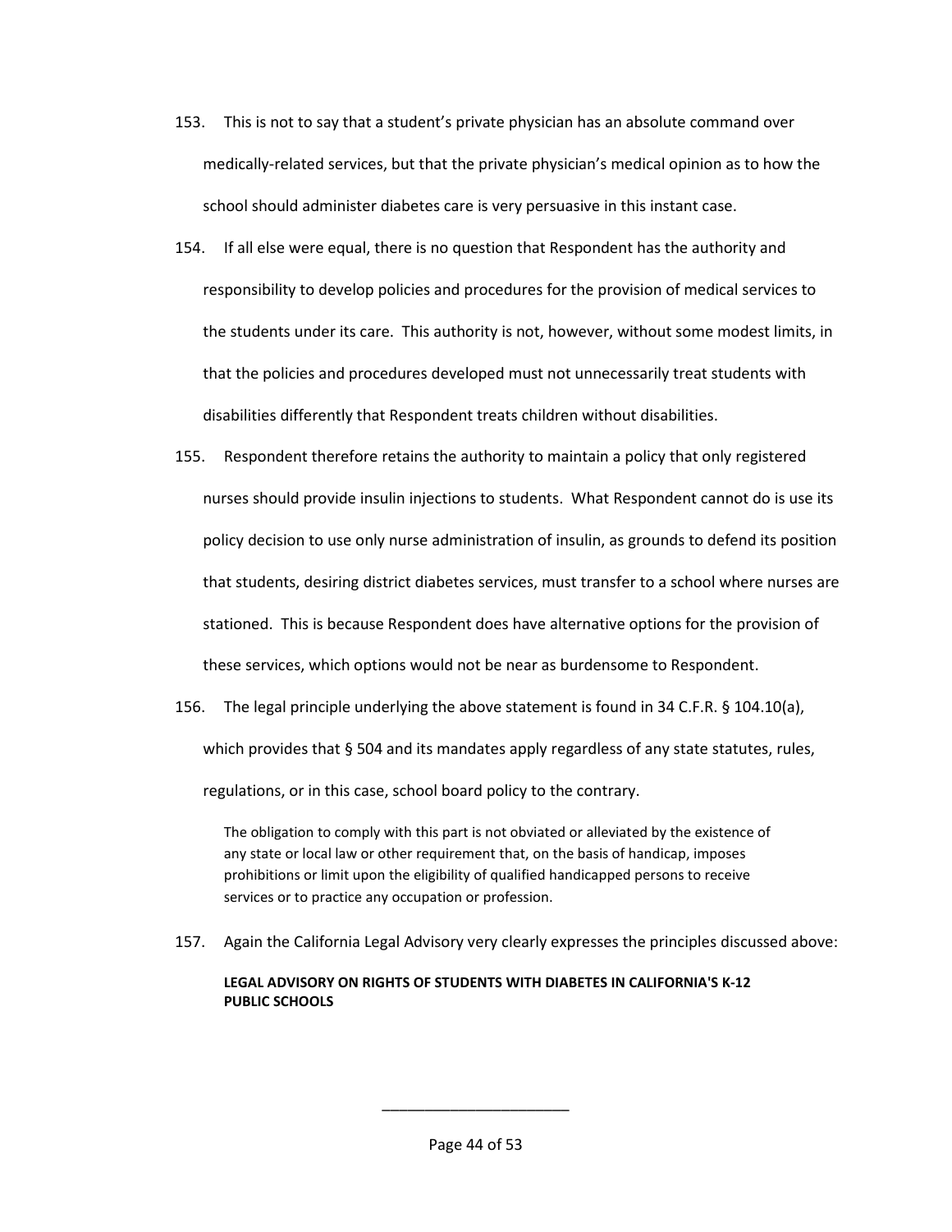153. This is not to say that a student's private physician has an absolute command over medically-related services, but that the private physician's medical opinion as to how the school should administer diabetes care is very persuasive in this instant case.

154. If all else were equal, there is no question that Respondent has the authority and responsibility to develop policies and procedures for the provision of medical services to the students under its care. This authority is not, however, without some modest limits, in that the policies and procedures developed must not unnecessarily treat students with disabilities differently that Respondent treats children without disabilities.

155. Respondent therefore retains the authority to maintain a policy that only registered nurses should provide insulin injections to students. What Respondent cannot do is use its policy decision to use only nurse administration of insulin, as grounds to defend its position that students, desiring district diabetes services, must transfer to a school where nurses are stationed. This is because Respondent does have alternative options for the provision of these services, which options would not be near as burdensome to Respondent.

156. The legal principle underlying the above statement is found in 34 C.F.R. § 104.10(a), which provides that § 504 and its mandates apply regardless of any state statutes, rules, regulations, or in this case, school board policy to the contrary.

> The obligation to comply with this part is not obviated or alleviated by the existence of any state or local law or other requirement that, on the basis of handicap, imposes prohibitions or limit upon the eligibility of qualified handicapped persons to receive services or to practice any occupation or profession.

157. Again the California Legal Advisory very clearly expresses the principles discussed above:

> **LEGAL ADVISORY ON RIGHTS OF STUDENTS WITH DIABETES IN CALIFORNIA'S K-12 PUBLIC SCHOOLS**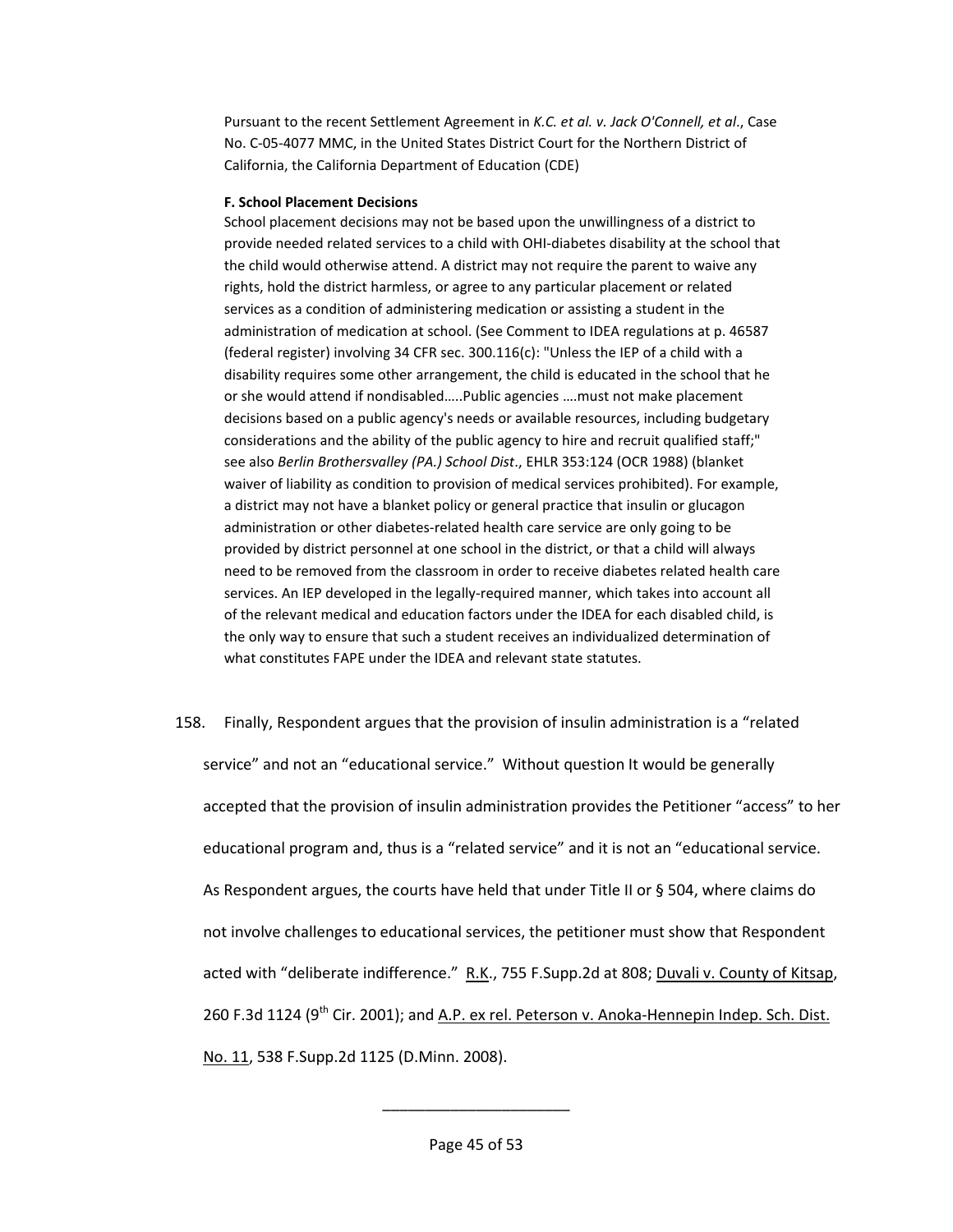Pursuant to the recent Settlement Agreement in *K.C. et al. v. Jack O'Connell, et al*., Case No. C-05-4077 MMC, in the United States District Court for the Northern District of California, the California Department of Education (CDE)

**F. School Placement Decisions**

School placement decisions may not be based upon the unwillingness of a district to provide needed related services to a child with OHI-diabetes disability at the school that the child would otherwise attend. A district may not require the parent to waive any rights, hold the district harmless, or agree to any particular placement or related services as a condition of administering medication or assisting a student in the administration of medication at school. (See Comment to IDEA regulations at p. 46587 (federal register) involving 34 CFR sec. 300.116(c): "Unless the IEP of a child with a disability requires some other arrangement, the child is educated in the school that he or she would attend if nondisabled…..Public agencies ….must not make placement decisions based on a public agency's needs or available resources, including budgetary considerations and the ability of the public agency to hire and recruit qualified staff;" see also *Berlin Brothersvalley (PA.) School Dist*., EHLR 353:124 (OCR 1988) (blanket waiver of liability as condition to provision of medical services prohibited). For example, a district may not have a blanket policy or general practice that insulin or glucagon administration or other diabetes-related health care service are only going to be provided by district personnel at one school in the district, or that a child will always need to be removed from the classroom in order to receive diabetes related health care services. An IEP developed in the legally-required manner, which takes into account all of the relevant medical and education factors under the IDEA for each disabled child, is the only way to ensure that such a student receives an individualized determination of what constitutes FAPE under the IDEA and relevant state statutes.

158. Finally, Respondent argues that the provision of insulin administration is a "related service" and not an "educational service." Without question It would be generally accepted that the provision of insulin administration provides the Petitioner "access" to her educational program and, thus is a "related service" and it is not an "educational service. As Respondent argues, the courts have held that under Title II or § 504, where claims do not involve challenges to educational services, the petitioner must show that Respondent acted with "deliberate indifference." R.K., 755 F.Supp.2d at 808; Duvali v. County of Kitsap, 260 F.3d 1124 (9th Cir. 2001); and A.P. ex rel. Peterson v. Anoka-Hennepin Indep. Sch. Dist. No. 11, 538 F.Supp.2d 1125 (D.Minn. 2008).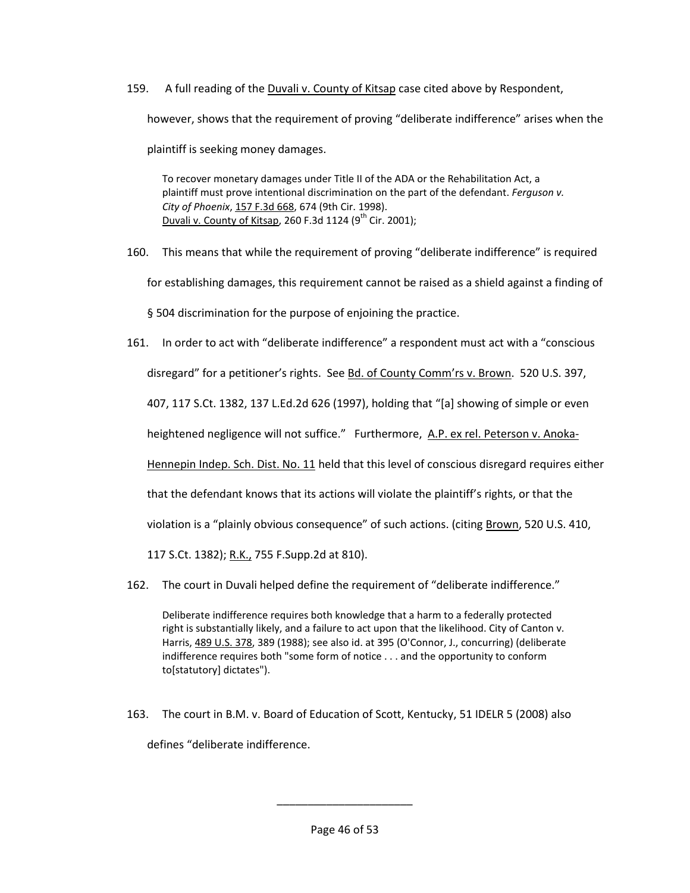159. A full reading of the Duvali v. County of Kitsap case cited above by Respondent, however, shows that the requirement of proving "deliberate indifference" arises when the plaintiff is seeking money damages.

> To recover monetary damages under Title II of the ADA or the Rehabilitation Act, a plaintiff must prove intentional discrimination on the part of the defendant. *Ferguson v. City of Phoenix*, 157 F.3d 668, 674 (9th Cir. 1998).
> Duvali v. County of Kitsap, 260 F.3d 1124 (9th Cir. 2001);

160. This means that while the requirement of proving "deliberate indifference" is required for establishing damages, this requirement cannot be raised as a shield against a finding of § 504 discrimination for the purpose of enjoining the practice.

161. In order to act with "deliberate indifference" a respondent must act with a "conscious disregard" for a petitioner's rights. See Bd. of County Comm'rs v. Brown. 520 U.S. 397, 407, 117 S.Ct. 1382, 137 L.Ed.2d 626 (1997), holding that "[a] showing of simple or even heightened negligence will not suffice." Furthermore, A.P. ex rel. Peterson v. Anoka-Hennepin Indep. Sch. Dist. No. 11 held that this level of conscious disregard requires either that the defendant knows that its actions will violate the plaintiff's rights, or that the violation is a "plainly obvious consequence" of such actions. (citing Brown, 520 U.S. 410, 117 S.Ct. 1382); R.K., 755 F.Supp.2d at 810).

162. The court in Duvali helped define the requirement of "deliberate indifference."

> Deliberate indifference requires both knowledge that a harm to a federally protected right is substantially likely, and a failure to act upon that the likelihood. City of Canton v. Harris, 489 U.S. 378, 389 (1988); see also id. at 395 (O'Connor, J., concurring) (deliberate indifference requires both "some form of notice . . . and the opportunity to conform to[statutory] dictates").

163. The court in B.M. v. Board of Education of Scott, Kentucky, 51 IDELR 5 (2008) also defines "deliberate indifference.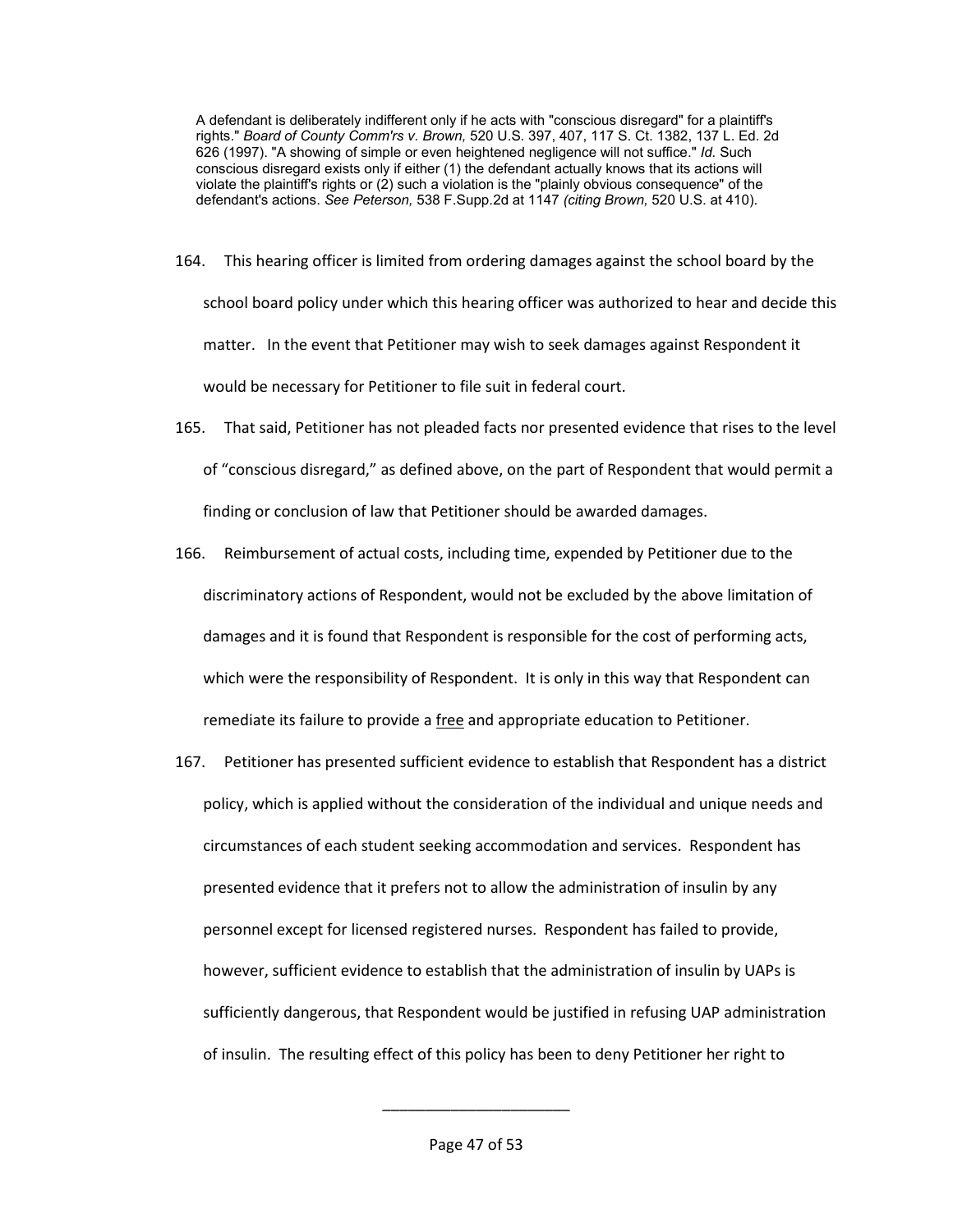> A defendant is deliberately indifferent only if he acts with "conscious disregard" for a plaintiff's rights." *Board of County Comm'rs v. Brown,* 520 U.S. 397, 407, 117 S. Ct. 1382, 137 L. Ed. 2d 626 (1997). "A showing of simple or even heightened negligence will not suffice." *Id.* Such conscious disregard exists only if either (1) the defendant actually knows that its actions will violate the plaintiff's rights or (2) such a violation is the "plainly obvious consequence" of the defendant's actions. *See Peterson,* 538 F.Supp.2d at 1147 *(citing Brown,* 520 U.S. at 410).

164. This hearing officer is limited from ordering damages against the school board by the school board policy under which this hearing officer was authorized to hear and decide this matter. In the event that Petitioner may wish to seek damages against Respondent it would be necessary for Petitioner to file suit in federal court.

165. That said, Petitioner has not pleaded facts nor presented evidence that rises to the level of "conscious disregard," as defined above, on the part of Respondent that would permit a finding or conclusion of law that Petitioner should be awarded damages.

166. Reimbursement of actual costs, including time, expended by Petitioner due to the discriminatory actions of Respondent, would not be excluded by the above limitation of damages and it is found that Respondent is responsible for the cost of performing acts, which were the responsibility of Respondent. It is only in this way that Respondent can remediate its failure to provide a <u>free</u> and appropriate education to Petitioner.

167. Petitioner has presented sufficient evidence to establish that Respondent has a district policy, which is applied without the consideration of the individual and unique needs and circumstances of each student seeking accommodation and services. Respondent has presented evidence that it prefers not to allow the administration of insulin by any personnel except for licensed registered nurses. Respondent has failed to provide, however, sufficient evidence to establish that the administration of insulin by UAPs is sufficiently dangerous, that Respondent would be justified in refusing UAP administration of insulin. The resulting effect of this policy has been to deny Petitioner her right to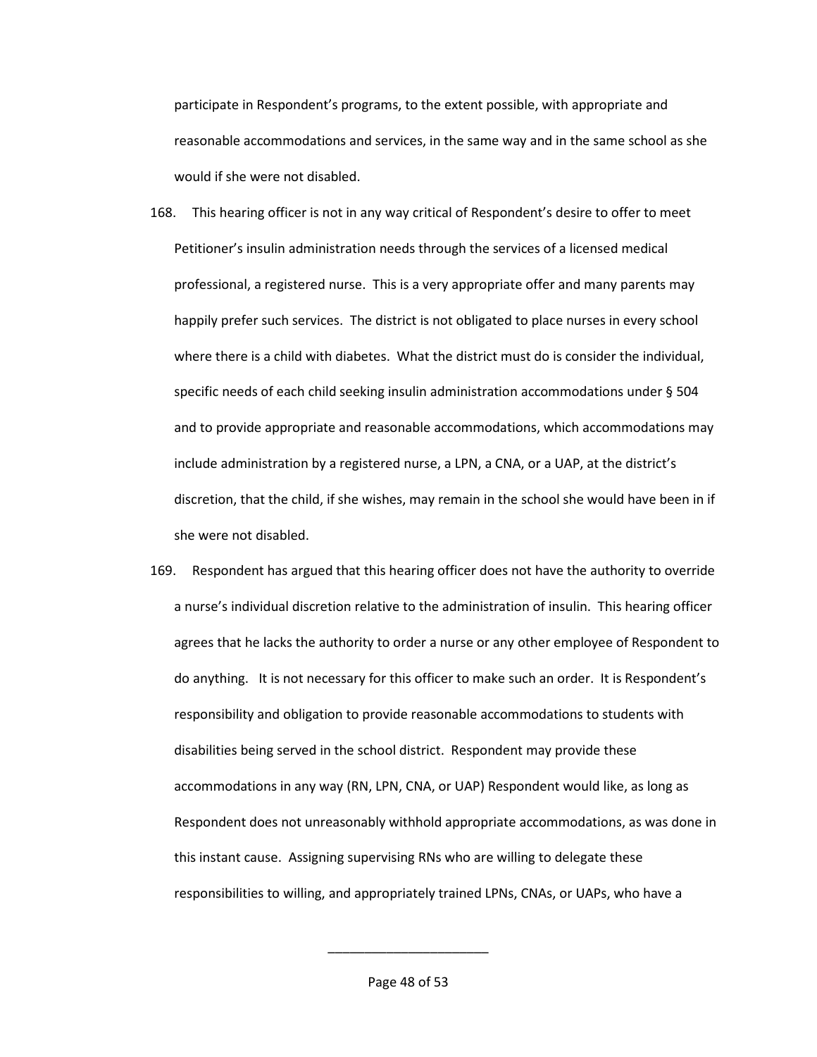participate in Respondent's programs, to the extent possible, with appropriate and reasonable accommodations and services, in the same way and in the same school as she would if she were not disabled.

168. This hearing officer is not in any way critical of Respondent's desire to offer to meet Petitioner's insulin administration needs through the services of a licensed medical professional, a registered nurse. This is a very appropriate offer and many parents may happily prefer such services. The district is not obligated to place nurses in every school where there is a child with diabetes. What the district must do is consider the individual, specific needs of each child seeking insulin administration accommodations under § 504 and to provide appropriate and reasonable accommodations, which accommodations may include administration by a registered nurse, a LPN, a CNA, or a UAP, at the district's discretion, that the child, if she wishes, may remain in the school she would have been in if she were not disabled.

169. Respondent has argued that this hearing officer does not have the authority to override a nurse's individual discretion relative to the administration of insulin. This hearing officer agrees that he lacks the authority to order a nurse or any other employee of Respondent to do anything. It is not necessary for this officer to make such an order. It is Respondent's responsibility and obligation to provide reasonable accommodations to students with disabilities being served in the school district. Respondent may provide these accommodations in any way (RN, LPN, CNA, or UAP) Respondent would like, as long as Respondent does not unreasonably withhold appropriate accommodations, as was done in this instant cause. Assigning supervising RNs who are willing to delegate these responsibilities to willing, and appropriately trained LPNs, CNAs, or UAPs, who have a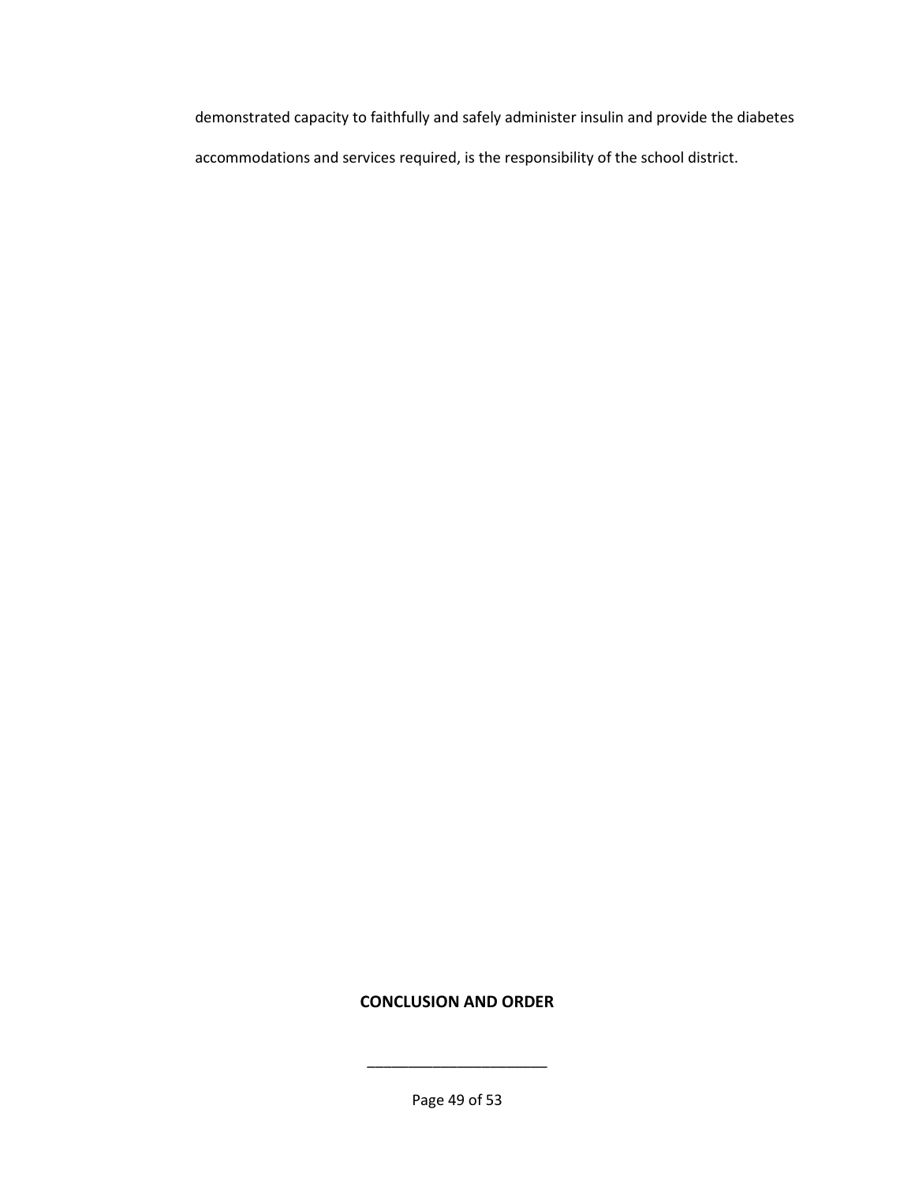demonstrated capacity to faithfully and safely administer insulin and provide the diabetes accommodations and services required, is the responsibility of the school district.

## CONCLUSION AND ORDER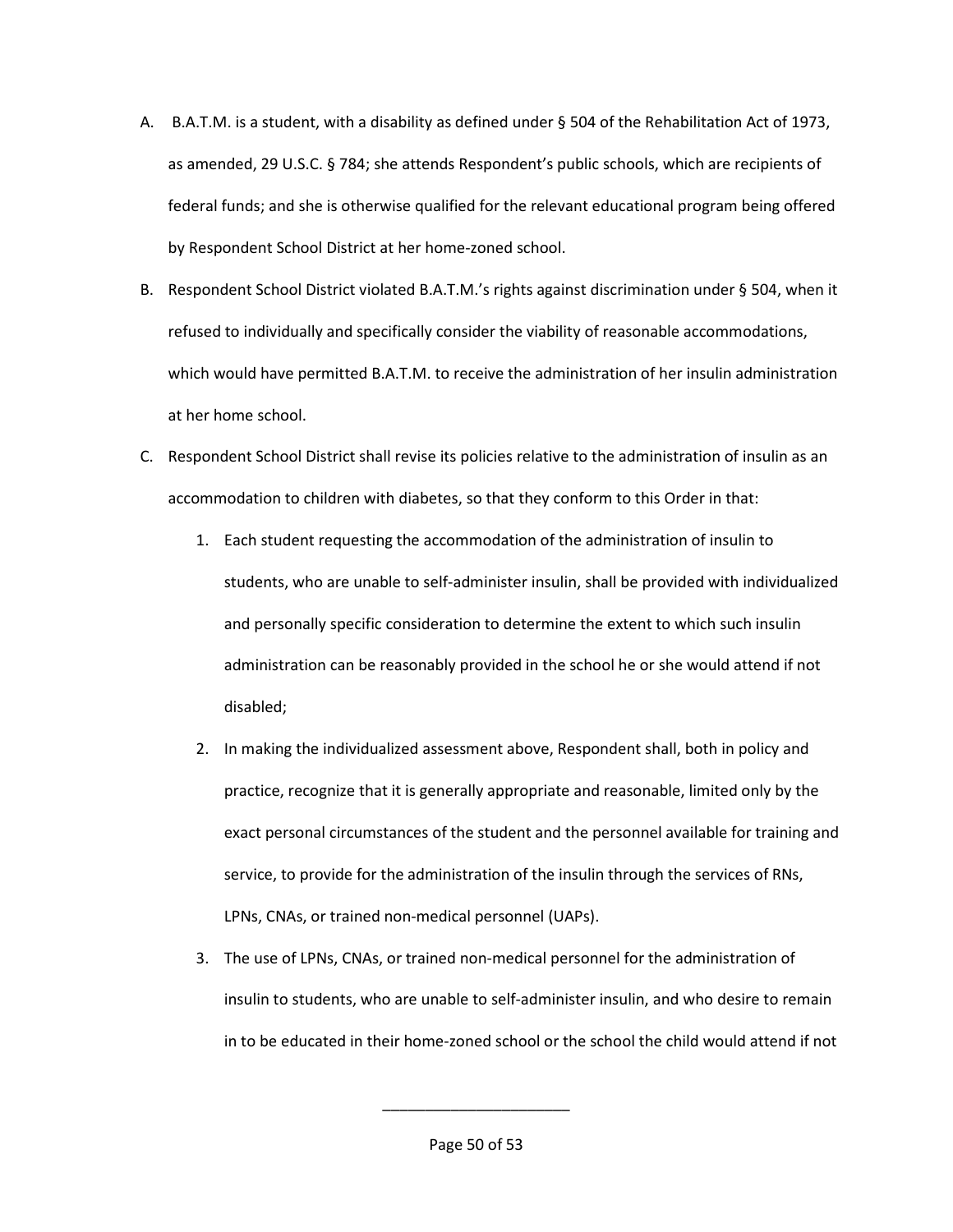A. B.A.T.M. is a student, with a disability as defined under § 504 of the Rehabilitation Act of 1973, as amended, 29 U.S.C. § 784; she attends Respondent's public schools, which are recipients of federal funds; and she is otherwise qualified for the relevant educational program being offered by Respondent School District at her home-zoned school.

B. Respondent School District violated B.A.T.M.'s rights against discrimination under § 504, when it refused to individually and specifically consider the viability of reasonable accommodations, which would have permitted B.A.T.M. to receive the administration of her insulin administration at her home school.

C. Respondent School District shall revise its policies relative to the administration of insulin as an accommodation to children with diabetes, so that they conform to this Order in that:

   1. Each student requesting the accommodation of the administration of insulin to students, who are unable to self-administer insulin, shall be provided with individualized and personally specific consideration to determine the extent to which such insulin administration can be reasonably provided in the school he or she would attend if not disabled;

   2. In making the individualized assessment above, Respondent shall, both in policy and practice, recognize that it is generally appropriate and reasonable, limited only by the exact personal circumstances of the student and the personnel available for training and service, to provide for the administration of the insulin through the services of RNs, LPNs, CNAs, or trained non-medical personnel (UAPs).

   3. The use of LPNs, CNAs, or trained non-medical personnel for the administration of insulin to students, who are unable to self-administer insulin, and who desire to remain in to be educated in their home-zoned school or the school the child would attend if not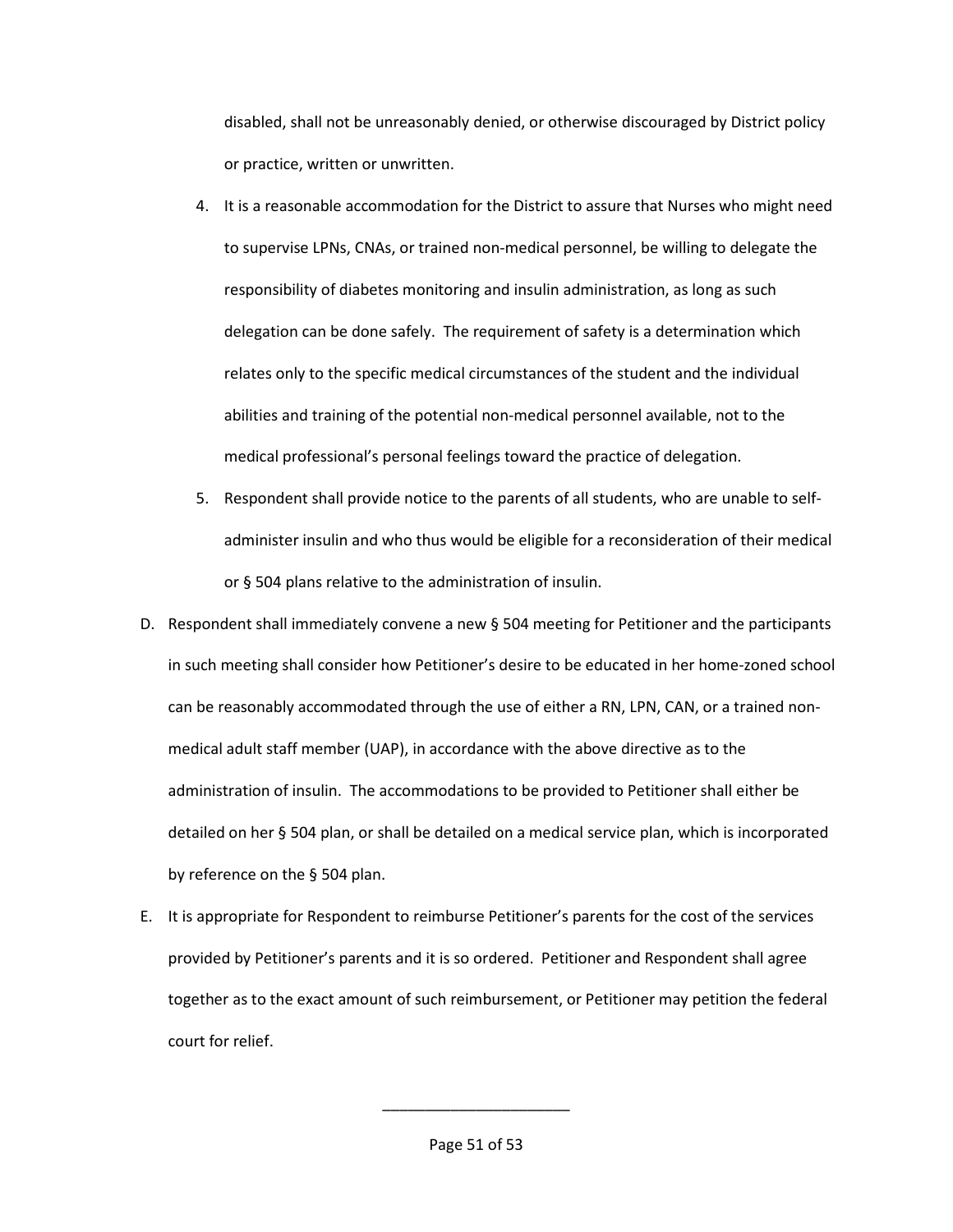disabled, shall not be unreasonably denied, or otherwise discouraged by District policy or practice, written or unwritten.

4. It is a reasonable accommodation for the District to assure that Nurses who might need to supervise LPNs, CNAs, or trained non-medical personnel, be willing to delegate the responsibility of diabetes monitoring and insulin administration, as long as such delegation can be done safely. The requirement of safety is a determination which relates only to the specific medical circumstances of the student and the individual abilities and training of the potential non-medical personnel available, not to the medical professional's personal feelings toward the practice of delegation.
5. Respondent shall provide notice to the parents of all students, who are unable to self-administer insulin and who thus would be eligible for a reconsideration of their medical or § 504 plans relative to the administration of insulin.

D. Respondent shall immediately convene a new § 504 meeting for Petitioner and the participants in such meeting shall consider how Petitioner's desire to be educated in her home-zoned school can be reasonably accommodated through the use of either a RN, LPN, CAN, or a trained non-medical adult staff member (UAP), in accordance with the above directive as to the administration of insulin. The accommodations to be provided to Petitioner shall either be detailed on her § 504 plan, or shall be detailed on a medical service plan, which is incorporated by reference on the § 504 plan.

E. It is appropriate for Respondent to reimburse Petitioner's parents for the cost of the services provided by Petitioner's parents and it is so ordered. Petitioner and Respondent shall agree together as to the exact amount of such reimbursement, or Petitioner may petition the federal court for relief.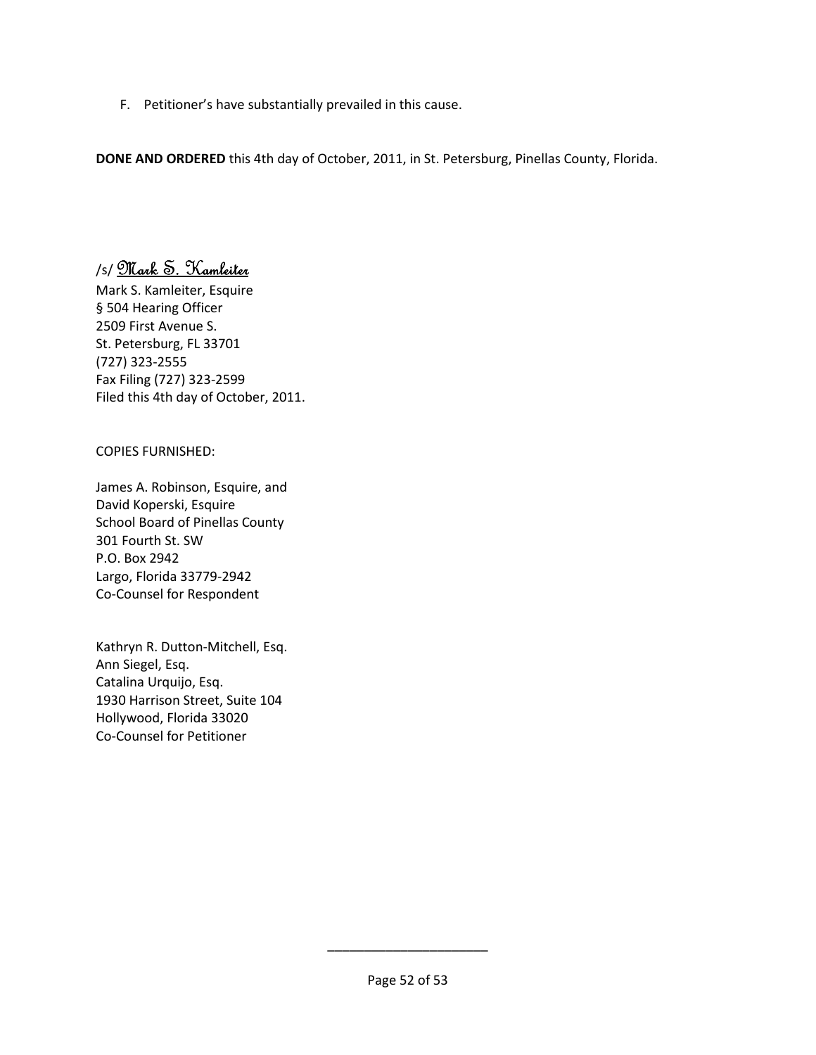F. Petitioner's have substantially prevailed in this cause.

**DONE AND ORDERED** this 4th day of October, 2011, in St. Petersburg, Pinellas County, Florida.

/s/ Mark S. Kamleiter

Mark S. Kamleiter, Esquire
§ 504 Hearing Officer
2509 First Avenue S.
St. Petersburg, FL 33701
(727) 323-2555
Fax Filing (727) 323-2599
Filed this 4th day of October, 2011.

COPIES FURNISHED:

James A. Robinson, Esquire, and
David Koperski, Esquire
School Board of Pinellas County
301 Fourth St. SW
P.O. Box 2942
Largo, Florida 33779-2942
Co-Counsel for Respondent

Kathryn R. Dutton-Mitchell, Esq.
Ann Siegel, Esq.
Catalina Urquijo, Esq.
1930 Harrison Street, Suite 104
Hollywood, Florida 33020
Co-Counsel for Petitioner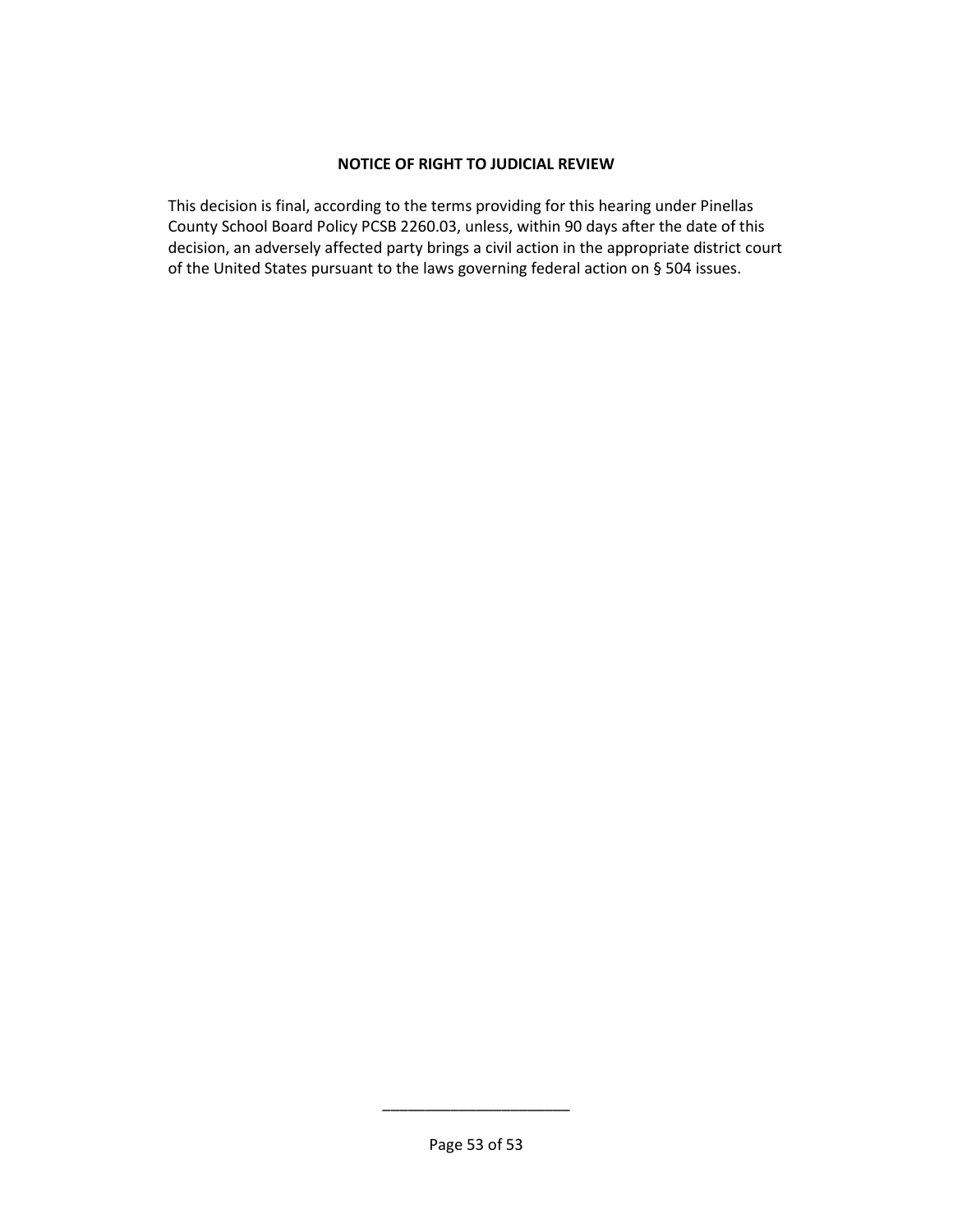**NOTICE OF RIGHT TO JUDICIAL REVIEW**

This decision is final, according to the terms providing for this hearing under Pinellas County School Board Policy PCSB 2260.03, unless, within 90 days after the date of this decision, an adversely affected party brings a civil action in the appropriate district court of the United States pursuant to the laws governing federal action on § 504 issues.